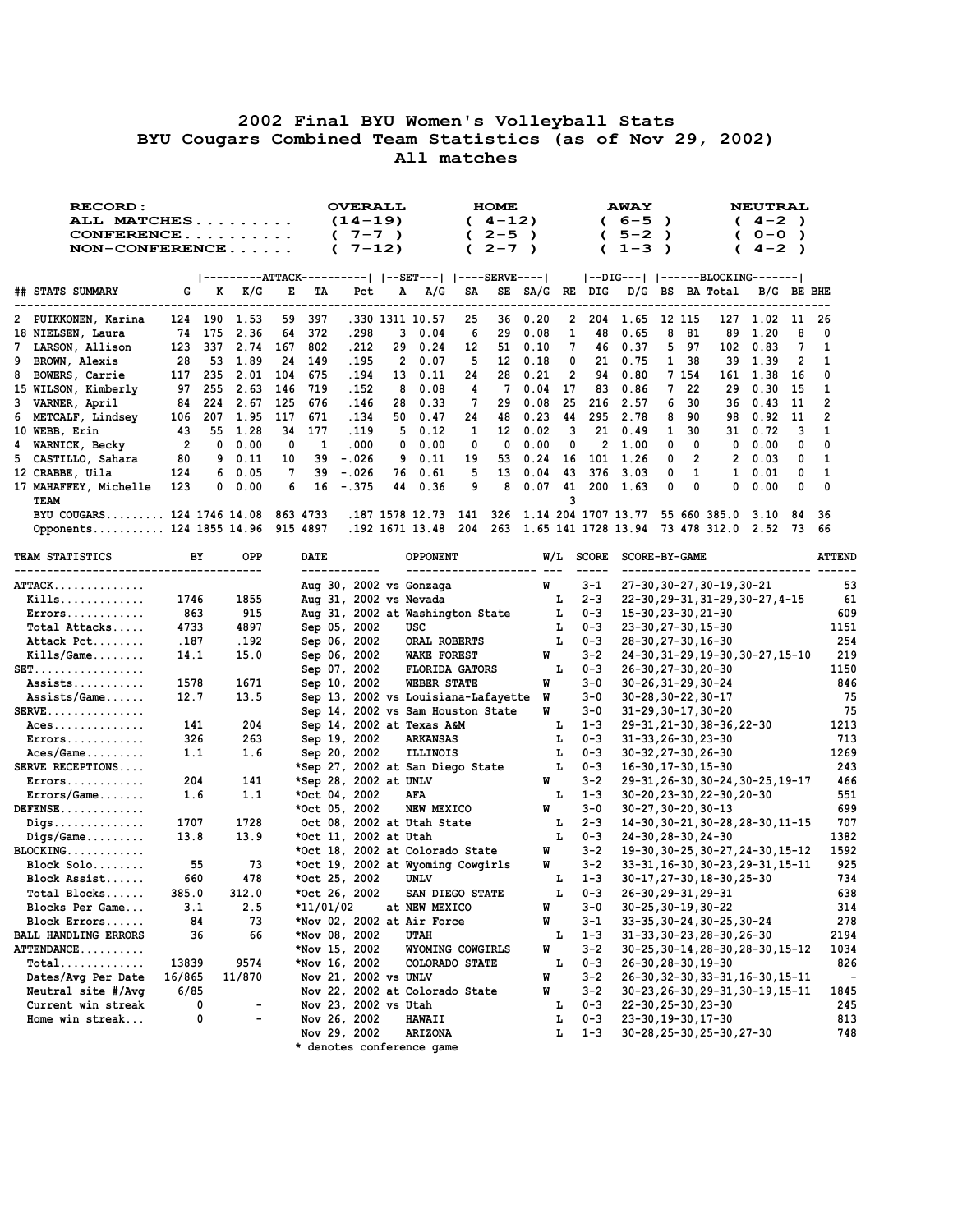# 2002 Final BYU Women's Volleyball Stats
## BYU Cougars Combined Team Statistics (as of Nov 29, 2002)
### All matches

| RECORD: | OVERALL | HOME | AWAY | NEUTRAL |
|---|---|---|---|---|
| ALL MATCHES.......... | (14-19) | ( 4-12) | ( 6-5 ) | ( 4-2 ) |
| CONFERENCE.......... | ( 7-7 ) | ( 2-5 ) | ( 5-2 ) | ( 0-0 ) |
| NON-CONFERENCE...... | ( 7-12) | ( 2-7 ) | ( 1-3 ) | ( 4-2 ) |

| ## | STATS SUMMARY | G | ATTACK K | K/G | E | TA | Pct | SET A | A/G | SERVE SA | SE | SA/G | RE | DIG DIG | D/G | BLOCKING BS | BA | Total | B/G | BE | BHE |
|---|---|---|---|---|---|---|---|---|---|---|---|---|---|---|---|---|---|---|---|---|---|
| 2 | PUIKKONEN, Karina | 124 | 190 | 1.53 | 59 | 397 | .330 | 1311 | 10.57 | 25 | 36 | 0.20 | 2 | 204 | 1.65 | 12 | 115 | 127 | 1.02 | 11 | 26 |
| 18 | NIELSEN, Laura | 74 | 175 | 2.36 | 64 | 372 | .298 | 3 | 0.04 | 6 | 29 | 0.08 | 1 | 48 | 0.65 | 8 | 81 | 89 | 1.20 | 8 | 0 |
| 7 | LARSON, Allison | 123 | 337 | 2.74 | 167 | 802 | .212 | 29 | 0.24 | 12 | 51 | 0.10 | 7 | 46 | 0.37 | 5 | 97 | 102 | 0.83 | 7 | 1 |
| 9 | BROWN, Alexis | 28 | 53 | 1.89 | 24 | 149 | .195 | 2 | 0.07 | 5 | 12 | 0.18 | 0 | 21 | 0.75 | 1 | 38 | 39 | 1.39 | 2 | 1 |
| 8 | BOWERS, Carrie | 117 | 235 | 2.01 | 104 | 675 | .194 | 13 | 0.11 | 24 | 28 | 0.21 | 2 | 94 | 0.80 | 7 | 154 | 161 | 1.38 | 16 | 0 |
| 15 | WILSON, Kimberly | 97 | 255 | 2.63 | 146 | 719 | .152 | 8 | 0.08 | 4 | 7 | 0.04 | 17 | 83 | 0.86 | 7 | 22 | 29 | 0.30 | 15 | 1 |
| 3 | VARNER, April | 84 | 224 | 2.67 | 125 | 676 | .146 | 28 | 0.33 | 7 | 29 | 0.08 | 25 | 216 | 2.57 | 6 | 30 | 36 | 0.43 | 11 | 2 |
| 6 | METCALF, Lindsey | 106 | 207 | 1.95 | 117 | 671 | .134 | 50 | 0.47 | 24 | 48 | 0.23 | 44 | 295 | 2.78 | 8 | 90 | 98 | 0.92 | 11 | 2 |
| 10 | WEBB, Erin | 43 | 55 | 1.28 | 34 | 177 | .119 | 5 | 0.12 | 1 | 12 | 0.02 | 3 | 21 | 0.49 | 1 | 30 | 31 | 0.72 | 3 | 1 |
| 4 | WARNICK, Becky | 2 | 0 | 0.00 | 0 | 1 | .000 | 0 | 0.00 | 0 | 0 | 0.00 | 0 | 2 | 1.00 | 0 | 0 | 0 | 0.00 | 0 | 0 |
| 5 | CASTILLO, Sahara | 80 | 9 | 0.11 | 10 | 39 | -.026 | 9 | 0.11 | 19 | 53 | 0.24 | 16 | 101 | 1.26 | 0 | 2 | 2 | 0.03 | 0 | 1 |
| 12 | CRABBE, Uila | 124 | 6 | 0.05 | 7 | 39 | -.026 | 76 | 0.61 | 5 | 13 | 0.04 | 43 | 376 | 3.03 | 0 | 1 | 1 | 0.01 | 0 | 1 |
| 17 | MAHAFFEY, Michelle | 123 | 0 | 0.00 | 6 | 16 | -.375 | 44 | 0.36 | 9 | 8 | 0.07 | 41 | 200 | 1.63 | 0 | 0 | 0 | 0.00 | 0 | 0 |
| | TEAM | | | | | | | | | | | | 3 | | | | | | | | |
| | BYU COUGARS......... | 124 | 1746 | 14.08 | 863 | 4733 | .187 | 1578 | 12.73 | 141 | 326 | 1.14 | 204 | 1707 | 13.77 | 55 | 660 | 385.0 | 3.10 | 84 | 36 |
| | Opponents........... | 124 | 1855 | 14.96 | 915 | 4897 | .192 | 1671 | 13.48 | 204 | 263 | 1.65 | 141 | 1728 | 13.94 | 73 | 478 | 312.0 | 2.52 | 73 | 66 |

| TEAM STATISTICS | BY | OPP |
|---|---|---|
| ATTACK.............. | | |
| Kills............ | 1746 | 1855 |
| Errors........... | 863 | 915 |
| Total Attacks..... | 4733 | 4897 |
| Attack Pct........ | .187 | .192 |
| Kills/Game........ | 14.1 | 15.0 |
| SET................. | | |
| Assists........... | 1578 | 1671 |
| Assists/Game...... | 12.7 | 13.5 |
| SERVE............... | | |
| Aces.............. | 141 | 204 |
| Errors............ | 326 | 263 |
| Aces/Game......... | 1.1 | 1.6 |
| SERVE RECEPTIONS.... | | |
| Errors............ | 204 | 141 |
| Errors/Game....... | 1.6 | 1.1 |
| DEFENSE............. | | |
| Digs.............. | 1707 | 1728 |
| Digs/Game......... | 13.8 | 13.9 |
| BLOCKING............ | | |
| Block Solo........ | 55 | 73 |
| Block Assist...... | 660 | 478 |
| Total Blocks...... | 385.0 | 312.0 |
| Blocks Per Game... | 3.1 | 2.5 |
| Block Errors...... | 84 | 73 |
| BALL HANDLING ERRORS | 36 | 66 |
| ATTENDANCE.......... | | |
| Total............. | 13839 | 9574 |
| Dates/Avg Per Date | 16/865 | 11/870 |
| Neutral site #/Avg | 6/85 | |
| Current win streak | 0 | - |
| Home win streak... | 0 | - |

| DATE | OPPONENT | W/L | SCORE | SCORE-BY-GAME | ATTEND |
|---|---|---|---|---|---|
| Aug 30, 2002 | vs Gonzaga | W | 3-1 | 27-30,30-27,30-19,30-21 | 53 |
| Aug 31, 2002 | vs Nevada | L | 2-3 | 22-30,29-31,31-29,30-27,4-15 | 61 |
| Aug 31, 2002 | at Washington State | L | 0-3 | 15-30,23-30,21-30 | 609 |
| Sep 05, 2002 | USC | L | 0-3 | 23-30,27-30,15-30 | 1151 |
| Sep 06, 2002 | ORAL ROBERTS | L | 0-3 | 28-30,27-30,16-30 | 254 |
| Sep 06, 2002 | WAKE FOREST | W | 3-2 | 24-30,31-29,19-30,30-27,15-10 | 219 |
| Sep 07, 2002 | FLORIDA GATORS | L | 0-3 | 26-30,27-30,20-30 | 1150 |
| Sep 10, 2002 | WEBER STATE | W | 3-0 | 30-26,31-29,30-24 | 846 |
| Sep 13, 2002 | vs Louisiana-Lafayette | W | 3-0 | 30-28,30-22,30-17 | 75 |
| Sep 14, 2002 | vs Sam Houston State | W | 3-0 | 31-29,30-17,30-20 | 75 |
| Sep 14, 2002 | at Texas A&M | L | 1-3 | 29-31,21-30,38-36,22-30 | 1213 |
| Sep 19, 2002 | ARKANSAS | L | 0-3 | 31-33,26-30,23-30 | 713 |
| Sep 20, 2002 | ILLINOIS | L | 0-3 | 30-32,27-30,26-30 | 1269 |
| *Sep 27, 2002 | at San Diego State | L | 0-3 | 16-30,17-30,15-30 | 243 |
| *Sep 28, 2002 | at UNLV | W | 3-2 | 29-31,26-30,30-24,30-25,19-17 | 466 |
| *Oct 04, 2002 | AFA | L | 1-3 | 30-20,23-30,22-30,20-30 | 551 |
| *Oct 05, 2002 | NEW MEXICO | W | 3-0 | 30-27,30-20,30-13 | 699 |
| Oct 08, 2002 | at Utah State | L | 2-3 | 14-30,30-21,30-28,28-30,11-15 | 707 |
| *Oct 11, 2002 | at Utah | L | 0-3 | 24-30,28-30,24-30 | 1382 |
| *Oct 18, 2002 | at Colorado State | W | 3-2 | 19-30,30-25,30-27,24-30,15-12 | 1592 |
| *Oct 19, 2002 | at Wyoming Cowgirls | W | 3-2 | 33-31,16-30,30-23,29-31,15-11 | 925 |
| *Oct 25, 2002 | UNLV | L | 1-3 | 30-17,27-30,18-30,25-30 | 734 |
| *Oct 26, 2002 | SAN DIEGO STATE | L | 0-3 | 26-30,29-31,29-31 | 638 |
| *11/01/02 | at NEW MEXICO | W | 3-0 | 30-25,30-19,30-22 | 314 |
| *Nov 02, 2002 | at Air Force | W | 3-1 | 33-35,30-24,30-25,30-24 | 278 |
| *Nov 08, 2002 | UTAH | L | 1-3 | 31-33,30-23,28-30,26-30 | 2194 |
| *Nov 15, 2002 | WYOMING COWGIRLS | W | 3-2 | 30-25,30-14,28-30,28-30,15-12 | 1034 |
| *Nov 16, 2002 | COLORADO STATE | L | 0-3 | 26-30,28-30,19-30 | 826 |
| Nov 21, 2002 | vs UNLV | W | 3-2 | 26-30,32-30,33-31,16-30,15-11 | - |
| Nov 22, 2002 | at Colorado State | W | 3-2 | 30-23,26-30,29-31,30-19,15-11 | 1845 |
| Nov 23, 2002 | vs Utah | L | 0-3 | 22-30,25-30,23-30 | 245 |
| Nov 26, 2002 | HAWAII | L | 0-3 | 23-30,19-30,17-30 | 813 |
| Nov 29, 2002 | ARIZONA | L | 1-3 | 30-28,25-30,25-30,27-30 | 748 |

* denotes conference game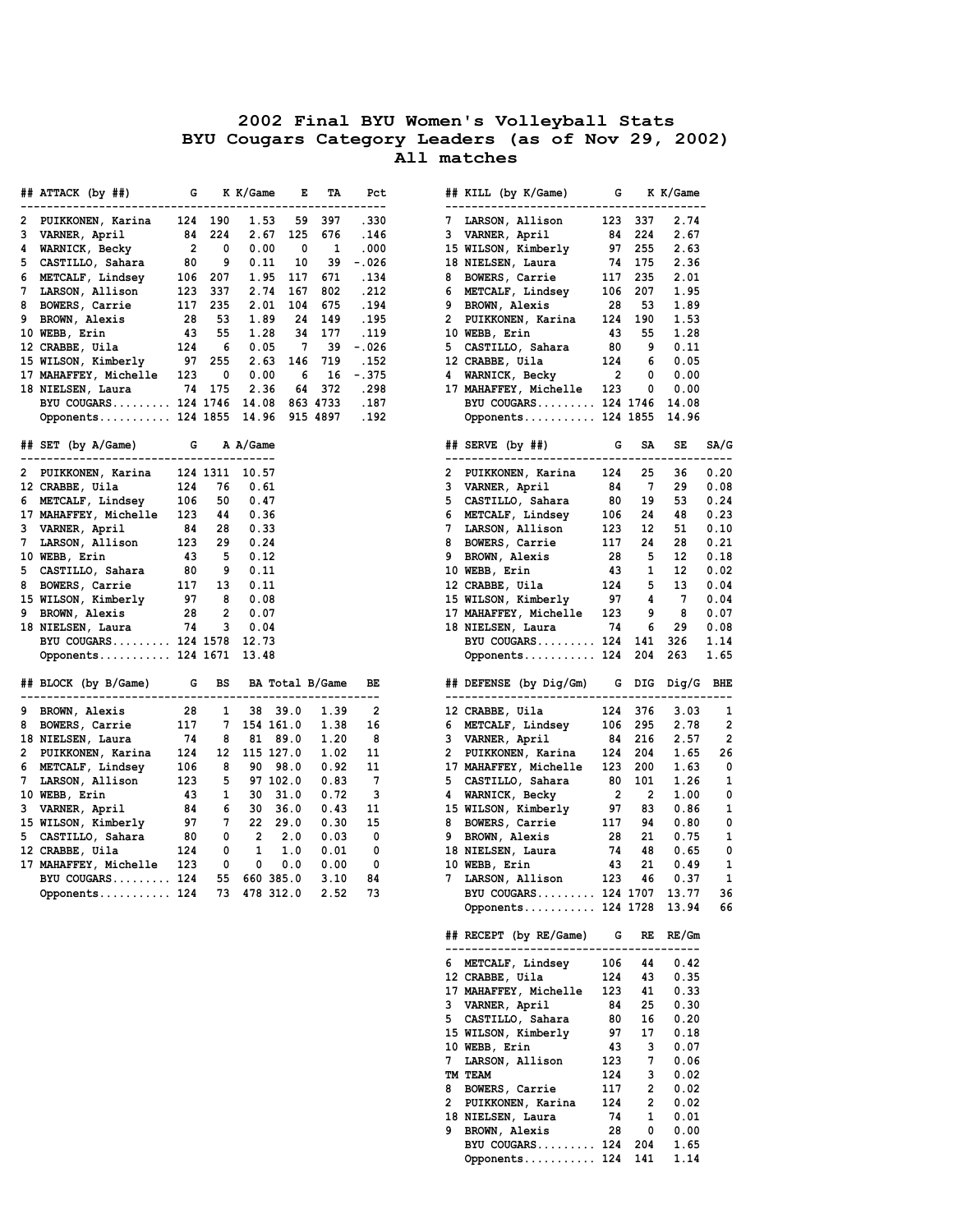# 2002 Final BYU Women's Volleyball Stats
## BYU Cougars Category Leaders (as of Nov 29, 2002)
### All matches

| ## | ATTACK (by ##) | G | K | K/Game | E | TA | Pct |
|---|---|---|---|---|---|---|---|
| 2 | PUIKKONEN, Karina | 124 | 190 | 1.53 | 59 | 397 | .330 |
| 3 | VARNER, April | 84 | 224 | 2.67 | 125 | 676 | .146 |
| 4 | WARNICK, Becky | 2 | 0 | 0.00 | 0 | 1 | .000 |
| 5 | CASTILLO, Sahara | 80 | 9 | 0.11 | 10 | 39 | -.026 |
| 6 | METCALF, Lindsey | 106 | 207 | 1.95 | 117 | 671 | .134 |
| 7 | LARSON, Allison | 123 | 337 | 2.74 | 167 | 802 | .212 |
| 8 | BOWERS, Carrie | 117 | 235 | 2.01 | 104 | 675 | .194 |
| 9 | BROWN, Alexis | 28 | 53 | 1.89 | 24 | 149 | .195 |
| 10 | WEBB, Erin | 43 | 55 | 1.28 | 34 | 177 | .119 |
| 12 | CRABBE, Uila | 124 | 6 | 0.05 | 7 | 39 | -.026 |
| 15 | WILSON, Kimberly | 97 | 255 | 2.63 | 146 | 719 | .152 |
| 17 | MAHAFFEY, Michelle | 123 | 0 | 0.00 | 6 | 16 | -.375 |
| 18 | NIELSEN, Laura | 74 | 175 | 2.36 | 64 | 372 | .298 |
| | BYU COUGARS......... | 124 | 1746 | 14.08 | 863 | 4733 | .187 |
| | Opponents........... | 124 | 1855 | 14.96 | 915 | 4897 | .192 |

| ## | KILL (by K/Game) | G | K | K/Game |
|---|---|---|---|---|
| 7 | LARSON, Allison | 123 | 337 | 2.74 |
| 3 | VARNER, April | 84 | 224 | 2.67 |
| 15 | WILSON, Kimberly | 97 | 255 | 2.63 |
| 18 | NIELSEN, Laura | 74 | 175 | 2.36 |
| 8 | BOWERS, Carrie | 117 | 235 | 2.01 |
| 6 | METCALF, Lindsey | 106 | 207 | 1.95 |
| 9 | BROWN, Alexis | 28 | 53 | 1.89 |
| 2 | PUIKKONEN, Karina | 124 | 190 | 1.53 |
| 10 | WEBB, Erin | 43 | 55 | 1.28 |
| 5 | CASTILLO, Sahara | 80 | 9 | 0.11 |
| 12 | CRABBE, Uila | 124 | 6 | 0.05 |
| 4 | WARNICK, Becky | 2 | 0 | 0.00 |
| 17 | MAHAFFEY, Michelle | 123 | 0 | 0.00 |
| | BYU COUGARS......... | 124 | 1746 | 14.08 |
| | Opponents........... | 124 | 1855 | 14.96 |

| ## | SET (by A/Game) | G | A | A/Game |
|---|---|---|---|---|
| 2 | PUIKKONEN, Karina | 124 | 1311 | 10.57 |
| 12 | CRABBE, Uila | 124 | 76 | 0.61 |
| 6 | METCALF, Lindsey | 106 | 50 | 0.47 |
| 17 | MAHAFFEY, Michelle | 123 | 44 | 0.36 |
| 3 | VARNER, April | 84 | 28 | 0.33 |
| 7 | LARSON, Allison | 123 | 29 | 0.24 |
| 10 | WEBB, Erin | 43 | 5 | 0.12 |
| 5 | CASTILLO, Sahara | 80 | 9 | 0.11 |
| 8 | BOWERS, Carrie | 117 | 13 | 0.11 |
| 15 | WILSON, Kimberly | 97 | 8 | 0.08 |
| 9 | BROWN, Alexis | 28 | 2 | 0.07 |
| 18 | NIELSEN, Laura | 74 | 3 | 0.04 |
| | BYU COUGARS......... | 124 | 1578 | 12.73 |
| | Opponents........... | 124 | 1671 | 13.48 |

| ## | SERVE (by ##) | G | SA | SE | SA/G |
|---|---|---|---|---|---|
| 2 | PUIKKONEN, Karina | 124 | 25 | 36 | 0.20 |
| 3 | VARNER, April | 84 | 7 | 29 | 0.08 |
| 5 | CASTILLO, Sahara | 80 | 19 | 53 | 0.24 |
| 6 | METCALF, Lindsey | 106 | 24 | 48 | 0.23 |
| 7 | LARSON, Allison | 123 | 12 | 51 | 0.10 |
| 8 | BOWERS, Carrie | 117 | 24 | 28 | 0.21 |
| 9 | BROWN, Alexis | 28 | 5 | 12 | 0.18 |
| 10 | WEBB, Erin | 43 | 1 | 12 | 0.02 |
| 12 | CRABBE, Uila | 124 | 5 | 13 | 0.04 |
| 15 | WILSON, Kimberly | 97 | 4 | 7 | 0.04 |
| 17 | MAHAFFEY, Michelle | 123 | 9 | 8 | 0.07 |
| 18 | NIELSEN, Laura | 74 | 6 | 29 | 0.08 |
| | BYU COUGARS......... | 124 | 141 | 326 | 1.14 |
| | Opponents........... | 124 | 204 | 263 | 1.65 |

| ## | BLOCK (by B/Game) | G | BS | BA | Total | B/Game | BE |
|---|---|---|---|---|---|---|---|
| 9 | BROWN, Alexis | 28 | 1 | 38 | 39.0 | 1.39 | 2 |
| 8 | BOWERS, Carrie | 117 | 7 | 154 | 161.0 | 1.38 | 16 |
| 18 | NIELSEN, Laura | 74 | 8 | 81 | 89.0 | 1.20 | 8 |
| 2 | PUIKKONEN, Karina | 124 | 12 | 115 | 127.0 | 1.02 | 11 |
| 6 | METCALF, Lindsey | 106 | 8 | 90 | 98.0 | 0.92 | 11 |
| 7 | LARSON, Allison | 123 | 5 | 97 | 102.0 | 0.83 | 7 |
| 10 | WEBB, Erin | 43 | 1 | 30 | 31.0 | 0.72 | 3 |
| 3 | VARNER, April | 84 | 6 | 30 | 36.0 | 0.43 | 11 |
| 15 | WILSON, Kimberly | 97 | 7 | 22 | 29.0 | 0.30 | 15 |
| 5 | CASTILLO, Sahara | 80 | 0 | 2 | 2.0 | 0.03 | 0 |
| 12 | CRABBE, Uila | 124 | 0 | 1 | 1.0 | 0.01 | 0 |
| 17 | MAHAFFEY, Michelle | 123 | 0 | 0 | 0.0 | 0.00 | 0 |
| | BYU COUGARS......... | 124 | 55 | 660 | 385.0 | 3.10 | 84 |
| | Opponents........... | 124 | 73 | 478 | 312.0 | 2.52 | 73 |

| ## | DEFENSE (by Dig/Gm) | G | DIG | Dig/G | BHE |
|---|---|---|---|---|---|
| 12 | CRABBE, Uila | 124 | 376 | 3.03 | 1 |
| 6 | METCALF, Lindsey | 106 | 295 | 2.78 | 2 |
| 3 | VARNER, April | 84 | 216 | 2.57 | 2 |
| 2 | PUIKKONEN, Karina | 124 | 204 | 1.65 | 26 |
| 17 | MAHAFFEY, Michelle | 123 | 200 | 1.63 | 0 |
| 5 | CASTILLO, Sahara | 80 | 101 | 1.26 | 1 |
| 4 | WARNICK, Becky | 2 | 2 | 1.00 | 0 |
| 15 | WILSON, Kimberly | 97 | 83 | 0.86 | 1 |
| 8 | BOWERS, Carrie | 117 | 94 | 0.80 | 0 |
| 9 | BROWN, Alexis | 28 | 21 | 0.75 | 1 |
| 18 | NIELSEN, Laura | 74 | 48 | 0.65 | 0 |
| 10 | WEBB, Erin | 43 | 21 | 0.49 | 1 |
| 7 | LARSON, Allison | 123 | 46 | 0.37 | 1 |
| | BYU COUGARS......... | 124 | 1707 | 13.77 | 36 |
| | Opponents........... | 124 | 1728 | 13.94 | 66 |

| ## | RECEPT (by RE/Game) | G | RE | RE/Gm |
|---|---|---|---|---|
| 6 | METCALF, Lindsey | 106 | 44 | 0.42 |
| 12 | CRABBE, Uila | 124 | 43 | 0.35 |
| 17 | MAHAFFEY, Michelle | 123 | 41 | 0.33 |
| 3 | VARNER, April | 84 | 25 | 0.30 |
| 5 | CASTILLO, Sahara | 80 | 16 | 0.20 |
| 15 | WILSON, Kimberly | 97 | 17 | 0.18 |
| 10 | WEBB, Erin | 43 | 3 | 0.07 |
| 7 | LARSON, Allison | 123 | 7 | 0.06 |
| TM | TEAM | 124 | 3 | 0.02 |
| 8 | BOWERS, Carrie | 117 | 2 | 0.02 |
| 2 | PUIKKONEN, Karina | 124 | 2 | 0.02 |
| 18 | NIELSEN, Laura | 74 | 1 | 0.01 |
| 9 | BROWN, Alexis | 28 | 0 | 0.00 |
| | BYU COUGARS......... | 124 | 204 | 1.65 |
| | Opponents........... | 124 | 141 | 1.14 |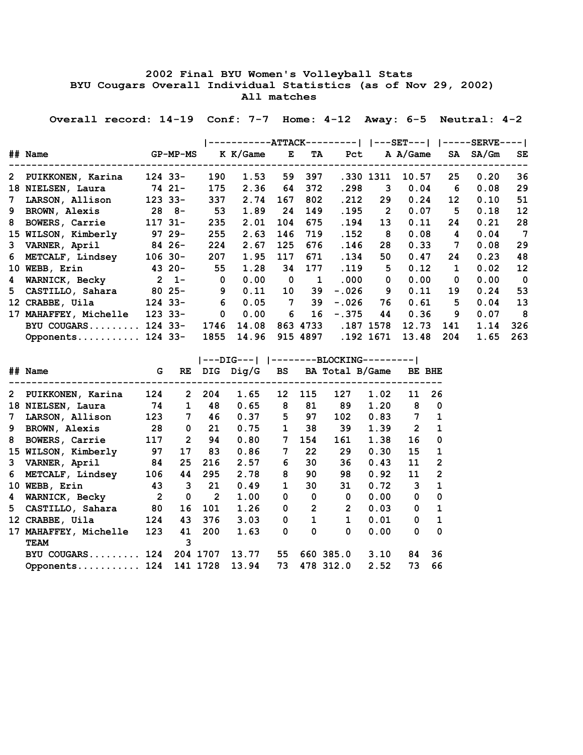# 2002 Final BYU Women's Volleyball Stats

## BYU Cougars Overall Individual Statistics (as of Nov 29, 2002)

### All matches

**Overall record: 14-19 Conf: 7-7 Home: 4-12 Away: 6-5 Neutral: 4-2**

| ## | Name | GP-MP-MS | ATTACK K | K/Game | E | TA | Pct | SET A | A/Game | SERVE SA | SA/Gm | SE |
|---|---|---|---|---|---|---|---|---|---|---|---|---|
| 2 | PUIKKONEN, Karina | 124 33- | 190 | 1.53 | 59 | 397 | .330 | 1311 | 10.57 | 25 | 0.20 | 36 |
| 18 | NIELSEN, Laura | 74 21- | 175 | 2.36 | 64 | 372 | .298 | 3 | 0.04 | 6 | 0.08 | 29 |
| 7 | LARSON, Allison | 123 33- | 337 | 2.74 | 167 | 802 | .212 | 29 | 0.24 | 12 | 0.10 | 51 |
| 9 | BROWN, Alexis | 28 8- | 53 | 1.89 | 24 | 149 | .195 | 2 | 0.07 | 5 | 0.18 | 12 |
| 8 | BOWERS, Carrie | 117 31- | 235 | 2.01 | 104 | 675 | .194 | 13 | 0.11 | 24 | 0.21 | 28 |
| 15 | WILSON, Kimberly | 97 29- | 255 | 2.63 | 146 | 719 | .152 | 8 | 0.08 | 4 | 0.04 | 7 |
| 3 | VARNER, April | 84 26- | 224 | 2.67 | 125 | 676 | .146 | 28 | 0.33 | 7 | 0.08 | 29 |
| 6 | METCALF, Lindsey | 106 30- | 207 | 1.95 | 117 | 671 | .134 | 50 | 0.47 | 24 | 0.23 | 48 |
| 10 | WEBB, Erin | 43 20- | 55 | 1.28 | 34 | 177 | .119 | 5 | 0.12 | 1 | 0.02 | 12 |
| 4 | WARNICK, Becky | 2 1- | 0 | 0.00 | 0 | 1 | .000 | 0 | 0.00 | 0 | 0.00 | 0 |
| 5 | CASTILLO, Sahara | 80 25- | 9 | 0.11 | 10 | 39 | -.026 | 9 | 0.11 | 19 | 0.24 | 53 |
| 12 | CRABBE, Uila | 124 33- | 6 | 0.05 | 7 | 39 | -.026 | 76 | 0.61 | 5 | 0.04 | 13 |
| 17 | MAHAFFEY, Michelle | 123 33- | 0 | 0.00 | 6 | 16 | -.375 | 44 | 0.36 | 9 | 0.07 | 8 |
| | BYU COUGARS......... | 124 33- | 1746 | 14.08 | 863 | 4733 | .187 | 1578 | 12.73 | 141 | 1.14 | 326 |
| | Opponents........... | 124 33- | 1855 | 14.96 | 915 | 4897 | .192 | 1671 | 13.48 | 204 | 1.65 | 263 |

| ## | Name | G | RE | DIG | Dig/G | BLOCKING BS | BA | Total | B/Game | BE | BHE |
|---|---|---|---|---|---|---|---|---|---|---|---|
| 2 | PUIKKONEN, Karina | 124 | 2 | 204 | 1.65 | 12 | 115 | 127 | 1.02 | 11 | 26 |
| 18 | NIELSEN, Laura | 74 | 1 | 48 | 0.65 | 8 | 81 | 89 | 1.20 | 8 | 0 |
| 7 | LARSON, Allison | 123 | 7 | 46 | 0.37 | 5 | 97 | 102 | 0.83 | 7 | 1 |
| 9 | BROWN, Alexis | 28 | 0 | 21 | 0.75 | 1 | 38 | 39 | 1.39 | 2 | 1 |
| 8 | BOWERS, Carrie | 117 | 2 | 94 | 0.80 | 7 | 154 | 161 | 1.38 | 16 | 0 |
| 15 | WILSON, Kimberly | 97 | 17 | 83 | 0.86 | 7 | 22 | 29 | 0.30 | 15 | 1 |
| 3 | VARNER, April | 84 | 25 | 216 | 2.57 | 6 | 30 | 36 | 0.43 | 11 | 2 |
| 6 | METCALF, Lindsey | 106 | 44 | 295 | 2.78 | 8 | 90 | 98 | 0.92 | 11 | 2 |
| 10 | WEBB, Erin | 43 | 3 | 21 | 0.49 | 1 | 30 | 31 | 0.72 | 3 | 1 |
| 4 | WARNICK, Becky | 2 | 0 | 2 | 1.00 | 0 | 0 | 0 | 0.00 | 0 | 0 |
| 5 | CASTILLO, Sahara | 80 | 16 | 101 | 1.26 | 0 | 2 | 2 | 0.03 | 0 | 1 |
| 12 | CRABBE, Uila | 124 | 43 | 376 | 3.03 | 0 | 1 | 1 | 0.01 | 0 | 1 |
| 17 | MAHAFFEY, Michelle | 123 | 41 | 200 | 1.63 | 0 | 0 | 0 | 0.00 | 0 | 0 |
| | TEAM | | 3 | | | | | | | | |
| | BYU COUGARS......... | 124 | 204 | 1707 | 13.77 | 55 | 660 | 385.0 | 3.10 | 84 | 36 |
| | Opponents........... | 124 | 141 | 1728 | 13.94 | 73 | 478 | 312.0 | 2.52 | 73 | 66 |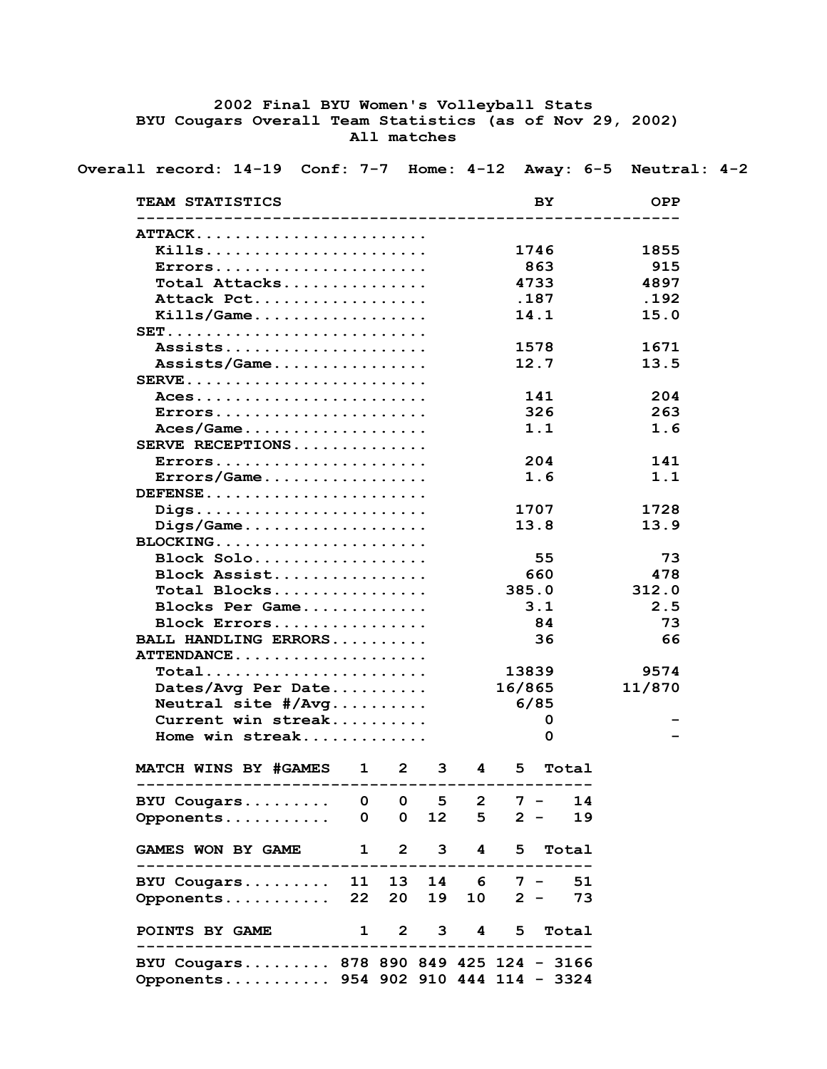# 2002 Final BYU Women's Volleyball Stats
## BYU Cougars Overall Team Statistics (as of Nov 29, 2002)
### All matches

Overall record: 14-19 Conf: 7-7 Home: 4-12 Away: 6-5 Neutral: 4-2

| TEAM STATISTICS | BY | OPP |
|---|---|---|
| ATTACK | | |
| Kills | 1746 | 1855 |
| Errors | 863 | 915 |
| Total Attacks | 4733 | 4897 |
| Attack Pct | .187 | .192 |
| Kills/Game | 14.1 | 15.0 |
| SET | | |
| Assists | 1578 | 1671 |
| Assists/Game | 12.7 | 13.5 |
| SERVE | | |
| Aces | 141 | 204 |
| Errors | 326 | 263 |
| Aces/Game | 1.1 | 1.6 |
| SERVE RECEPTIONS | | |
| Errors | 204 | 141 |
| Errors/Game | 1.6 | 1.1 |
| DEFENSE | | |
| Digs | 1707 | 1728 |
| Digs/Game | 13.8 | 13.9 |
| BLOCKING | | |
| Block Solo | 55 | 73 |
| Block Assist | 660 | 478 |
| Total Blocks | 385.0 | 312.0 |
| Blocks Per Game | 3.1 | 2.5 |
| Block Errors | 84 | 73 |
| BALL HANDLING ERRORS | 36 | 66 |
| ATTENDANCE | | |
| Total | 13839 | 9574 |
| Dates/Avg Per Date | 16/865 | 11/870 |
| Neutral site #/Avg | 6/85 | |
| Current win streak | 0 | - |
| Home win streak | 0 | - |

| MATCH WINS BY #GAMES | 1 | 2 | 3 | 4 | 5 | Total |
|---|---|---|---|---|---|---|
| BYU Cougars | 0 | 0 | 5 | 2 | 7 | 14 |
| Opponents | 0 | 0 | 12 | 5 | 2 | 19 |

| GAMES WON BY GAME | 1 | 2 | 3 | 4 | 5 | Total |
|---|---|---|---|---|---|---|
| BYU Cougars | 11 | 13 | 14 | 6 | 7 | 51 |
| Opponents | 22 | 20 | 19 | 10 | 2 | 73 |

| POINTS BY GAME | 1 | 2 | 3 | 4 | 5 | Total |
|---|---|---|---|---|---|---|
| BYU Cougars | 878 | 890 | 849 | 425 | 124 | 3166 |
| Opponents | 954 | 902 | 910 | 444 | 114 | 3324 |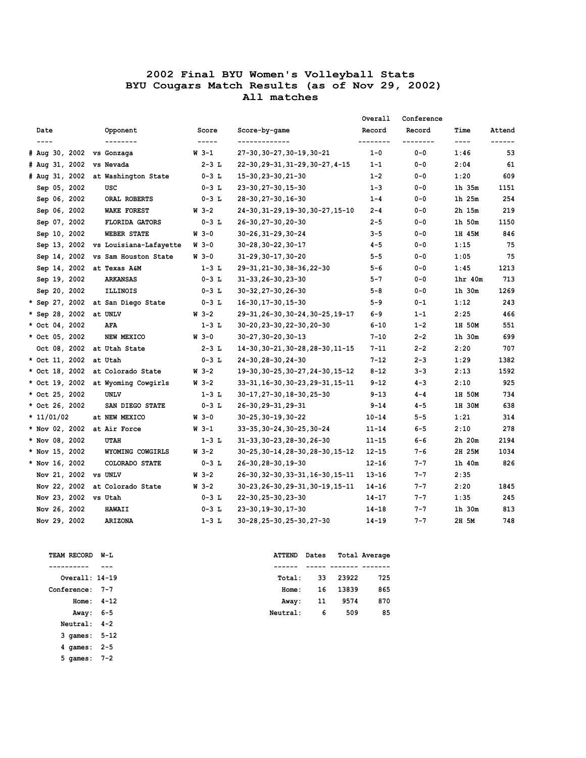# 2002 Final BYU Women's Volleyball Stats
## BYU Cougars Match Results (as of Nov 29, 2002)
### All matches

| | Date | Opponent | Score | Score-by-game | Overall Record | Conference Record | Time | Attend |
|---|---|---|---|---|---|---|---|---|
| # | Aug 30, 2002 | vs Gonzaga | W 3-1 | 27-30,30-27,30-19,30-21 | 1-0 | 0-0 | 1:46 | 53 |
| # | Aug 31, 2002 | vs Nevada | 2-3 L | 22-30,29-31,31-29,30-27,4-15 | 1-1 | 0-0 | 2:04 | 61 |
| # | Aug 31, 2002 | at Washington State | 0-3 L | 15-30,23-30,21-30 | 1-2 | 0-0 | 1:20 | 609 |
| | Sep 05, 2002 | USC | 0-3 L | 23-30,27-30,15-30 | 1-3 | 0-0 | 1h 35m | 1151 |
| | Sep 06, 2002 | ORAL ROBERTS | 0-3 L | 28-30,27-30,16-30 | 1-4 | 0-0 | 1h 25m | 254 |
| | Sep 06, 2002 | WAKE FOREST | W 3-2 | 24-30,31-29,19-30,30-27,15-10 | 2-4 | 0-0 | 2h 15m | 219 |
| | Sep 07, 2002 | FLORIDA GATORS | 0-3 L | 26-30,27-30,20-30 | 2-5 | 0-0 | 1h 50m | 1150 |
| | Sep 10, 2002 | WEBER STATE | W 3-0 | 30-26,31-29,30-24 | 3-5 | 0-0 | 1H 45M | 846 |
| | Sep 13, 2002 | vs Louisiana-Lafayette | W 3-0 | 30-28,30-22,30-17 | 4-5 | 0-0 | 1:15 | 75 |
| | Sep 14, 2002 | vs Sam Houston State | W 3-0 | 31-29,30-17,30-20 | 5-5 | 0-0 | 1:05 | 75 |
| | Sep 14, 2002 | at Texas A&M | 1-3 L | 29-31,21-30,38-36,22-30 | 5-6 | 0-0 | 1:45 | 1213 |
| | Sep 19, 2002 | ARKANSAS | 0-3 L | 31-33,26-30,23-30 | 5-7 | 0-0 | 1hr 40m | 713 |
| | Sep 20, 2002 | ILLINOIS | 0-3 L | 30-32,27-30,26-30 | 5-8 | 0-0 | 1h 30m | 1269 |
| * | Sep 27, 2002 | at San Diego State | 0-3 L | 16-30,17-30,15-30 | 5-9 | 0-1 | 1:12 | 243 |
| * | Sep 28, 2002 | at UNLV | W 3-2 | 29-31,26-30,30-24,30-25,19-17 | 6-9 | 1-1 | 2:25 | 466 |
| * | Oct 04, 2002 | AFA | 1-3 L | 30-20,23-30,22-30,20-30 | 6-10 | 1-2 | 1H 50M | 551 |
| * | Oct 05, 2002 | NEW MEXICO | W 3-0 | 30-27,30-20,30-13 | 7-10 | 2-2 | 1h 30m | 699 |
| | Oct 08, 2002 | at Utah State | 2-3 L | 14-30,30-21,30-28,28-30,11-15 | 7-11 | 2-2 | 2:20 | 707 |
| * | Oct 11, 2002 | at Utah | 0-3 L | 24-30,28-30,24-30 | 7-12 | 2-3 | 1:29 | 1382 |
| * | Oct 18, 2002 | at Colorado State | W 3-2 | 19-30,30-25,30-27,24-30,15-12 | 8-12 | 3-3 | 2:13 | 1592 |
| * | Oct 19, 2002 | at Wyoming Cowgirls | W 3-2 | 33-31,16-30,30-23,29-31,15-11 | 9-12 | 4-3 | 2:10 | 925 |
| * | Oct 25, 2002 | UNLV | 1-3 L | 30-17,27-30,18-30,25-30 | 9-13 | 4-4 | 1H 50M | 734 |
| * | Oct 26, 2002 | SAN DIEGO STATE | 0-3 L | 26-30,29-31,29-31 | 9-14 | 4-5 | 1H 30M | 638 |
| * | 11/01/02 | at NEW MEXICO | W 3-0 | 30-25,30-19,30-22 | 10-14 | 5-5 | 1:21 | 314 |
| * | Nov 02, 2002 | at Air Force | W 3-1 | 33-35,30-24,30-25,30-24 | 11-14 | 6-5 | 2:10 | 278 |
| * | Nov 08, 2002 | UTAH | 1-3 L | 31-33,30-23,28-30,26-30 | 11-15 | 6-6 | 2h 20m | 2194 |
| * | Nov 15, 2002 | WYOMING COWGIRLS | W 3-2 | 30-25,30-14,28-30,28-30,15-12 | 12-15 | 7-6 | 2H 25M | 1034 |
| * | Nov 16, 2002 | COLORADO STATE | 0-3 L | 26-30,28-30,19-30 | 12-16 | 7-7 | 1h 40m | 826 |
| | Nov 21, 2002 | vs UNLV | W 3-2 | 26-30,32-30,33-31,16-30,15-11 | 13-16 | 7-7 | 2:35 | |
| | Nov 22, 2002 | at Colorado State | W 3-2 | 30-23,26-30,29-31,30-19,15-11 | 14-16 | 7-7 | 2:20 | 1845 |
| | Nov 23, 2002 | vs Utah | 0-3 L | 22-30,25-30,23-30 | 14-17 | 7-7 | 1:35 | 245 |
| | Nov 26, 2002 | HAWAII | 0-3 L | 23-30,19-30,17-30 | 14-18 | 7-7 | 1h 30m | 813 |
| | Nov 29, 2002 | ARIZONA | 1-3 L | 30-28,25-30,25-30,27-30 | 14-19 | 7-7 | 2H 5M | 748 |

| TEAM RECORD | W-L |
|---|---|
| Overall: | 14-19 |
| Conference: | 7-7 |
| Home: | 4-12 |
| Away: | 6-5 |
| Neutral: | 4-2 |
| 3 games: | 5-12 |
| 4 games: | 2-5 |
| 5 games: | 7-2 |

| ATTEND | Dates | Total | Average |
|---|---|---|---|
| Total: | 33 | 23922 | 725 |
| Home: | 16 | 13839 | 865 |
| Away: | 11 | 9574 | 870 |
| Neutral: | 6 | 509 | 85 |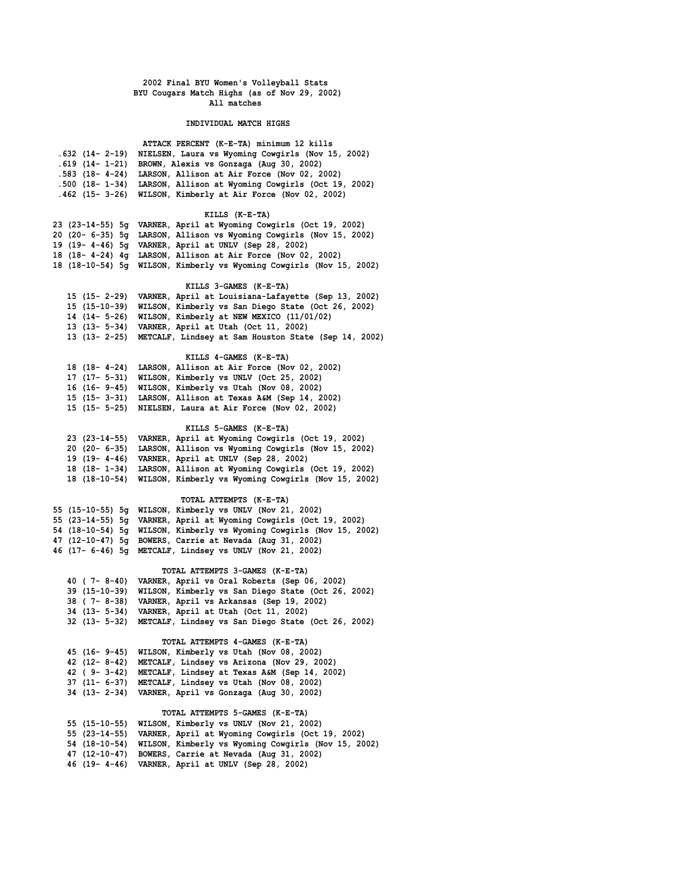# 2002 Final BYU Women's Volleyball Stats

## BYU Cougars Match Highs (as of Nov 29, 2002)

### All matches

### INDIVIDUAL MATCH HIGHS

#### ATTACK PERCENT (K-E-TA) minimum 12 kills

| Pct | K-E-TA | Player / Match |
|---|---|---|
| .632 | (14- 2-19) | NIELSEN, Laura vs Wyoming Cowgirls (Nov 15, 2002) |
| .619 | (14- 1-21) | BROWN, Alexis vs Gonzaga (Aug 30, 2002) |
| .583 | (18- 4-24) | LARSON, Allison at Air Force (Nov 02, 2002) |
| .500 | (18- 1-34) | LARSON, Allison at Wyoming Cowgirls (Oct 19, 2002) |
| .462 | (15- 3-26) | WILSON, Kimberly at Air Force (Nov 02, 2002) |

#### KILLS (K-E-TA)

| Kills | K-E-TA | Games | Player / Match |
|---|---|---|---|
| 23 | (23-14-55) | 5g | VARNER, April at Wyoming Cowgirls (Oct 19, 2002) |
| 20 | (20- 6-35) | 5g | LARSON, Allison vs Wyoming Cowgirls (Nov 15, 2002) |
| 19 | (19- 4-46) | 5g | VARNER, April at UNLV (Sep 28, 2002) |
| 18 | (18- 4-24) | 4g | LARSON, Allison at Air Force (Nov 02, 2002) |
| 18 | (18-10-54) | 5g | WILSON, Kimberly vs Wyoming Cowgirls (Nov 15, 2002) |

#### KILLS 3-GAMES (K-E-TA)

| Kills | K-E-TA | Player / Match |
|---|---|---|
| 15 | (15- 2-29) | VARNER, April at Louisiana-Lafayette (Sep 13, 2002) |
| 15 | (15-10-39) | WILSON, Kimberly vs San Diego State (Oct 26, 2002) |
| 14 | (14- 5-26) | WILSON, Kimberly at NEW MEXICO (11/01/02) |
| 13 | (13- 5-34) | VARNER, April at Utah (Oct 11, 2002) |
| 13 | (13- 2-25) | METCALF, Lindsey at Sam Houston State (Sep 14, 2002) |

#### KILLS 4-GAMES (K-E-TA)

| Kills | K-E-TA | Player / Match |
|---|---|---|
| 18 | (18- 4-24) | LARSON, Allison at Air Force (Nov 02, 2002) |
| 17 | (17- 5-31) | WILSON, Kimberly vs UNLV (Oct 25, 2002) |
| 16 | (16- 9-45) | WILSON, Kimberly vs Utah (Nov 08, 2002) |
| 15 | (15- 3-31) | LARSON, Allison at Texas A&M (Sep 14, 2002) |
| 15 | (15- 5-25) | NIELSEN, Laura at Air Force (Nov 02, 2002) |

#### KILLS 5-GAMES (K-E-TA)

| Kills | K-E-TA | Player / Match |
|---|---|---|
| 23 | (23-14-55) | VARNER, April at Wyoming Cowgirls (Oct 19, 2002) |
| 20 | (20- 6-35) | LARSON, Allison vs Wyoming Cowgirls (Nov 15, 2002) |
| 19 | (19- 4-46) | VARNER, April at UNLV (Sep 28, 2002) |
| 18 | (18- 1-34) | LARSON, Allison at Wyoming Cowgirls (Oct 19, 2002) |
| 18 | (18-10-54) | WILSON, Kimberly vs Wyoming Cowgirls (Nov 15, 2002) |

#### TOTAL ATTEMPTS (K-E-TA)

| Attempts | K-E-TA | Games | Player / Match |
|---|---|---|---|
| 55 | (15-10-55) | 5g | WILSON, Kimberly vs UNLV (Nov 21, 2002) |
| 55 | (23-14-55) | 5g | VARNER, April at Wyoming Cowgirls (Oct 19, 2002) |
| 54 | (18-10-54) | 5g | WILSON, Kimberly vs Wyoming Cowgirls (Nov 15, 2002) |
| 47 | (12-10-47) | 5g | BOWERS, Carrie at Nevada (Aug 31, 2002) |
| 46 | (17- 6-46) | 5g | METCALF, Lindsey vs UNLV (Nov 21, 2002) |

#### TOTAL ATTEMPTS 3-GAMES (K-E-TA)

| Attempts | K-E-TA | Player / Match |
|---|---|---|
| 40 | ( 7- 8-40) | VARNER, April vs Oral Roberts (Sep 06, 2002) |
| 39 | (15-10-39) | WILSON, Kimberly vs San Diego State (Oct 26, 2002) |
| 38 | ( 7- 8-38) | VARNER, April vs Arkansas (Sep 19, 2002) |
| 34 | (13- 5-34) | VARNER, April at Utah (Oct 11, 2002) |
| 32 | (13- 5-32) | METCALF, Lindsey vs San Diego State (Oct 26, 2002) |

#### TOTAL ATTEMPTS 4-GAMES (K-E-TA)

| Attempts | K-E-TA | Player / Match |
|---|---|---|
| 45 | (16- 9-45) | WILSON, Kimberly vs Utah (Nov 08, 2002) |
| 42 | (12- 8-42) | METCALF, Lindsey vs Arizona (Nov 29, 2002) |
| 42 | ( 9- 3-42) | METCALF, Lindsey at Texas A&M (Sep 14, 2002) |
| 37 | (11- 6-37) | METCALF, Lindsey vs Utah (Nov 08, 2002) |
| 34 | (13- 2-34) | VARNER, April vs Gonzaga (Aug 30, 2002) |

#### TOTAL ATTEMPTS 5-GAMES (K-E-TA)

| Attempts | K-E-TA | Player / Match |
|---|---|---|
| 55 | (15-10-55) | WILSON, Kimberly vs UNLV (Nov 21, 2002) |
| 55 | (23-14-55) | VARNER, April at Wyoming Cowgirls (Oct 19, 2002) |
| 54 | (18-10-54) | WILSON, Kimberly vs Wyoming Cowgirls (Nov 15, 2002) |
| 47 | (12-10-47) | BOWERS, Carrie at Nevada (Aug 31, 2002) |
| 46 | (19- 4-46) | VARNER, April at UNLV (Sep 28, 2002) |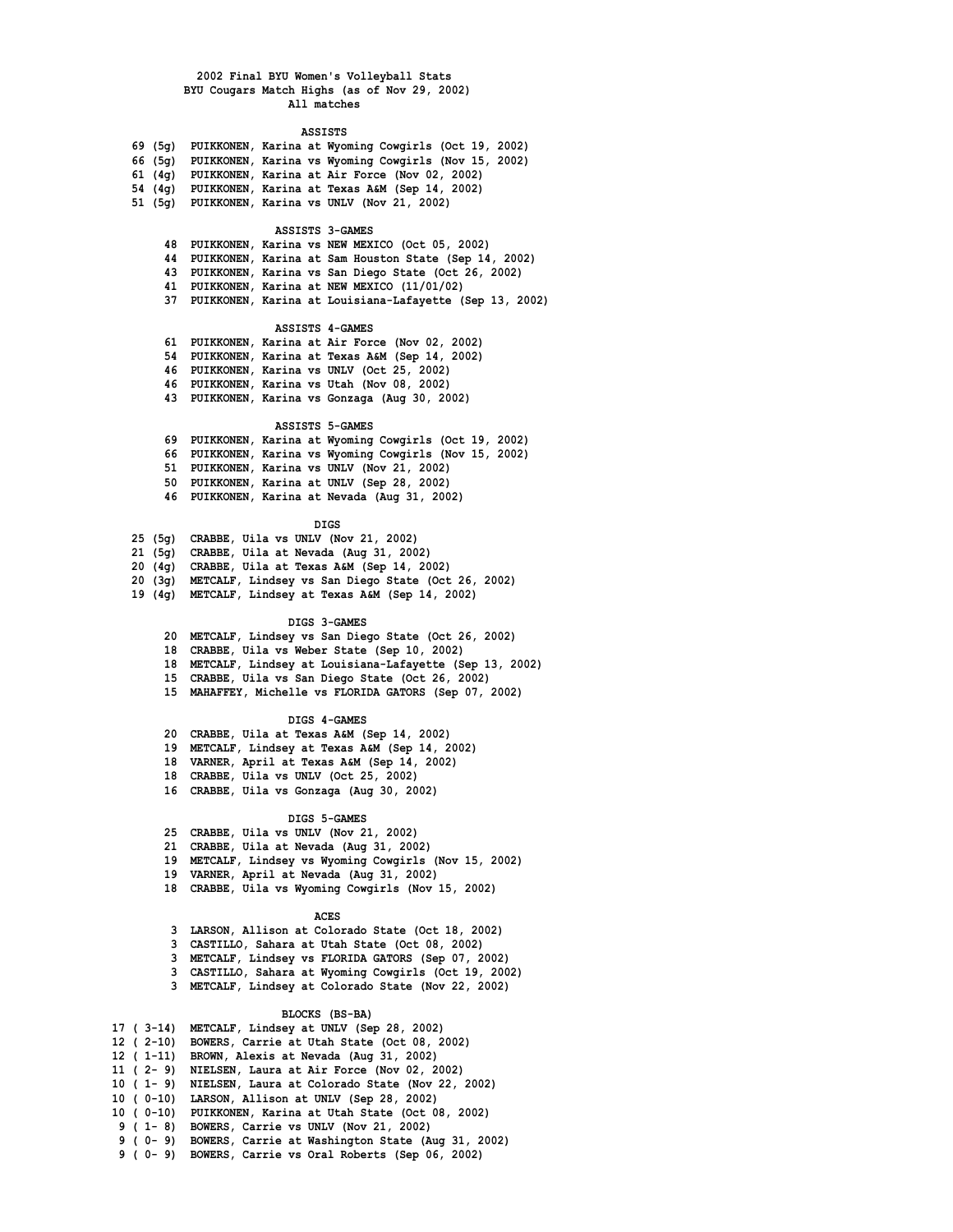# 2002 Final BYU Women's Volleyball Stats
## BYU Cougars Match Highs (as of Nov 29, 2002)
### All matches

### ASSISTS

| | |
|---|---|
| 69 (5g) | PUIKKONEN, Karina at Wyoming Cowgirls (Oct 19, 2002) |
| 66 (5g) | PUIKKONEN, Karina vs Wyoming Cowgirls (Nov 15, 2002) |
| 61 (4g) | PUIKKONEN, Karina at Air Force (Nov 02, 2002) |
| 54 (4g) | PUIKKONEN, Karina at Texas A&M (Sep 14, 2002) |
| 51 (5g) | PUIKKONEN, Karina vs UNLV (Nov 21, 2002) |

### ASSISTS 3-GAMES

| | |
|---|---|
| 48 | PUIKKONEN, Karina vs NEW MEXICO (Oct 05, 2002) |
| 44 | PUIKKONEN, Karina at Sam Houston State (Sep 14, 2002) |
| 43 | PUIKKONEN, Karina vs San Diego State (Oct 26, 2002) |
| 41 | PUIKKONEN, Karina at NEW MEXICO (11/01/02) |
| 37 | PUIKKONEN, Karina at Louisiana-Lafayette (Sep 13, 2002) |

### ASSISTS 4-GAMES

| | |
|---|---|
| 61 | PUIKKONEN, Karina at Air Force (Nov 02, 2002) |
| 54 | PUIKKONEN, Karina at Texas A&M (Sep 14, 2002) |
| 46 | PUIKKONEN, Karina vs UNLV (Oct 25, 2002) |
| 46 | PUIKKONEN, Karina vs Utah (Nov 08, 2002) |
| 43 | PUIKKONEN, Karina vs Gonzaga (Aug 30, 2002) |

### ASSISTS 5-GAMES

| | |
|---|---|
| 69 | PUIKKONEN, Karina at Wyoming Cowgirls (Oct 19, 2002) |
| 66 | PUIKKONEN, Karina vs Wyoming Cowgirls (Nov 15, 2002) |
| 51 | PUIKKONEN, Karina vs UNLV (Nov 21, 2002) |
| 50 | PUIKKONEN, Karina at UNLV (Sep 28, 2002) |
| 46 | PUIKKONEN, Karina at Nevada (Aug 31, 2002) |

### DIGS

| | |
|---|---|
| 25 (5g) | CRABBE, Uila vs UNLV (Nov 21, 2002) |
| 21 (5g) | CRABBE, Uila at Nevada (Aug 31, 2002) |
| 20 (4g) | CRABBE, Uila at Texas A&M (Sep 14, 2002) |
| 20 (3g) | METCALF, Lindsey vs San Diego State (Oct 26, 2002) |
| 19 (4g) | METCALF, Lindsey at Texas A&M (Sep 14, 2002) |

### DIGS 3-GAMES

| | |
|---|---|
| 20 | METCALF, Lindsey vs San Diego State (Oct 26, 2002) |
| 18 | CRABBE, Uila vs Weber State (Sep 10, 2002) |
| 18 | METCALF, Lindsey at Louisiana-Lafayette (Sep 13, 2002) |
| 15 | CRABBE, Uila vs San Diego State (Oct 26, 2002) |
| 15 | MAHAFFEY, Michelle vs FLORIDA GATORS (Sep 07, 2002) |

### DIGS 4-GAMES

| | |
|---|---|
| 20 | CRABBE, Uila at Texas A&M (Sep 14, 2002) |
| 19 | METCALF, Lindsey at Texas A&M (Sep 14, 2002) |
| 18 | VARNER, April at Texas A&M (Sep 14, 2002) |
| 18 | CRABBE, Uila vs UNLV (Oct 25, 2002) |
| 16 | CRABBE, Uila vs Gonzaga (Aug 30, 2002) |

### DIGS 5-GAMES

| | |
|---|---|
| 25 | CRABBE, Uila vs UNLV (Nov 21, 2002) |
| 21 | CRABBE, Uila at Nevada (Aug 31, 2002) |
| 19 | METCALF, Lindsey vs Wyoming Cowgirls (Nov 15, 2002) |
| 19 | VARNER, April at Nevada (Aug 31, 2002) |
| 18 | CRABBE, Uila vs Wyoming Cowgirls (Nov 15, 2002) |

### ACES

| | |
|---|---|
| 3 | LARSON, Allison at Colorado State (Oct 18, 2002) |
| 3 | CASTILLO, Sahara at Utah State (Oct 08, 2002) |
| 3 | METCALF, Lindsey vs FLORIDA GATORS (Sep 07, 2002) |
| 3 | CASTILLO, Sahara at Wyoming Cowgirls (Oct 19, 2002) |
| 3 | METCALF, Lindsey at Colorado State (Nov 22, 2002) |

### BLOCKS (BS-BA)

| | |
|---|---|
| 17 ( 3-14) | METCALF, Lindsey at UNLV (Sep 28, 2002) |
| 12 ( 2-10) | BOWERS, Carrie at Utah State (Oct 08, 2002) |
| 12 ( 1-11) | BROWN, Alexis at Nevada (Aug 31, 2002) |
| 11 ( 2- 9) | NIELSEN, Laura at Air Force (Nov 02, 2002) |
| 10 ( 1- 9) | NIELSEN, Laura at Colorado State (Nov 22, 2002) |
| 10 ( 0-10) | LARSON, Allison at UNLV (Sep 28, 2002) |
| 10 ( 0-10) | PUIKKONEN, Karina at Utah State (Oct 08, 2002) |
| 9 ( 1- 8) | BOWERS, Carrie vs UNLV (Nov 21, 2002) |
| 9 ( 0- 9) | BOWERS, Carrie at Washington State (Aug 31, 2002) |
| 9 ( 0- 9) | BOWERS, Carrie vs Oral Roberts (Sep 06, 2002) |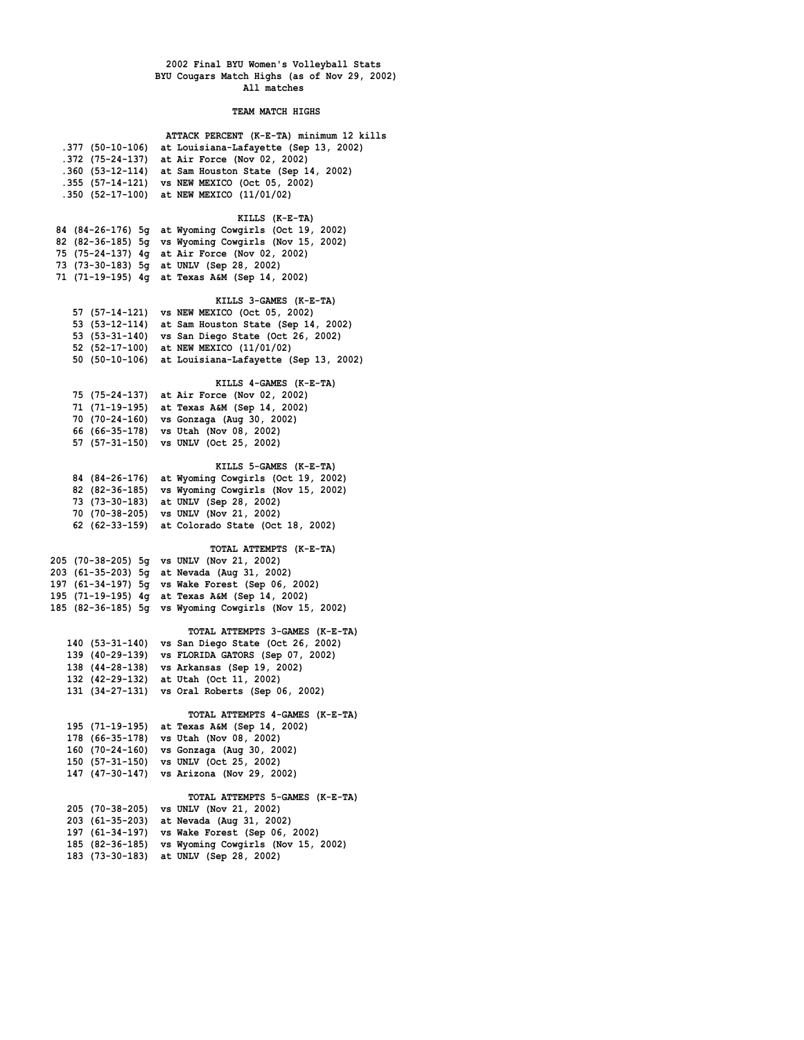# 2002 Final BYU Women's Volleyball Stats
## BYU Cougars Match Highs (as of Nov 29, 2002)
### All matches

## TEAM MATCH HIGHS

### ATTACK PERCENT (K-E-TA) minimum 12 kills

| | | |
|---|---|---|
| .377 | (50-10-106) | at Louisiana-Lafayette (Sep 13, 2002) |
| .372 | (75-24-137) | at Air Force (Nov 02, 2002) |
| .360 | (53-12-114) | at Sam Houston State (Sep 14, 2002) |
| .355 | (57-14-121) | vs NEW MEXICO (Oct 05, 2002) |
| .350 | (52-17-100) | at NEW MEXICO (11/01/02) |

### KILLS (K-E-TA)

| | | | |
|---|---|---|---|
| 84 | (84-26-176) | 5g | at Wyoming Cowgirls (Oct 19, 2002) |
| 82 | (82-36-185) | 5g | vs Wyoming Cowgirls (Nov 15, 2002) |
| 75 | (75-24-137) | 4g | at Air Force (Nov 02, 2002) |
| 73 | (73-30-183) | 5g | at UNLV (Sep 28, 2002) |
| 71 | (71-19-195) | 4g | at Texas A&M (Sep 14, 2002) |

### KILLS 3-GAMES (K-E-TA)

| | | |
|---|---|---|
| 57 | (57-14-121) | vs NEW MEXICO (Oct 05, 2002) |
| 53 | (53-12-114) | at Sam Houston State (Sep 14, 2002) |
| 53 | (53-31-140) | vs San Diego State (Oct 26, 2002) |
| 52 | (52-17-100) | at NEW MEXICO (11/01/02) |
| 50 | (50-10-106) | at Louisiana-Lafayette (Sep 13, 2002) |

### KILLS 4-GAMES (K-E-TA)

| | | |
|---|---|---|
| 75 | (75-24-137) | at Air Force (Nov 02, 2002) |
| 71 | (71-19-195) | at Texas A&M (Sep 14, 2002) |
| 70 | (70-24-160) | vs Gonzaga (Aug 30, 2002) |
| 66 | (66-35-178) | vs Utah (Nov 08, 2002) |
| 57 | (57-31-150) | vs UNLV (Oct 25, 2002) |

### KILLS 5-GAMES (K-E-TA)

| | | |
|---|---|---|
| 84 | (84-26-176) | at Wyoming Cowgirls (Oct 19, 2002) |
| 82 | (82-36-185) | vs Wyoming Cowgirls (Nov 15, 2002) |
| 73 | (73-30-183) | at UNLV (Sep 28, 2002) |
| 70 | (70-38-205) | vs UNLV (Nov 21, 2002) |
| 62 | (62-33-159) | at Colorado State (Oct 18, 2002) |

### TOTAL ATTEMPTS (K-E-TA)

| | | | |
|---|---|---|---|
| 205 | (70-38-205) | 5g | vs UNLV (Nov 21, 2002) |
| 203 | (61-35-203) | 5g | at Nevada (Aug 31, 2002) |
| 197 | (61-34-197) | 5g | vs Wake Forest (Sep 06, 2002) |
| 195 | (71-19-195) | 4g | at Texas A&M (Sep 14, 2002) |
| 185 | (82-36-185) | 5g | vs Wyoming Cowgirls (Nov 15, 2002) |

### TOTAL ATTEMPTS 3-GAMES (K-E-TA)

| | | |
|---|---|---|
| 140 | (53-31-140) | vs San Diego State (Oct 26, 2002) |
| 139 | (40-29-139) | vs FLORIDA GATORS (Sep 07, 2002) |
| 138 | (44-28-138) | vs Arkansas (Sep 19, 2002) |
| 132 | (42-29-132) | at Utah (Oct 11, 2002) |
| 131 | (34-27-131) | vs Oral Roberts (Sep 06, 2002) |

### TOTAL ATTEMPTS 4-GAMES (K-E-TA)

| | | |
|---|---|---|
| 195 | (71-19-195) | at Texas A&M (Sep 14, 2002) |
| 178 | (66-35-178) | vs Utah (Nov 08, 2002) |
| 160 | (70-24-160) | vs Gonzaga (Aug 30, 2002) |
| 150 | (57-31-150) | vs UNLV (Oct 25, 2002) |
| 147 | (47-30-147) | vs Arizona (Nov 29, 2002) |

### TOTAL ATTEMPTS 5-GAMES (K-E-TA)

| | | |
|---|---|---|
| 205 | (70-38-205) | vs UNLV (Nov 21, 2002) |
| 203 | (61-35-203) | at Nevada (Aug 31, 2002) |
| 197 | (61-34-197) | vs Wake Forest (Sep 06, 2002) |
| 185 | (82-36-185) | vs Wyoming Cowgirls (Nov 15, 2002) |
| 183 | (73-30-183) | at UNLV (Sep 28, 2002) |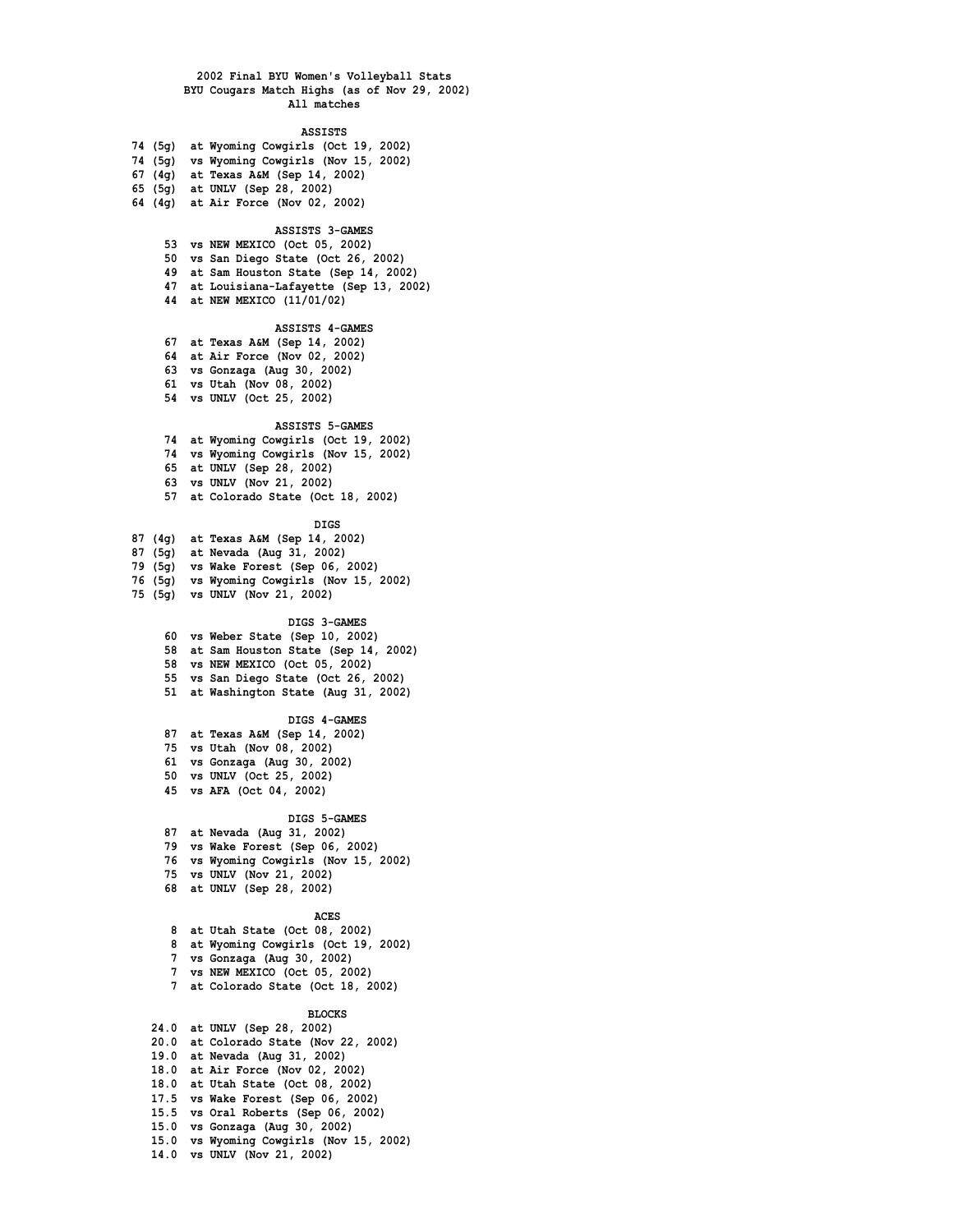# 2002 Final BYU Women's Volleyball Stats

## BYU Cougars Match Highs (as of Nov 29, 2002)

### All matches

#### ASSISTS

| | |
|---|---|
| 74 (5g) | at Wyoming Cowgirls (Oct 19, 2002) |
| 74 (5g) | vs Wyoming Cowgirls (Nov 15, 2002) |
| 67 (4g) | at Texas A&M (Sep 14, 2002) |
| 65 (5g) | at UNLV (Sep 28, 2002) |
| 64 (4g) | at Air Force (Nov 02, 2002) |

#### ASSISTS 3-GAMES

| | |
|---|---|
| 53 | vs NEW MEXICO (Oct 05, 2002) |
| 50 | vs San Diego State (Oct 26, 2002) |
| 49 | at Sam Houston State (Sep 14, 2002) |
| 47 | at Louisiana-Lafayette (Sep 13, 2002) |
| 44 | at NEW MEXICO (11/01/02) |

#### ASSISTS 4-GAMES

| | |
|---|---|
| 67 | at Texas A&M (Sep 14, 2002) |
| 64 | at Air Force (Nov 02, 2002) |
| 63 | vs Gonzaga (Aug 30, 2002) |
| 61 | vs Utah (Nov 08, 2002) |
| 54 | vs UNLV (Oct 25, 2002) |

#### ASSISTS 5-GAMES

| | |
|---|---|
| 74 | at Wyoming Cowgirls (Oct 19, 2002) |
| 74 | vs Wyoming Cowgirls (Nov 15, 2002) |
| 65 | at UNLV (Sep 28, 2002) |
| 63 | vs UNLV (Nov 21, 2002) |
| 57 | at Colorado State (Oct 18, 2002) |

#### DIGS

| | |
|---|---|
| 87 (4g) | at Texas A&M (Sep 14, 2002) |
| 87 (5g) | at Nevada (Aug 31, 2002) |
| 79 (5g) | vs Wake Forest (Sep 06, 2002) |
| 76 (5g) | vs Wyoming Cowgirls (Nov 15, 2002) |
| 75 (5g) | vs UNLV (Nov 21, 2002) |

#### DIGS 3-GAMES

| | |
|---|---|
| 60 | vs Weber State (Sep 10, 2002) |
| 58 | at Sam Houston State (Sep 14, 2002) |
| 58 | vs NEW MEXICO (Oct 05, 2002) |
| 55 | vs San Diego State (Oct 26, 2002) |
| 51 | at Washington State (Aug 31, 2002) |

#### DIGS 4-GAMES

| | |
|---|---|
| 87 | at Texas A&M (Sep 14, 2002) |
| 75 | vs Utah (Nov 08, 2002) |
| 61 | vs Gonzaga (Aug 30, 2002) |
| 50 | vs UNLV (Oct 25, 2002) |
| 45 | vs AFA (Oct 04, 2002) |

#### DIGS 5-GAMES

| | |
|---|---|
| 87 | at Nevada (Aug 31, 2002) |
| 79 | vs Wake Forest (Sep 06, 2002) |
| 76 | vs Wyoming Cowgirls (Nov 15, 2002) |
| 75 | vs UNLV (Nov 21, 2002) |
| 68 | at UNLV (Sep 28, 2002) |

#### ACES

| | |
|---|---|
| 8 | at Utah State (Oct 08, 2002) |
| 8 | at Wyoming Cowgirls (Oct 19, 2002) |
| 7 | vs Gonzaga (Aug 30, 2002) |
| 7 | vs NEW MEXICO (Oct 05, 2002) |
| 7 | at Colorado State (Oct 18, 2002) |

#### BLOCKS

| | |
|---|---|
| 24.0 | at UNLV (Sep 28, 2002) |
| 20.0 | at Colorado State (Nov 22, 2002) |
| 19.0 | at Nevada (Aug 31, 2002) |
| 18.0 | at Air Force (Nov 02, 2002) |
| 18.0 | at Utah State (Oct 08, 2002) |
| 17.5 | vs Wake Forest (Sep 06, 2002) |
| 15.5 | vs Oral Roberts (Sep 06, 2002) |
| 15.0 | vs Gonzaga (Aug 30, 2002) |
| 15.0 | vs Wyoming Cowgirls (Nov 15, 2002) |
| 14.0 | vs UNLV (Nov 21, 2002) |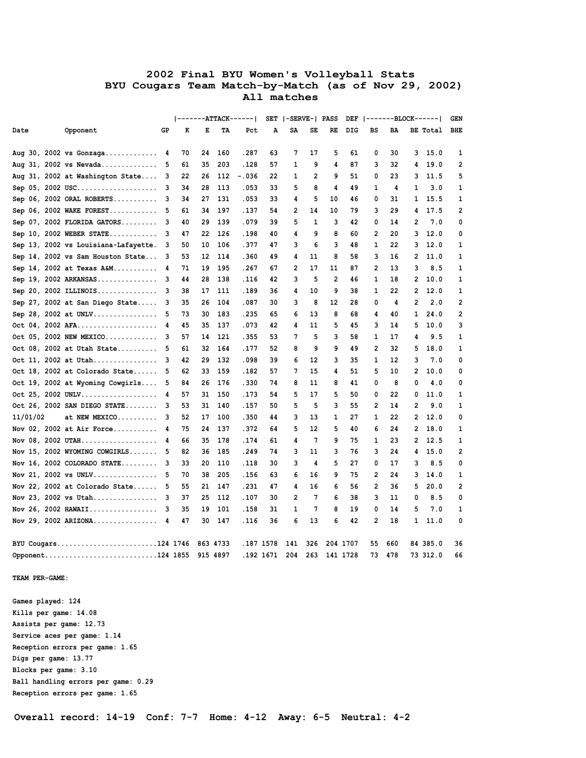# 2002 Final BYU Women's Volleyball Stats
## BYU Cougars Team Match-by-Match (as of Nov 29, 2002)
### All matches

| | | | ATTACK | | | | SET | SERVE | | PASS | DEF | BLOCK | | | | GEN |
|---|---|---|---|---|---|---|---|---|---|---|---|---|---|---|---|---|
| Date | Opponent | GP | K | E | TA | Pct | A | SA | SE | RE | DIG | BS | BA | BE | Total | BHE |
| Aug 30, 2002 | vs Gonzaga | 4 | 70 | 24 | 160 | .287 | 63 | 7 | 17 | 5 | 61 | 0 | 30 | 3 | 15.0 | 1 |
| Aug 31, 2002 | vs Nevada | 5 | 61 | 35 | 203 | .128 | 57 | 1 | 9 | 4 | 87 | 3 | 32 | 4 | 19.0 | 2 |
| Aug 31, 2002 | at Washington State | 3 | 22 | 26 | 112 | -.036 | 22 | 1 | 2 | 9 | 51 | 0 | 23 | 3 | 11.5 | 5 |
| Sep 05, 2002 | USC | 3 | 34 | 28 | 113 | .053 | 33 | 5 | 8 | 4 | 49 | 1 | 4 | 1 | 3.0 | 1 |
| Sep 06, 2002 | ORAL ROBERTS | 3 | 34 | 27 | 131 | .053 | 33 | 4 | 5 | 10 | 46 | 0 | 31 | 1 | 15.5 | 1 |
| Sep 06, 2002 | WAKE FOREST | 5 | 61 | 34 | 197 | .137 | 54 | 2 | 14 | 10 | 79 | 3 | 29 | 4 | 17.5 | 2 |
| Sep 07, 2002 | FLORIDA GATORS | 3 | 40 | 29 | 139 | .079 | 39 | 5 | 1 | 3 | 42 | 0 | 14 | 2 | 7.0 | 0 |
| Sep 10, 2002 | WEBER STATE | 3 | 47 | 22 | 126 | .198 | 40 | 4 | 9 | 8 | 60 | 2 | 20 | 3 | 12.0 | 0 |
| Sep 13, 2002 | vs Louisiana-Lafayette | 3 | 50 | 10 | 106 | .377 | 47 | 3 | 6 | 3 | 48 | 1 | 22 | 3 | 12.0 | 1 |
| Sep 14, 2002 | vs Sam Houston State | 3 | 53 | 12 | 114 | .360 | 49 | 4 | 11 | 8 | 58 | 3 | 16 | 2 | 11.0 | 1 |
| Sep 14, 2002 | at Texas A&M | 4 | 71 | 19 | 195 | .267 | 67 | 2 | 17 | 11 | 87 | 2 | 13 | 3 | 8.5 | 1 |
| Sep 19, 2002 | ARKANSAS | 3 | 44 | 28 | 138 | .116 | 42 | 3 | 5 | 2 | 46 | 1 | 18 | 2 | 10.0 | 1 |
| Sep 20, 2002 | ILLINOIS | 3 | 38 | 17 | 111 | .189 | 36 | 4 | 10 | 9 | 38 | 1 | 22 | 2 | 12.0 | 1 |
| Sep 27, 2002 | at San Diego State | 3 | 35 | 26 | 104 | .087 | 30 | 3 | 8 | 12 | 28 | 0 | 4 | 2 | 2.0 | 2 |
| Sep 28, 2002 | at UNLV | 5 | 73 | 30 | 183 | .235 | 65 | 6 | 13 | 8 | 68 | 4 | 40 | 1 | 24.0 | 2 |
| Oct 04, 2002 | AFA | 4 | 45 | 35 | 137 | .073 | 42 | 4 | 11 | 5 | 45 | 3 | 14 | 5 | 10.0 | 3 |
| Oct 05, 2002 | NEW MEXICO | 3 | 57 | 14 | 121 | .355 | 53 | 7 | 5 | 3 | 58 | 1 | 17 | 4 | 9.5 | 1 |
| Oct 08, 2002 | at Utah State | 5 | 61 | 32 | 164 | .177 | 52 | 8 | 9 | 9 | 49 | 2 | 32 | 5 | 18.0 | 1 |
| Oct 11, 2002 | at Utah | 3 | 42 | 29 | 132 | .098 | 39 | 6 | 12 | 3 | 35 | 1 | 12 | 3 | 7.0 | 0 |
| Oct 18, 2002 | at Colorado State | 5 | 62 | 33 | 159 | .182 | 57 | 7 | 15 | 4 | 51 | 5 | 10 | 2 | 10.0 | 0 |
| Oct 19, 2002 | at Wyoming Cowgirls | 5 | 84 | 26 | 176 | .330 | 74 | 8 | 11 | 8 | 41 | 0 | 8 | 0 | 4.0 | 0 |
| Oct 25, 2002 | UNLV | 4 | 57 | 31 | 150 | .173 | 54 | 5 | 17 | 5 | 50 | 0 | 22 | 0 | 11.0 | 1 |
| Oct 26, 2002 | SAN DIEGO STATE | 3 | 53 | 31 | 140 | .157 | 50 | 5 | 5 | 3 | 55 | 2 | 14 | 2 | 9.0 | 1 |
| 11/01/02 | at NEW MEXICO | 3 | 52 | 17 | 100 | .350 | 44 | 3 | 13 | 1 | 27 | 1 | 22 | 2 | 12.0 | 0 |
| Nov 02, 2002 | at Air Force | 4 | 75 | 24 | 137 | .372 | 64 | 5 | 12 | 5 | 40 | 6 | 24 | 2 | 18.0 | 1 |
| Nov 08, 2002 | UTAH | 4 | 66 | 35 | 178 | .174 | 61 | 4 | 7 | 9 | 75 | 1 | 23 | 2 | 12.5 | 1 |
| Nov 15, 2002 | WYOMING COWGIRLS | 5 | 82 | 36 | 185 | .249 | 74 | 3 | 11 | 3 | 76 | 3 | 24 | 4 | 15.0 | 2 |
| Nov 16, 2002 | COLORADO STATE | 3 | 33 | 20 | 110 | .118 | 30 | 3 | 4 | 5 | 27 | 0 | 17 | 3 | 8.5 | 0 |
| Nov 21, 2002 | vs UNLV | 5 | 70 | 38 | 205 | .156 | 63 | 6 | 16 | 9 | 75 | 2 | 24 | 3 | 14.0 | 1 |
| Nov 22, 2002 | at Colorado State | 5 | 55 | 21 | 147 | .231 | 47 | 4 | 16 | 6 | 56 | 2 | 36 | 5 | 20.0 | 2 |
| Nov 23, 2002 | vs Utah | 3 | 37 | 25 | 112 | .107 | 30 | 2 | 7 | 6 | 38 | 3 | 11 | 0 | 8.5 | 0 |
| Nov 26, 2002 | HAWAII | 3 | 35 | 19 | 101 | .158 | 31 | 1 | 7 | 8 | 19 | 0 | 14 | 5 | 7.0 | 1 |
| Nov 29, 2002 | ARIZONA | 4 | 47 | 30 | 147 | .116 | 36 | 6 | 13 | 6 | 42 | 2 | 18 | 1 | 11.0 | 0 |
| BYU Cougars | | 124 | 1746 | 863 | 4733 | .187 | 1578 | 141 | 326 | 204 | 1707 | 55 | 660 | 84 | 385.0 | 36 |
| Opponent | | 124 | 1855 | 915 | 4897 | .192 | 1671 | 204 | 263 | 141 | 1728 | 73 | 478 | 73 | 312.0 | 66 |

**TEAM PER-GAME:**

Games played: 124
Kills per game: 14.08
Assists per game: 12.73
Service aces per game: 1.14
Reception errors per game: 1.65
Digs per game: 13.77
Blocks per game: 3.10
Ball handling errors per game: 0.29
Reception errors per game: 1.65

**Overall record: 14-19 Conf: 7-7 Home: 4-12 Away: 6-5 Neutral: 4-2**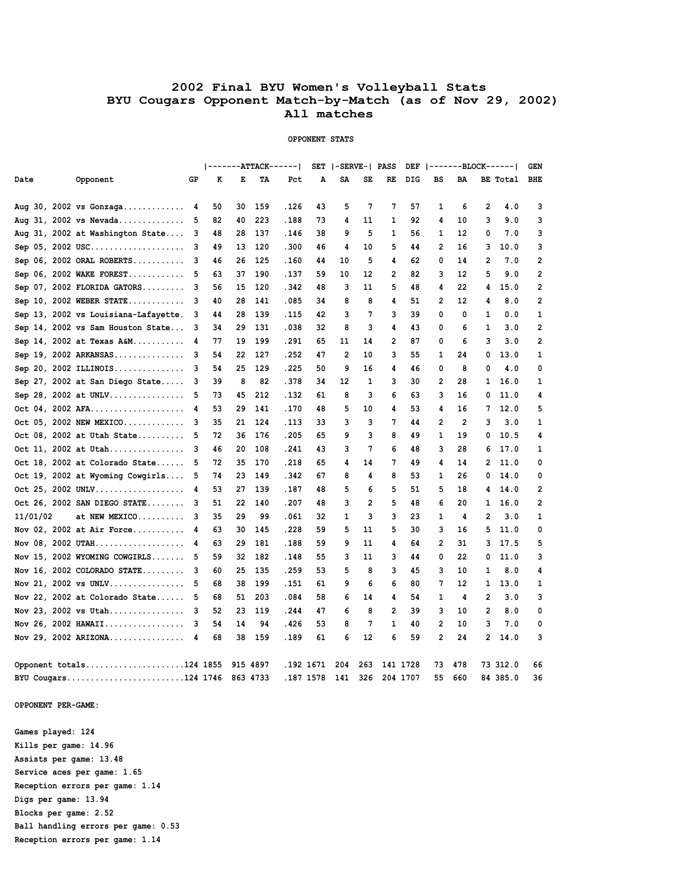# 2002 Final BYU Women's Volleyball Stats
## BYU Cougars Opponent Match-by-Match (as of Nov 29, 2002)
### All matches

**OPPONENT STATS**

| | | | ATTACK | | | | SET | SERVE | | PASS | DEF | BLOCK | | | | GEN |
|---|---|---|---|---|---|---|---|---|---|---|---|---|---|---|---|---|
| Date | Opponent | GP | K | E | TA | Pct | A | SA | SE | RE | DIG | BS | BA | BE | Total | BHE |
| Aug 30, 2002 | vs Gonzaga | 4 | 50 | 30 | 159 | .126 | 43 | 5 | 7 | 7 | 57 | 1 | 6 | 2 | 4.0 | 3 |
| Aug 31, 2002 | vs Nevada | 5 | 82 | 40 | 223 | .188 | 73 | 4 | 11 | 1 | 92 | 4 | 10 | 3 | 9.0 | 3 |
| Aug 31, 2002 | at Washington State | 3 | 48 | 28 | 137 | .146 | 38 | 9 | 5 | 1 | 56 | 1 | 12 | 0 | 7.0 | 3 |
| Sep 05, 2002 | USC | 3 | 49 | 13 | 120 | .300 | 46 | 4 | 10 | 5 | 44 | 2 | 16 | 3 | 10.0 | 3 |
| Sep 06, 2002 | ORAL ROBERTS | 3 | 46 | 26 | 125 | .160 | 44 | 10 | 5 | 4 | 62 | 0 | 14 | 2 | 7.0 | 2 |
| Sep 06, 2002 | WAKE FOREST | 5 | 63 | 37 | 190 | .137 | 59 | 10 | 12 | 2 | 82 | 3 | 12 | 5 | 9.0 | 2 |
| Sep 07, 2002 | FLORIDA GATORS | 3 | 56 | 15 | 120 | .342 | 48 | 3 | 11 | 5 | 48 | 4 | 22 | 4 | 15.0 | 2 |
| Sep 10, 2002 | WEBER STATE | 3 | 40 | 28 | 141 | .085 | 34 | 8 | 8 | 4 | 51 | 2 | 12 | 4 | 8.0 | 2 |
| Sep 13, 2002 | vs Louisiana-Lafayette | 3 | 44 | 28 | 139 | .115 | 42 | 3 | 7 | 3 | 39 | 0 | 0 | 1 | 0.0 | 1 |
| Sep 14, 2002 | vs Sam Houston State | 3 | 34 | 29 | 131 | .038 | 32 | 8 | 3 | 4 | 43 | 0 | 6 | 1 | 3.0 | 2 |
| Sep 14, 2002 | at Texas A&M | 4 | 77 | 19 | 199 | .291 | 65 | 11 | 14 | 2 | 87 | 0 | 6 | 3 | 3.0 | 2 |
| Sep 19, 2002 | ARKANSAS | 3 | 54 | 22 | 127 | .252 | 47 | 2 | 10 | 3 | 55 | 1 | 24 | 0 | 13.0 | 1 |
| Sep 20, 2002 | ILLINOIS | 3 | 54 | 25 | 129 | .225 | 50 | 9 | 16 | 4 | 46 | 0 | 8 | 0 | 4.0 | 0 |
| Sep 27, 2002 | at San Diego State | 3 | 39 | 8 | 82 | .378 | 34 | 12 | 1 | 3 | 30 | 2 | 28 | 1 | 16.0 | 1 |
| Sep 28, 2002 | at UNLV | 5 | 73 | 45 | 212 | .132 | 61 | 8 | 3 | 6 | 63 | 3 | 16 | 0 | 11.0 | 4 |
| Oct 04, 2002 | AFA | 4 | 53 | 29 | 141 | .170 | 48 | 5 | 10 | 4 | 53 | 4 | 16 | 7 | 12.0 | 5 |
| Oct 05, 2002 | NEW MEXICO | 3 | 35 | 21 | 124 | .113 | 33 | 3 | 3 | 7 | 44 | 2 | 2 | 3 | 3.0 | 1 |
| Oct 08, 2002 | at Utah State | 5 | 72 | 36 | 176 | .205 | 65 | 9 | 3 | 8 | 49 | 1 | 19 | 0 | 10.5 | 4 |
| Oct 11, 2002 | at Utah | 3 | 46 | 20 | 108 | .241 | 43 | 3 | 7 | 6 | 48 | 3 | 28 | 6 | 17.0 | 1 |
| Oct 18, 2002 | at Colorado State | 5 | 72 | 35 | 170 | .218 | 65 | 4 | 14 | 7 | 49 | 4 | 14 | 2 | 11.0 | 0 |
| Oct 19, 2002 | at Wyoming Cowgirls | 5 | 74 | 23 | 149 | .342 | 67 | 8 | 4 | 8 | 53 | 1 | 26 | 0 | 14.0 | 0 |
| Oct 25, 2002 | UNLV | 4 | 53 | 27 | 139 | .187 | 48 | 5 | 6 | 5 | 51 | 5 | 18 | 4 | 14.0 | 2 |
| Oct 26, 2002 | SAN DIEGO STATE | 3 | 51 | 22 | 140 | .207 | 48 | 3 | 2 | 5 | 48 | 6 | 20 | 1 | 16.0 | 2 |
| 11/01/02 | at NEW MEXICO | 3 | 35 | 29 | 99 | .061 | 32 | 1 | 3 | 3 | 23 | 1 | 4 | 2 | 3.0 | 1 |
| Nov 02, 2002 | at Air Force | 4 | 63 | 30 | 145 | .228 | 59 | 5 | 11 | 5 | 30 | 3 | 16 | 5 | 11.0 | 0 |
| Nov 08, 2002 | UTAH | 4 | 63 | 29 | 181 | .188 | 59 | 9 | 11 | 4 | 64 | 2 | 31 | 3 | 17.5 | 5 |
| Nov 15, 2002 | WYOMING COWGIRLS | 5 | 59 | 32 | 182 | .148 | 55 | 3 | 11 | 3 | 44 | 0 | 22 | 0 | 11.0 | 3 |
| Nov 16, 2002 | COLORADO STATE | 3 | 60 | 25 | 135 | .259 | 53 | 5 | 8 | 3 | 45 | 3 | 10 | 1 | 8.0 | 4 |
| Nov 21, 2002 | vs UNLV | 5 | 68 | 38 | 199 | .151 | 61 | 9 | 6 | 6 | 80 | 7 | 12 | 1 | 13.0 | 1 |
| Nov 22, 2002 | at Colorado State | 5 | 68 | 51 | 203 | .084 | 58 | 6 | 14 | 4 | 54 | 1 | 4 | 2 | 3.0 | 3 |
| Nov 23, 2002 | vs Utah | 3 | 52 | 23 | 119 | .244 | 47 | 6 | 8 | 2 | 39 | 3 | 10 | 2 | 8.0 | 0 |
| Nov 26, 2002 | HAWAII | 3 | 54 | 14 | 94 | .426 | 53 | 8 | 7 | 1 | 40 | 2 | 10 | 3 | 7.0 | 0 |
| Nov 29, 2002 | ARIZONA | 4 | 68 | 38 | 159 | .189 | 61 | 6 | 12 | 6 | 59 | 2 | 24 | 2 | 14.0 | 3 |
| Opponent totals | | 124 | 1855 | 915 | 4897 | .192 | 1671 | 204 | 263 | 141 | 1728 | 73 | 478 | 73 | 312.0 | 66 |
| BYU Cougars | | 124 | 1746 | 863 | 4733 | .187 | 1578 | 141 | 326 | 204 | 1707 | 55 | 660 | 84 | 385.0 | 36 |

**OPPONENT PER-GAME:**

Games played: 124
Kills per game: 14.96
Assists per game: 13.48
Service aces per game: 1.65
Reception errors per game: 1.14
Digs per game: 13.94
Blocks per game: 2.52
Ball handling errors per game: 0.53
Reception errors per game: 1.14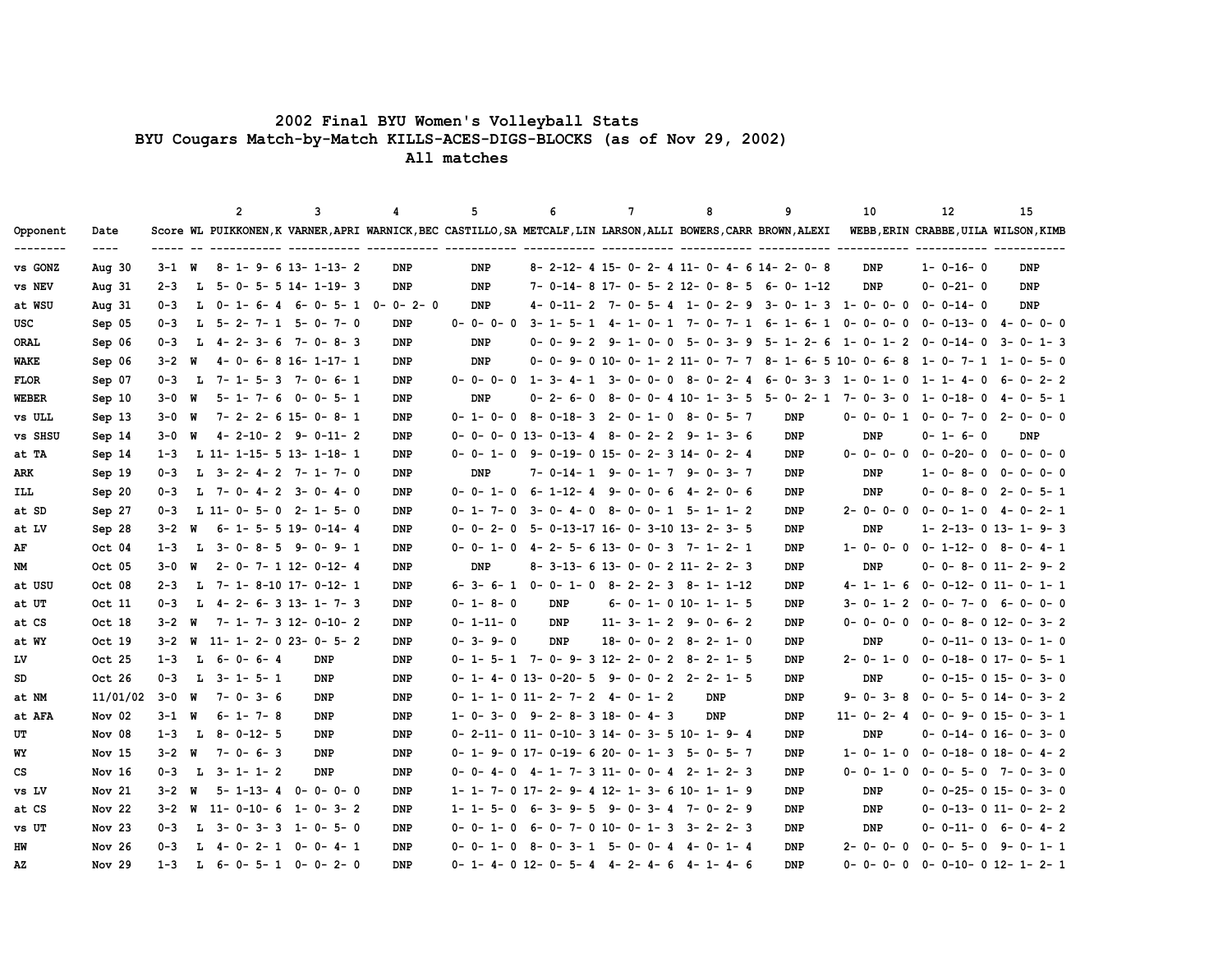# 2002 Final BYU Women's Volleyball Stats

## BYU Cougars Match-by-Match KILLS-ACES-DIGS-BLOCKS (as of Nov 29, 2002)

### All matches

| Opponent | Date | Score | WL | 2 PUIKKONEN,K | 3 VARNER,APRI | 4 WARNICK,BEC | 5 CASTILLO,SA | 6 METCALF,LIN | 7 LARSON,ALLI | 8 BOWERS,CARR | 9 BROWN,ALEXI | 10 WEBB,ERIN | 12 CRABBE,UILA | 15 WILSON,KIMB |
|---|---|---|---|---|---|---|---|---|---|---|---|---|---|---|
| vs GONZ | Aug 30 | 3-1 | W | 8- 1- 9- 6 | 13- 1-13- 2 | DNP | DNP | 8- 2-12- 4 | 15- 0- 2- 4 | 11- 0- 4- 6 | 14- 2- 0- 8 | DNP | 1- 0-16- 0 | DNP |
| vs NEV | Aug 31 | 2-3 | L | 5- 0- 5- 5 | 14- 1-19- 3 | DNP | DNP | 7- 0-14- 8 | 17- 0- 5- 2 | 12- 0- 8- 5 | 6- 0- 1-12 | DNP | 0- 0-21- 0 | DNP |
| at WSU | Aug 31 | 0-3 | L | 0- 1- 6- 4 | 6- 0- 5- 1 | 0- 0- 2- 0 | DNP | 4- 0-11- 2 | 7- 0- 5- 4 | 1- 0- 2- 9 | 3- 0- 1- 3 | 1- 0- 0- 0 | 0- 0-14- 0 | DNP |
| USC | Sep 05 | 0-3 | L | 5- 2- 7- 1 | 5- 0- 7- 0 | DNP | 0- 0- 0- 0 | 3- 1- 5- 1 | 4- 1- 0- 1 | 7- 0- 7- 1 | 6- 1- 6- 1 | 0- 0- 0- 0 | 0- 0-13- 0 | 4- 0- 0- 0 |
| ORAL | Sep 06 | 0-3 | L | 4- 2- 3- 6 | 7- 0- 8- 3 | DNP | DNP | 0- 0- 9- 2 | 9- 1- 0- 0 | 5- 0- 3- 9 | 5- 1- 2- 6 | 1- 0- 1- 2 | 0- 0-14- 0 | 3- 0- 1- 3 |
| WAKE | Sep 06 | 3-2 | W | 4- 0- 6- 8 | 16- 1-17- 1 | DNP | DNP | 0- 0- 9- 0 | 10- 0- 1- 2 | 11- 0- 7- 7 | 8- 1- 6- 5 | 10- 0- 6- 8 | 1- 0- 7- 1 | 1- 0- 5- 0 |
| FLOR | Sep 07 | 0-3 | L | 7- 1- 5- 3 | 7- 0- 6- 1 | DNP | 0- 0- 0- 0 | 1- 3- 4- 1 | 3- 0- 0- 0 | 8- 0- 2- 4 | 6- 0- 3- 3 | 1- 0- 1- 0 | 1- 1- 4- 0 | 6- 0- 2- 2 |
| WEBER | Sep 10 | 3-0 | W | 5- 1- 7- 6 | 0- 0- 5- 1 | DNP | DNP | 0- 2- 6- 0 | 8- 0- 0- 4 | 10- 1- 3- 5 | 5- 0- 2- 1 | 7- 0- 3- 0 | 1- 0-18- 0 | 4- 0- 5- 1 |
| vs ULL | Sep 13 | 3-0 | W | 7- 2- 2- 6 | 15- 0- 8- 1 | DNP | 0- 1- 0- 0 | 8- 0-18- 3 | 2- 0- 1- 0 | 8- 0- 5- 7 | DNP | 0- 0- 0- 1 | 0- 0- 7- 0 | 2- 0- 0- 0 |
| vs SHSU | Sep 14 | 3-0 | W | 4- 2-10- 2 | 9- 0-11- 2 | DNP | 0- 0- 0- 0 | 13- 0-13- 4 | 8- 0- 2- 2 | 9- 1- 3- 6 | DNP | DNP | 0- 1- 6- 0 | DNP |
| at TA | Sep 14 | 1-3 | L | 11- 1-15- 5 | 13- 1-18- 1 | DNP | 0- 0- 1- 0 | 9- 0-19- 0 | 15- 0- 2- 3 | 14- 0- 2- 4 | DNP | 0- 0- 0- 0 | 0- 0-20- 0 | 0- 0- 0- 0 |
| ARK | Sep 19 | 0-3 | L | 3- 2- 4- 2 | 7- 1- 7- 0 | DNP | DNP | 7- 0-14- 1 | 9- 0- 1- 7 | 9- 0- 3- 7 | DNP | DNP | 1- 0- 8- 0 | 0- 0- 0- 0 |
| ILL | Sep 20 | 0-3 | L | 7- 0- 4- 2 | 3- 0- 4- 0 | DNP | 0- 0- 1- 0 | 6- 1-12- 4 | 9- 0- 0- 6 | 4- 2- 0- 6 | DNP | DNP | 0- 0- 8- 0 | 2- 0- 5- 1 |
| at SD | Sep 27 | 0-3 | L | 11- 0- 5- 0 | 2- 1- 5- 0 | DNP | 0- 1- 7- 0 | 3- 0- 4- 0 | 8- 0- 0- 1 | 5- 1- 1- 2 | DNP | 2- 0- 0- 0 | 0- 0- 1- 0 | 4- 0- 2- 1 |
| at LV | Sep 28 | 3-2 | W | 6- 1- 5- 5 | 19- 0-14- 4 | DNP | 0- 0- 2- 0 | 5- 0-13-17 | 16- 0- 3-10 | 13- 2- 3- 5 | DNP | DNP | 1- 2-13- 0 | 13- 1- 9- 3 |
| AF | Oct 04 | 1-3 | L | 3- 0- 8- 5 | 9- 0- 9- 1 | DNP | 0- 0- 1- 0 | 4- 2- 5- 6 | 13- 0- 0- 3 | 7- 1- 2- 1 | DNP | 1- 0- 0- 0 | 0- 1-12- 0 | 8- 0- 4- 1 |
| NM | Oct 05 | 3-0 | W | 2- 0- 7- 1 | 12- 0-12- 4 | DNP | DNP | 8- 3-13- 6 | 13- 0- 0- 2 | 11- 2- 2- 3 | DNP | DNP | 0- 0- 8- 0 | 11- 2- 9- 2 |
| at USU | Oct 08 | 2-3 | L | 7- 1- 8-10 | 17- 0-12- 1 | DNP | 6- 3- 6- 1 | 0- 0- 1- 0 | 8- 2- 2- 3 | 8- 1- 1-12 | DNP | 4- 1- 1- 6 | 0- 0-12- 0 | 11- 0- 1- 1 |
| at UT | Oct 11 | 0-3 | L | 4- 2- 6- 3 | 13- 1- 7- 3 | DNP | 0- 1- 8- 0 | DNP | 6- 0- 1- 0 | 10- 1- 1- 5 | DNP | 3- 0- 1- 2 | 0- 0- 7- 0 | 6- 0- 0- 0 |
| at CS | Oct 18 | 3-2 | W | 7- 1- 7- 3 | 12- 0-10- 2 | DNP | 0- 1-11- 0 | DNP | 11- 3- 1- 2 | 9- 0- 6- 2 | DNP | 0- 0- 0- 0 | 0- 0- 8- 0 | 12- 0- 3- 2 |
| at WY | Oct 19 | 3-2 | W | 11- 1- 2- 0 | 23- 0- 5- 2 | DNP | 0- 3- 9- 0 | DNP | 18- 0- 0- 2 | 8- 2- 1- 0 | DNP | DNP | 0- 0-11- 0 | 13- 0- 1- 0 |
| LV | Oct 25 | 1-3 | L | 6- 0- 6- 4 | DNP | DNP | 0- 1- 5- 1 | 7- 0- 9- 3 | 12- 2- 0- 2 | 8- 2- 1- 5 | DNP | 2- 0- 1- 0 | 0- 0-18- 0 | 17- 0- 5- 1 |
| SD | Oct 26 | 0-3 | L | 3- 1- 5- 1 | DNP | DNP | 0- 1- 4- 0 | 13- 0-20- 5 | 9- 0- 0- 2 | 2- 2- 1- 5 | DNP | DNP | 0- 0-15- 0 | 15- 0- 3- 0 |
| at NM | 11/01/02 | 3-0 | W | 7- 0- 3- 6 | DNP | DNP | 0- 1- 1- 0 | 11- 2- 7- 2 | 4- 0- 1- 2 | DNP | DNP | 9- 0- 3- 8 | 0- 0- 5- 0 | 14- 0- 3- 2 |
| at AFA | Nov 02 | 3-1 | W | 6- 1- 7- 8 | DNP | DNP | 1- 0- 3- 0 | 9- 2- 8- 3 | 18- 0- 4- 3 | DNP | DNP | 11- 0- 2- 4 | 0- 0- 9- 0 | 15- 0- 3- 1 |
| UT | Nov 08 | 1-3 | L | 8- 0-12- 5 | DNP | DNP | 0- 2-11- 0 | 11- 0-10- 3 | 14- 0- 3- 5 | 10- 1- 9- 4 | DNP | DNP | 0- 0-14- 0 | 16- 0- 3- 0 |
| WY | Nov 15 | 3-2 | W | 7- 0- 6- 3 | DNP | DNP | 0- 1- 9- 0 | 17- 0-19- 6 | 20- 0- 1- 3 | 5- 0- 5- 7 | DNP | 1- 0- 1- 0 | 0- 0-18- 0 | 18- 0- 4- 2 |
| CS | Nov 16 | 0-3 | L | 3- 1- 1- 2 | DNP | DNP | 0- 0- 4- 0 | 4- 1- 7- 3 | 11- 0- 0- 4 | 2- 1- 2- 3 | DNP | 0- 0- 1- 0 | 0- 0- 5- 0 | 7- 0- 3- 0 |
| vs LV | Nov 21 | 3-2 | W | 5- 1-13- 4 | 0- 0- 0- 0 | DNP | 1- 1- 7- 0 | 17- 2- 9- 4 | 12- 1- 3- 6 | 10- 1- 1- 9 | DNP | DNP | 0- 0-25- 0 | 15- 0- 3- 0 |
| at CS | Nov 22 | 3-2 | W | 11- 0-10- 6 | 1- 0- 3- 2 | DNP | 1- 1- 5- 0 | 6- 3- 9- 5 | 9- 0- 3- 4 | 7- 0- 2- 9 | DNP | DNP | 0- 0-13- 0 | 11- 0- 2- 2 |
| vs UT | Nov 23 | 0-3 | L | 3- 0- 3- 3 | 1- 0- 5- 0 | DNP | 0- 0- 1- 0 | 6- 0- 7- 0 | 10- 0- 1- 3 | 3- 2- 2- 3 | DNP | DNP | 0- 0-11- 0 | 6- 0- 4- 2 |
| HW | Nov 26 | 0-3 | L | 4- 0- 2- 1 | 0- 0- 4- 1 | DNP | 0- 0- 1- 0 | 8- 0- 3- 1 | 5- 0- 0- 4 | 4- 0- 1- 4 | DNP | 2- 0- 0- 0 | 0- 0- 5- 0 | 9- 0- 1- 1 |
| AZ | Nov 29 | 1-3 | L | 6- 0- 5- 1 | 0- 0- 2- 0 | DNP | 0- 1- 4- 0 | 12- 0- 5- 4 | 4- 2- 4- 6 | 4- 1- 4- 6 | DNP | 0- 0- 0- 0 | 0- 0-10- 0 | 12- 1- 2- 1 |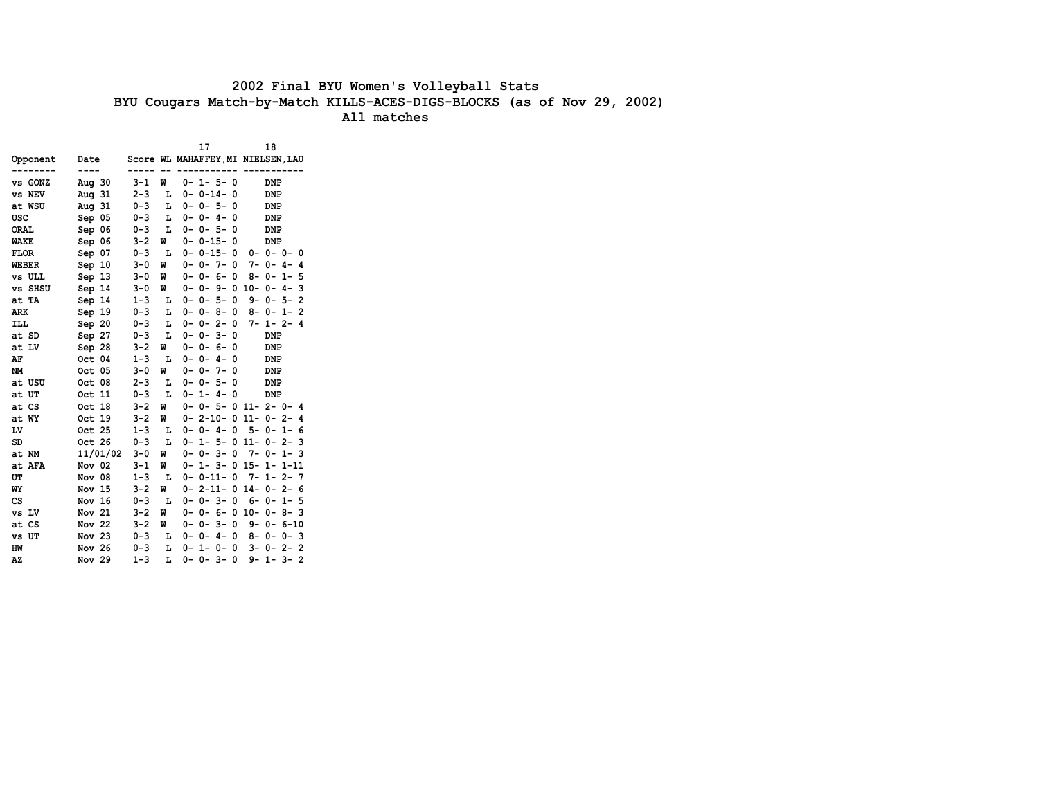# 2002 Final BYU Women's Volleyball Stats

## BYU Cougars Match-by-Match KILLS-ACES-DIGS-BLOCKS (as of Nov 29, 2002)

### All matches

| Opponent | Date | Score | WL | 17 MAHAFFEY,MI | 18 NIELSEN,LAU |
|---|---|---|---|---|---|
| vs GONZ | Aug 30 | 3-1 | W | 0- 1- 5- 0 | DNP |
| vs NEV | Aug 31 | 2-3 | L | 0- 0-14- 0 | DNP |
| at WSU | Aug 31 | 0-3 | L | 0- 0- 5- 0 | DNP |
| USC | Sep 05 | 0-3 | L | 0- 0- 4- 0 | DNP |
| ORAL | Sep 06 | 0-3 | L | 0- 0- 5- 0 | DNP |
| WAKE | Sep 06 | 3-2 | W | 0- 0-15- 0 | DNP |
| FLOR | Sep 07 | 0-3 | L | 0- 0-15- 0 | 0- 0- 0- 0 |
| WEBER | Sep 10 | 3-0 | W | 0- 0- 7- 0 | 7- 0- 4- 4 |
| vs ULL | Sep 13 | 3-0 | W | 0- 0- 6- 0 | 8- 0- 1- 5 |
| vs SHSU | Sep 14 | 3-0 | W | 0- 0- 9- 0 | 10- 0- 4- 3 |
| at TA | Sep 14 | 1-3 | L | 0- 0- 5- 0 | 9- 0- 5- 2 |
| ARK | Sep 19 | 0-3 | L | 0- 0- 8- 0 | 8- 0- 1- 2 |
| ILL | Sep 20 | 0-3 | L | 0- 0- 2- 0 | 7- 1- 2- 4 |
| at SD | Sep 27 | 0-3 | L | 0- 0- 3- 0 | DNP |
| at LV | Sep 28 | 3-2 | W | 0- 0- 6- 0 | DNP |
| AF | Oct 04 | 1-3 | L | 0- 0- 4- 0 | DNP |
| NM | Oct 05 | 3-0 | W | 0- 0- 7- 0 | DNP |
| at USU | Oct 08 | 2-3 | L | 0- 0- 5- 0 | DNP |
| at UT | Oct 11 | 0-3 | L | 0- 1- 4- 0 | DNP |
| at CS | Oct 18 | 3-2 | W | 0- 0- 5- 0 | 11- 2- 0- 4 |
| at WY | Oct 19 | 3-2 | W | 0- 2-10- 0 | 11- 0- 2- 4 |
| LV | Oct 25 | 1-3 | L | 0- 0- 4- 0 | 5- 0- 1- 6 |
| SD | Oct 26 | 0-3 | L | 0- 1- 5- 0 | 11- 0- 2- 3 |
| at NM | 11/01/02 | 3-0 | W | 0- 0- 3- 0 | 7- 0- 1- 3 |
| at AFA | Nov 02 | 3-1 | W | 0- 1- 3- 0 | 15- 1- 1-11 |
| UT | Nov 08 | 1-3 | L | 0- 0-11- 0 | 7- 1- 2- 7 |
| WY | Nov 15 | 3-2 | W | 0- 2-11- 0 | 14- 0- 2- 6 |
| CS | Nov 16 | 0-3 | L | 0- 0- 3- 0 | 6- 0- 1- 5 |
| vs LV | Nov 21 | 3-2 | W | 0- 0- 6- 0 | 10- 0- 8- 3 |
| at CS | Nov 22 | 3-2 | W | 0- 0- 3- 0 | 9- 0- 6-10 |
| vs UT | Nov 23 | 0-3 | L | 0- 0- 4- 0 | 8- 0- 0- 3 |
| HW | Nov 26 | 0-3 | L | 0- 1- 0- 0 | 3- 0- 2- 2 |
| AZ | Nov 29 | 1-3 | L | 0- 0- 3- 0 | 9- 1- 3- 2 |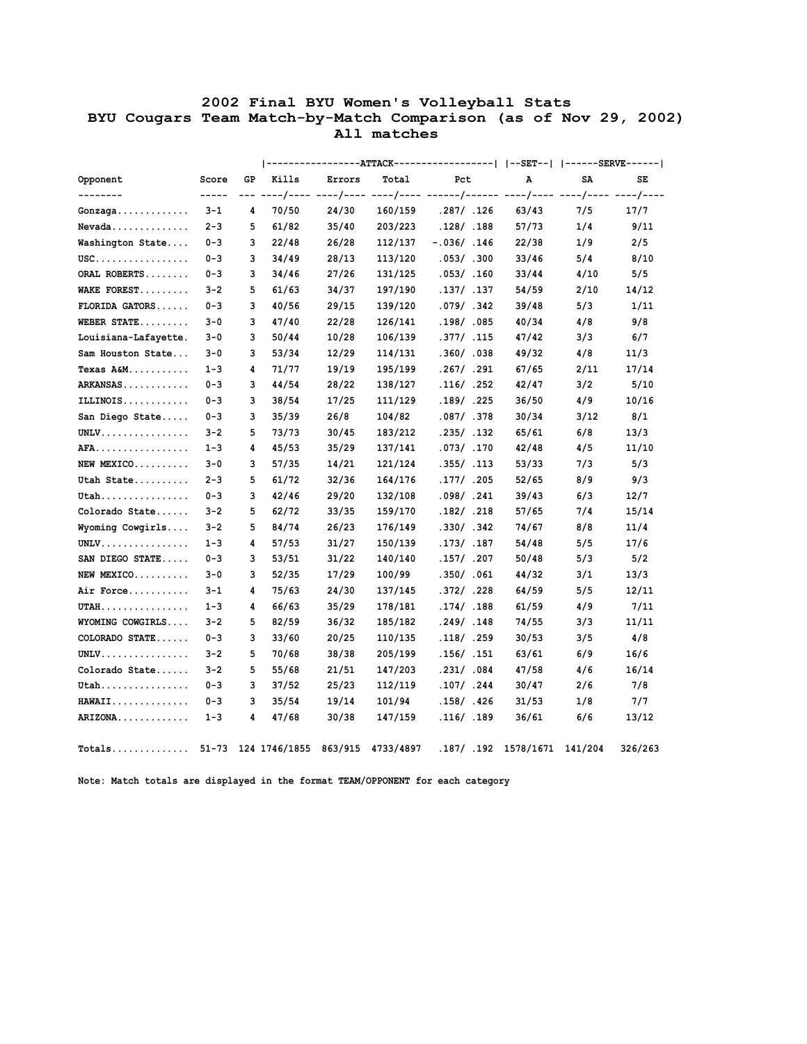## 2002 Final BYU Women's Volleyball Stats
## BYU Cougars Team Match-by-Match Comparison (as of Nov 29, 2002)
## All matches

| | | | ATTACK | | | | SET | SERVE | |
|---|---|---|---|---|---|---|---|---|---|
| Opponent | Score | GP | Kills | Errors | Total | Pct | A | SA | SE |
| Gonzaga............. | 3-1 | 4 | 70/50 | 24/30 | 160/159 | .287/ .126 | 63/43 | 7/5 | 17/7 |
| Nevada.............. | 2-3 | 5 | 61/82 | 35/40 | 203/223 | .128/ .188 | 57/73 | 1/4 | 9/11 |
| Washington State.... | 0-3 | 3 | 22/48 | 26/28 | 112/137 | -.036/ .146 | 22/38 | 1/9 | 2/5 |
| USC................. | 0-3 | 3 | 34/49 | 28/13 | 113/120 | .053/ .300 | 33/46 | 5/4 | 8/10 |
| ORAL ROBERTS........ | 0-3 | 3 | 34/46 | 27/26 | 131/125 | .053/ .160 | 33/44 | 4/10 | 5/5 |
| WAKE FOREST......... | 3-2 | 5 | 61/63 | 34/37 | 197/190 | .137/ .137 | 54/59 | 2/10 | 14/12 |
| FLORIDA GATORS...... | 0-3 | 3 | 40/56 | 29/15 | 139/120 | .079/ .342 | 39/48 | 5/3 | 1/11 |
| WEBER STATE......... | 3-0 | 3 | 47/40 | 22/28 | 126/141 | .198/ .085 | 40/34 | 4/8 | 9/8 |
| Louisiana-Lafayette. | 3-0 | 3 | 50/44 | 10/28 | 106/139 | .377/ .115 | 47/42 | 3/3 | 6/7 |
| Sam Houston State... | 3-0 | 3 | 53/34 | 12/29 | 114/131 | .360/ .038 | 49/32 | 4/8 | 11/3 |
| Texas A&M........... | 1-3 | 4 | 71/77 | 19/19 | 195/199 | .267/ .291 | 67/65 | 2/11 | 17/14 |
| ARKANSAS............ | 0-3 | 3 | 44/54 | 28/22 | 138/127 | .116/ .252 | 42/47 | 3/2 | 5/10 |
| ILLINOIS............ | 0-3 | 3 | 38/54 | 17/25 | 111/129 | .189/ .225 | 36/50 | 4/9 | 10/16 |
| San Diego State..... | 0-3 | 3 | 35/39 | 26/8 | 104/82 | .087/ .378 | 30/34 | 3/12 | 8/1 |
| UNLV................ | 3-2 | 5 | 73/73 | 30/45 | 183/212 | .235/ .132 | 65/61 | 6/8 | 13/3 |
| AFA................. | 1-3 | 4 | 45/53 | 35/29 | 137/141 | .073/ .170 | 42/48 | 4/5 | 11/10 |
| NEW MEXICO.......... | 3-0 | 3 | 57/35 | 14/21 | 121/124 | .355/ .113 | 53/33 | 7/3 | 5/3 |
| Utah State.......... | 2-3 | 5 | 61/72 | 32/36 | 164/176 | .177/ .205 | 52/65 | 8/9 | 9/3 |
| Utah................ | 0-3 | 3 | 42/46 | 29/20 | 132/108 | .098/ .241 | 39/43 | 6/3 | 12/7 |
| Colorado State...... | 3-2 | 5 | 62/72 | 33/35 | 159/170 | .182/ .218 | 57/65 | 7/4 | 15/14 |
| Wyoming Cowgirls.... | 3-2 | 5 | 84/74 | 26/23 | 176/149 | .330/ .342 | 74/67 | 8/8 | 11/4 |
| UNLV................ | 1-3 | 4 | 57/53 | 31/27 | 150/139 | .173/ .187 | 54/48 | 5/5 | 17/6 |
| SAN DIEGO STATE..... | 0-3 | 3 | 53/51 | 31/22 | 140/140 | .157/ .207 | 50/48 | 5/3 | 5/2 |
| NEW MEXICO.......... | 3-0 | 3 | 52/35 | 17/29 | 100/99 | .350/ .061 | 44/32 | 3/1 | 13/3 |
| Air Force........... | 3-1 | 4 | 75/63 | 24/30 | 137/145 | .372/ .228 | 64/59 | 5/5 | 12/11 |
| UTAH................ | 1-3 | 4 | 66/63 | 35/29 | 178/181 | .174/ .188 | 61/59 | 4/9 | 7/11 |
| WYOMING COWGIRLS.... | 3-2 | 5 | 82/59 | 36/32 | 185/182 | .249/ .148 | 74/55 | 3/3 | 11/11 |
| COLORADO STATE...... | 0-3 | 3 | 33/60 | 20/25 | 110/135 | .118/ .259 | 30/53 | 3/5 | 4/8 |
| UNLV................ | 3-2 | 5 | 70/68 | 38/38 | 205/199 | .156/ .151 | 63/61 | 6/9 | 16/6 |
| Colorado State...... | 3-2 | 5 | 55/68 | 21/51 | 147/203 | .231/ .084 | 47/58 | 4/6 | 16/14 |
| Utah................ | 0-3 | 3 | 37/52 | 25/23 | 112/119 | .107/ .244 | 30/47 | 2/6 | 7/8 |
| HAWAII.............. | 0-3 | 3 | 35/54 | 19/14 | 101/94 | .158/ .426 | 31/53 | 1/8 | 7/7 |
| ARIZONA............. | 1-3 | 4 | 47/68 | 30/38 | 147/159 | .116/ .189 | 36/61 | 6/6 | 13/12 |
| Totals.............. | 51-73 | 124 | 1746/1855 | 863/915 | 4733/4897 | .187/ .192 | 1578/1671 | 141/204 | 326/263 |

Note: Match totals are displayed in the format TEAM/OPPONENT for each category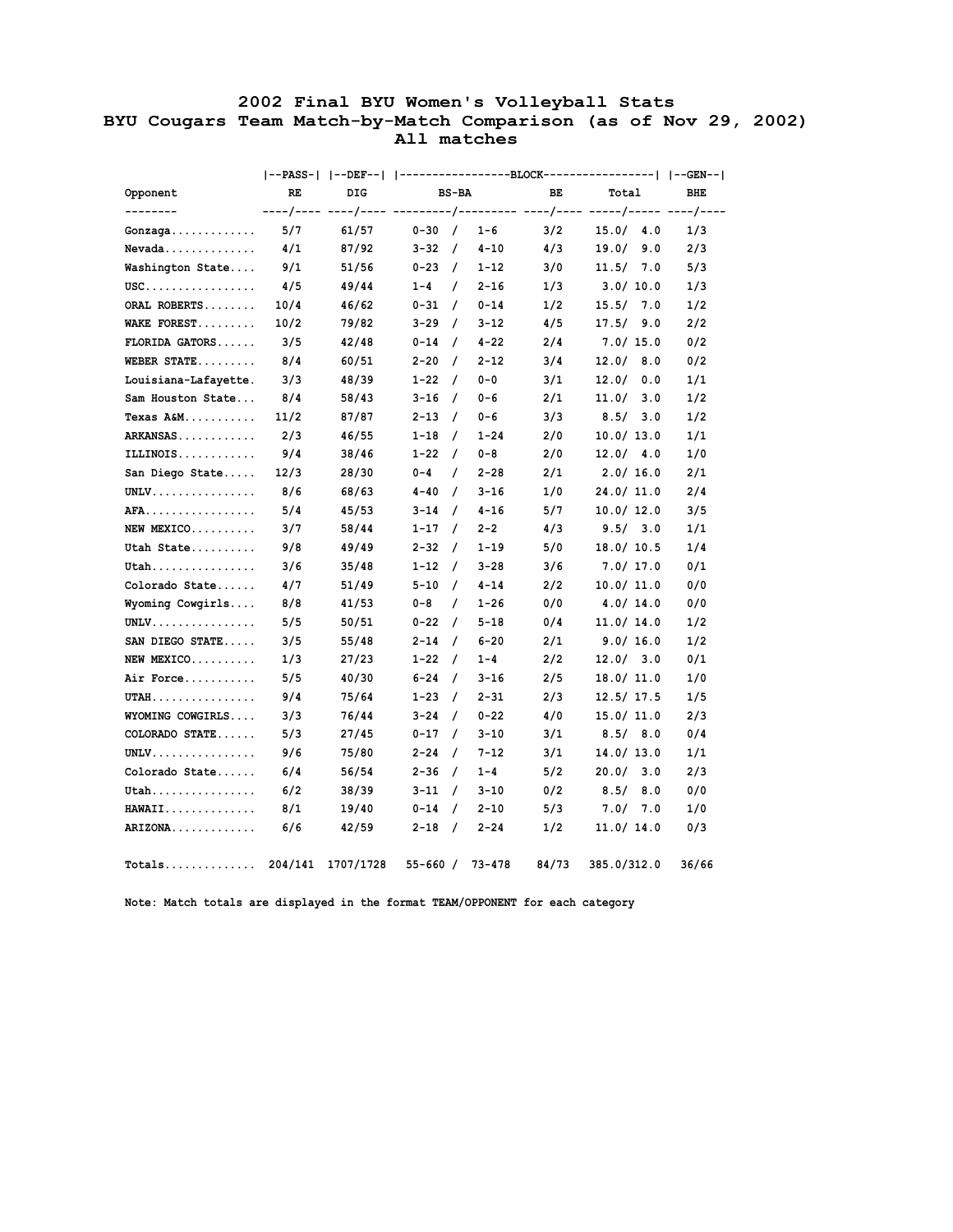# 2002 Final BYU Women's Volleyball Stats

## BYU Cougars Team Match-by-Match Comparison (as of Nov 29, 2002)

### All matches

| | --PASS-- | --DEF-- | --BLOCK-- | | | | --GEN-- |
|---|---|---|---|---|---|---|---|
| Opponent | RE | DIG | BS-BA | | BE | Total | BHE |
| Gonzaga | 5/7 | 61/57 | 0-30 / | 1-6 | 3/2 | 15.0/ 4.0 | 1/3 |
| Nevada | 4/1 | 87/92 | 3-32 / | 4-10 | 4/3 | 19.0/ 9.0 | 2/3 |
| Washington State | 9/1 | 51/56 | 0-23 / | 1-12 | 3/0 | 11.5/ 7.0 | 5/3 |
| USC | 4/5 | 49/44 | 1-4 / | 2-16 | 1/3 | 3.0/ 10.0 | 1/3 |
| ORAL ROBERTS | 10/4 | 46/62 | 0-31 / | 0-14 | 1/2 | 15.5/ 7.0 | 1/2 |
| WAKE FOREST | 10/2 | 79/82 | 3-29 / | 3-12 | 4/5 | 17.5/ 9.0 | 2/2 |
| FLORIDA GATORS | 3/5 | 42/48 | 0-14 / | 4-22 | 2/4 | 7.0/ 15.0 | 0/2 |
| WEBER STATE | 8/4 | 60/51 | 2-20 / | 2-12 | 3/4 | 12.0/ 8.0 | 0/2 |
| Louisiana-Lafayette | 3/3 | 48/39 | 1-22 / | 0-0 | 3/1 | 12.0/ 0.0 | 1/1 |
| Sam Houston State | 8/4 | 58/43 | 3-16 / | 0-6 | 2/1 | 11.0/ 3.0 | 1/2 |
| Texas A&M | 11/2 | 87/87 | 2-13 / | 0-6 | 3/3 | 8.5/ 3.0 | 1/2 |
| ARKANSAS | 2/3 | 46/55 | 1-18 / | 1-24 | 2/0 | 10.0/ 13.0 | 1/1 |
| ILLINOIS | 9/4 | 38/46 | 1-22 / | 0-8 | 2/0 | 12.0/ 4.0 | 1/0 |
| San Diego State | 12/3 | 28/30 | 0-4 / | 2-28 | 2/1 | 2.0/ 16.0 | 2/1 |
| UNLV | 8/6 | 68/63 | 4-40 / | 3-16 | 1/0 | 24.0/ 11.0 | 2/4 |
| AFA | 5/4 | 45/53 | 3-14 / | 4-16 | 5/7 | 10.0/ 12.0 | 3/5 |
| NEW MEXICO | 3/7 | 58/44 | 1-17 / | 2-2 | 4/3 | 9.5/ 3.0 | 1/1 |
| Utah State | 9/8 | 49/49 | 2-32 / | 1-19 | 5/0 | 18.0/ 10.5 | 1/4 |
| Utah | 3/6 | 35/48 | 1-12 / | 3-28 | 3/6 | 7.0/ 17.0 | 0/1 |
| Colorado State | 4/7 | 51/49 | 5-10 / | 4-14 | 2/2 | 10.0/ 11.0 | 0/0 |
| Wyoming Cowgirls | 8/8 | 41/53 | 0-8 / | 1-26 | 0/0 | 4.0/ 14.0 | 0/0 |
| UNLV | 5/5 | 50/51 | 0-22 / | 5-18 | 0/4 | 11.0/ 14.0 | 1/2 |
| SAN DIEGO STATE | 3/5 | 55/48 | 2-14 / | 6-20 | 2/1 | 9.0/ 16.0 | 1/2 |
| NEW MEXICO | 1/3 | 27/23 | 1-22 / | 1-4 | 2/2 | 12.0/ 3.0 | 0/1 |
| Air Force | 5/5 | 40/30 | 6-24 / | 3-16 | 2/5 | 18.0/ 11.0 | 1/0 |
| UTAH | 9/4 | 75/64 | 1-23 / | 2-31 | 2/3 | 12.5/ 17.5 | 1/5 |
| WYOMING COWGIRLS | 3/3 | 76/44 | 3-24 / | 0-22 | 4/0 | 15.0/ 11.0 | 2/3 |
| COLORADO STATE | 5/3 | 27/45 | 0-17 / | 3-10 | 3/1 | 8.5/ 8.0 | 0/4 |
| UNLV | 9/6 | 75/80 | 2-24 / | 7-12 | 3/1 | 14.0/ 13.0 | 1/1 |
| Colorado State | 6/4 | 56/54 | 2-36 / | 1-4 | 5/2 | 20.0/ 3.0 | 2/3 |
| Utah | 6/2 | 38/39 | 3-11 / | 3-10 | 0/2 | 8.5/ 8.0 | 0/0 |
| HAWAII | 8/1 | 19/40 | 0-14 / | 2-10 | 5/3 | 7.0/ 7.0 | 1/0 |
| ARIZONA | 6/6 | 42/59 | 2-18 / | 2-24 | 1/2 | 11.0/ 14.0 | 0/3 |
| Totals | 204/141 | 1707/1728 | 55-660 / | 73-478 | 84/73 | 385.0/312.0 | 36/66 |

Note: Match totals are displayed in the format TEAM/OPPONENT for each category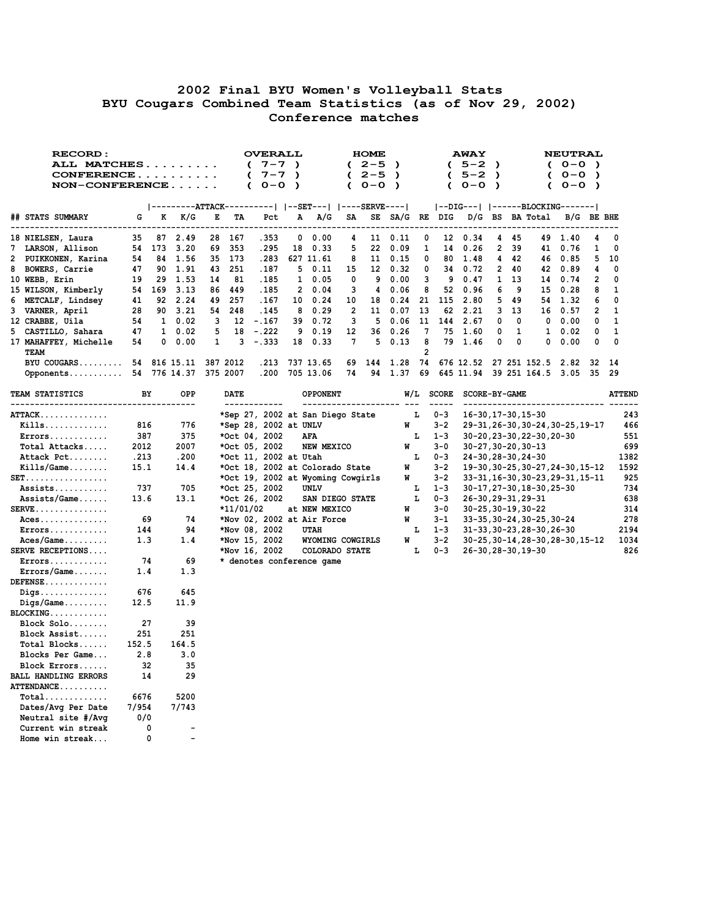# 2002 Final BYU Women's Volleyball Stats
## BYU Cougars Combined Team Statistics (as of Nov 29, 2002)
### Conference matches

| RECORD: | OVERALL | HOME | AWAY | NEUTRAL |
|---|---|---|---|---|
| ALL MATCHES.......... | ( 7-7 ) | ( 2-5 ) | ( 5-2 ) | ( 0-0 ) |
| CONFERENCE.......... | ( 7-7 ) | ( 2-5 ) | ( 5-2 ) | ( 0-0 ) |
| NON-CONFERENCE...... | ( 0-0 ) | ( 0-0 ) | ( 0-0 ) | ( 0-0 ) |

| | | ATTACK | | | | | SET | | SERVE | | | | DIG | | BLOCKING | | | | | |
|---|---|---|---|---|---|---|---|---|---|---|---|---|---|---|---|---|---|---|---|---|
| ## STATS SUMMARY | G | K | K/G | E | TA | Pct | A | A/G | SA | SE | SA/G | RE | DIG | D/G | BS | BA | Total | B/G | BE | BHE |
| 18 NIELSEN, Laura | 35 | 87 | 2.49 | 28 | 167 | .353 | 0 | 0.00 | 4 | 11 | 0.11 | 0 | 12 | 0.34 | 4 | 45 | 49 | 1.40 | 4 | 0 |
| 7 LARSON, Allison | 54 | 173 | 3.20 | 69 | 353 | .295 | 18 | 0.33 | 5 | 22 | 0.09 | 1 | 14 | 0.26 | 2 | 39 | 41 | 0.76 | 1 | 0 |
| 2 PUIKKONEN, Karina | 54 | 84 | 1.56 | 35 | 173 | .283 | 627 | 11.61 | 8 | 11 | 0.15 | 0 | 80 | 1.48 | 4 | 42 | 46 | 0.85 | 5 | 10 |
| 8 BOWERS, Carrie | 47 | 90 | 1.91 | 43 | 251 | .187 | 5 | 0.11 | 15 | 12 | 0.32 | 0 | 34 | 0.72 | 2 | 40 | 42 | 0.89 | 4 | 0 |
| 10 WEBB, Erin | 19 | 29 | 1.53 | 14 | 81 | .185 | 1 | 0.05 | 0 | 9 | 0.00 | 3 | 9 | 0.47 | 1 | 13 | 14 | 0.74 | 2 | 0 |
| 15 WILSON, Kimberly | 54 | 169 | 3.13 | 86 | 449 | .185 | 2 | 0.04 | 3 | 4 | 0.06 | 8 | 52 | 0.96 | 6 | 9 | 15 | 0.28 | 8 | 1 |
| 6 METCALF, Lindsey | 41 | 92 | 2.24 | 49 | 257 | .167 | 10 | 0.24 | 10 | 18 | 0.24 | 21 | 115 | 2.80 | 5 | 49 | 54 | 1.32 | 6 | 0 |
| 3 VARNER, April | 28 | 90 | 3.21 | 54 | 248 | .145 | 8 | 0.29 | 2 | 11 | 0.07 | 13 | 62 | 2.21 | 3 | 13 | 16 | 0.57 | 2 | 1 |
| 12 CRABBE, Uila | 54 | 1 | 0.02 | 3 | 12 | -.167 | 39 | 0.72 | 3 | 5 | 0.06 | 11 | 144 | 2.67 | 0 | 0 | 0 | 0.00 | 0 | 1 |
| 5 CASTILLO, Sahara | 47 | 1 | 0.02 | 5 | 18 | -.222 | 9 | 0.19 | 12 | 36 | 0.26 | 7 | 75 | 1.60 | 0 | 1 | 1 | 0.02 | 0 | 1 |
| 17 MAHAFFEY, Michelle | 54 | 0 | 0.00 | 1 | 3 | -.333 | 18 | 0.33 | 7 | 5 | 0.13 | 8 | 79 | 1.46 | 0 | 0 | 0 | 0.00 | 0 | 0 |
| TEAM | | | | | | | | | | | | 2 | | | | | | | | |
| BYU COUGARS......... | 54 | 816 | 15.11 | 387 | 2012 | .213 | 737 | 13.65 | 69 | 144 | 1.28 | 74 | 676 | 12.52 | 27 | 251 | 152.5 | 2.82 | 32 | 14 |
| Opponents.......... | 54 | 776 | 14.37 | 375 | 2007 | .200 | 705 | 13.06 | 74 | 94 | 1.37 | 69 | 645 | 11.94 | 39 | 251 | 164.5 | 3.05 | 35 | 29 |

| TEAM STATISTICS | BY | OPP |
|---|---|---|
| ATTACK.............. | | |
| Kills............. | 816 | 776 |
| Errors............ | 387 | 375 |
| Total Attacks..... | 2012 | 2007 |
| Attack Pct........ | .213 | .200 |
| Kills/Game........ | 15.1 | 14.4 |
| SET................. | | |
| Assists........... | 737 | 705 |
| Assists/Game...... | 13.6 | 13.1 |
| SERVE............... | | |
| Aces.............. | 69 | 74 |
| Errors............ | 144 | 94 |
| Aces/Game......... | 1.3 | 1.4 |
| SERVE RECEPTIONS.... | | |
| Errors............ | 74 | 69 |
| Errors/Game....... | 1.4 | 1.3 |
| DEFENSE............. | | |
| Digs.............. | 676 | 645 |
| Digs/Game......... | 12.5 | 11.9 |
| BLOCKING............ | | |
| Block Solo........ | 27 | 39 |
| Block Assist...... | 251 | 251 |
| Total Blocks...... | 152.5 | 164.5 |
| Blocks Per Game... | 2.8 | 3.0 |
| Block Errors...... | 32 | 35 |
| BALL HANDLING ERRORS | 14 | 29 |
| ATTENDANCE.......... | | |
| Total............. | 6676 | 5200 |
| Dates/Avg Per Date | 7/954 | 7/743 |
| Neutral site #/Avg | 0/0 | |
| Current win streak | 0 | - |
| Home win streak... | 0 | - |

| DATE | OPPONENT | W/L | SCORE | SCORE-BY-GAME | ATTEND |
|---|---|---|---|---|---|
| *Sep 27, 2002 | at San Diego State | L | 0-3 | 16-30,17-30,15-30 | 243 |
| *Sep 28, 2002 | at UNLV | W | 3-2 | 29-31,26-30,30-24,30-25,19-17 | 466 |
| *Oct 04, 2002 | AFA | L | 1-3 | 30-20,23-30,22-30,20-30 | 551 |
| *Oct 05, 2002 | NEW MEXICO | W | 3-0 | 30-27,30-20,30-13 | 699 |
| *Oct 11, 2002 | at Utah | L | 0-3 | 24-30,28-30,24-30 | 1382 |
| *Oct 18, 2002 | at Colorado State | W | 3-2 | 19-30,30-25,30-27,24-30,15-12 | 1592 |
| *Oct 19, 2002 | at Wyoming Cowgirls | W | 3-2 | 33-31,16-30,30-23,29-31,15-11 | 925 |
| *Oct 25, 2002 | UNLV | L | 1-3 | 30-17,27-30,18-30,25-30 | 734 |
| *Oct 26, 2002 | SAN DIEGO STATE | L | 0-3 | 26-30,29-31,29-31 | 638 |
| *11/01/02 | at NEW MEXICO | W | 3-0 | 30-25,30-19,30-22 | 314 |
| *Nov 02, 2002 | at Air Force | W | 3-1 | 33-35,30-24,30-25,30-24 | 278 |
| *Nov 08, 2002 | UTAH | L | 1-3 | 31-33,30-23,28-30,26-30 | 2194 |
| *Nov 15, 2002 | WYOMING COWGIRLS | W | 3-2 | 30-25,30-14,28-30,28-30,15-12 | 1034 |
| *Nov 16, 2002 | COLORADO STATE | L | 0-3 | 26-30,28-30,19-30 | 826 |

* denotes conference game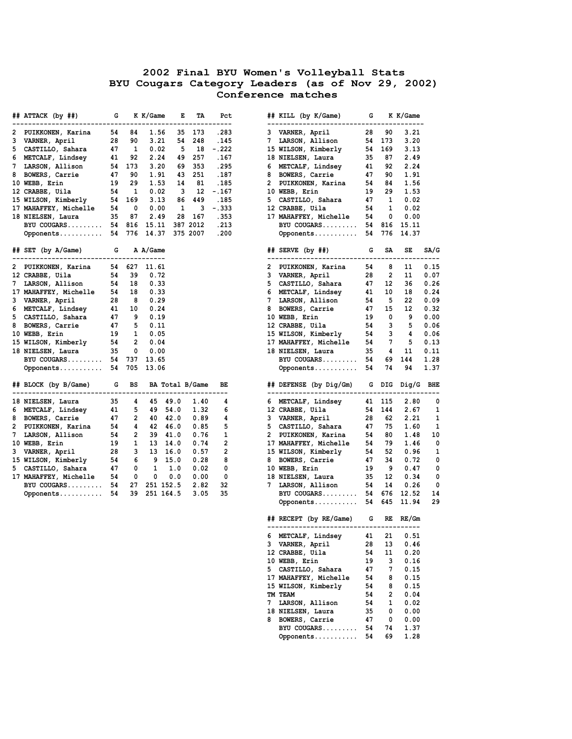# 2002 Final BYU Women's Volleyball Stats
## BYU Cougars Category Leaders (as of Nov 29, 2002)
### Conference matches

| ## ATTACK (by ##) | G | K | K/Game | E | TA | Pct |
|---|---|---|---|---|---|---|
| 2 PUIKKONEN, Karina | 54 | 84 | 1.56 | 35 | 173 | .283 |
| 3 VARNER, April | 28 | 90 | 3.21 | 54 | 248 | .145 |
| 5 CASTILLO, Sahara | 47 | 1 | 0.02 | 5 | 18 | -.222 |
| 6 METCALF, Lindsey | 41 | 92 | 2.24 | 49 | 257 | .167 |
| 7 LARSON, Allison | 54 | 173 | 3.20 | 69 | 353 | .295 |
| 8 BOWERS, Carrie | 47 | 90 | 1.91 | 43 | 251 | .187 |
| 10 WEBB, Erin | 19 | 29 | 1.53 | 14 | 81 | .185 |
| 12 CRABBE, Uila | 54 | 1 | 0.02 | 3 | 12 | -.167 |
| 15 WILSON, Kimberly | 54 | 169 | 3.13 | 86 | 449 | .185 |
| 17 MAHAFFEY, Michelle | 54 | 0 | 0.00 | 1 | 3 | -.333 |
| 18 NIELSEN, Laura | 35 | 87 | 2.49 | 28 | 167 | .353 |
| BYU COUGARS......... | 54 | 816 | 15.11 | 387 | 2012 | .213 |
| Opponents........... | 54 | 776 | 14.37 | 375 | 2007 | .200 |

| ## KILL (by K/Game) | G | K | K/Game |
|---|---|---|---|
| 3 VARNER, April | 28 | 90 | 3.21 |
| 7 LARSON, Allison | 54 | 173 | 3.20 |
| 15 WILSON, Kimberly | 54 | 169 | 3.13 |
| 18 NIELSEN, Laura | 35 | 87 | 2.49 |
| 6 METCALF, Lindsey | 41 | 92 | 2.24 |
| 8 BOWERS, Carrie | 47 | 90 | 1.91 |
| 2 PUIKKONEN, Karina | 54 | 84 | 1.56 |
| 10 WEBB, Erin | 19 | 29 | 1.53 |
| 5 CASTILLO, Sahara | 47 | 1 | 0.02 |
| 12 CRABBE, Uila | 54 | 1 | 0.02 |
| 17 MAHAFFEY, Michelle | 54 | 0 | 0.00 |
| BYU COUGARS......... | 54 | 816 | 15.11 |
| Opponents........... | 54 | 776 | 14.37 |

| ## SET (by A/Game) | G | A | A/Game |
|---|---|---|---|
| 2 PUIKKONEN, Karina | 54 | 627 | 11.61 |
| 12 CRABBE, Uila | 54 | 39 | 0.72 |
| 7 LARSON, Allison | 54 | 18 | 0.33 |
| 17 MAHAFFEY, Michelle | 54 | 18 | 0.33 |
| 3 VARNER, April | 28 | 8 | 0.29 |
| 6 METCALF, Lindsey | 41 | 10 | 0.24 |
| 5 CASTILLO, Sahara | 47 | 9 | 0.19 |
| 8 BOWERS, Carrie | 47 | 5 | 0.11 |
| 10 WEBB, Erin | 19 | 1 | 0.05 |
| 15 WILSON, Kimberly | 54 | 2 | 0.04 |
| 18 NIELSEN, Laura | 35 | 0 | 0.00 |
| BYU COUGARS......... | 54 | 737 | 13.65 |
| Opponents........... | 54 | 705 | 13.06 |

| ## SERVE (by ##) | G | SA | SE | SA/G |
|---|---|---|---|---|
| 2 PUIKKONEN, Karina | 54 | 8 | 11 | 0.15 |
| 3 VARNER, April | 28 | 2 | 11 | 0.07 |
| 5 CASTILLO, Sahara | 47 | 12 | 36 | 0.26 |
| 6 METCALF, Lindsey | 41 | 10 | 18 | 0.24 |
| 7 LARSON, Allison | 54 | 5 | 22 | 0.09 |
| 8 BOWERS, Carrie | 47 | 15 | 12 | 0.32 |
| 10 WEBB, Erin | 19 | 0 | 9 | 0.00 |
| 12 CRABBE, Uila | 54 | 3 | 5 | 0.06 |
| 15 WILSON, Kimberly | 54 | 3 | 4 | 0.06 |
| 17 MAHAFFEY, Michelle | 54 | 7 | 5 | 0.13 |
| 18 NIELSEN, Laura | 35 | 4 | 11 | 0.11 |
| BYU COUGARS......... | 54 | 69 | 144 | 1.28 |
| Opponents........... | 54 | 74 | 94 | 1.37 |

| ## BLOCK (by B/Game) | G | BS | BA | Total | B/Game | BE |
|---|---|---|---|---|---|---|
| 18 NIELSEN, Laura | 35 | 4 | 45 | 49.0 | 1.40 | 4 |
| 6 METCALF, Lindsey | 41 | 5 | 49 | 54.0 | 1.32 | 6 |
| 8 BOWERS, Carrie | 47 | 2 | 40 | 42.0 | 0.89 | 4 |
| 2 PUIKKONEN, Karina | 54 | 4 | 42 | 46.0 | 0.85 | 5 |
| 7 LARSON, Allison | 54 | 2 | 39 | 41.0 | 0.76 | 1 |
| 10 WEBB, Erin | 19 | 1 | 13 | 14.0 | 0.74 | 2 |
| 3 VARNER, April | 28 | 3 | 13 | 16.0 | 0.57 | 2 |
| 15 WILSON, Kimberly | 54 | 6 | 9 | 15.0 | 0.28 | 8 |
| 5 CASTILLO, Sahara | 47 | 0 | 1 | 1.0 | 0.02 | 0 |
| 17 MAHAFFEY, Michelle | 54 | 0 | 0 | 0.0 | 0.00 | 0 |
| BYU COUGARS......... | 54 | 27 | 251 | 152.5 | 2.82 | 32 |
| Opponents........... | 54 | 39 | 251 | 164.5 | 3.05 | 35 |

| ## DEFENSE (by Dig/Gm) | G | DIG | Dig/G | BHE |
|---|---|---|---|---|
| 6 METCALF, Lindsey | 41 | 115 | 2.80 | 0 |
| 12 CRABBE, Uila | 54 | 144 | 2.67 | 1 |
| 3 VARNER, April | 28 | 62 | 2.21 | 1 |
| 5 CASTILLO, Sahara | 47 | 75 | 1.60 | 1 |
| 2 PUIKKONEN, Karina | 54 | 80 | 1.48 | 10 |
| 17 MAHAFFEY, Michelle | 54 | 79 | 1.46 | 0 |
| 15 WILSON, Kimberly | 54 | 52 | 0.96 | 1 |
| 8 BOWERS, Carrie | 47 | 34 | 0.72 | 0 |
| 10 WEBB, Erin | 19 | 9 | 0.47 | 0 |
| 18 NIELSEN, Laura | 35 | 12 | 0.34 | 0 |
| 7 LARSON, Allison | 54 | 14 | 0.26 | 0 |
| BYU COUGARS......... | 54 | 676 | 12.52 | 14 |
| Opponents........... | 54 | 645 | 11.94 | 29 |

| ## RECEPT (by RE/Game) | G | RE | RE/Gm |
|---|---|---|---|
| 6 METCALF, Lindsey | 41 | 21 | 0.51 |
| 3 VARNER, April | 28 | 13 | 0.46 |
| 12 CRABBE, Uila | 54 | 11 | 0.20 |
| 10 WEBB, Erin | 19 | 3 | 0.16 |
| 5 CASTILLO, Sahara | 47 | 7 | 0.15 |
| 17 MAHAFFEY, Michelle | 54 | 8 | 0.15 |
| 15 WILSON, Kimberly | 54 | 8 | 0.15 |
| TM TEAM | 54 | 2 | 0.04 |
| 7 LARSON, Allison | 54 | 1 | 0.02 |
| 18 NIELSEN, Laura | 35 | 0 | 0.00 |
| 8 BOWERS, Carrie | 47 | 0 | 0.00 |
| BYU COUGARS......... | 54 | 74 | 1.37 |
| Opponents........... | 54 | 69 | 1.28 |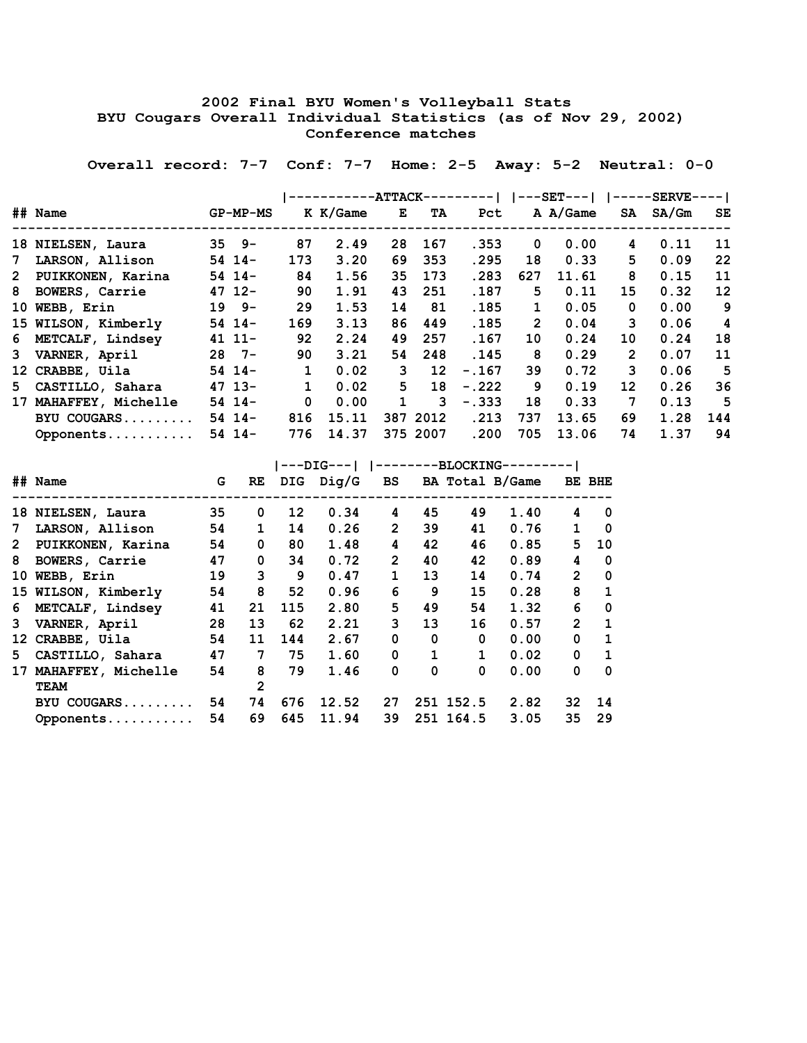# 2002 Final BYU Women's Volleyball Stats

## BYU Cougars Overall Individual Statistics (as of Nov 29, 2002)

### Conference matches

**Overall record: 7-7  Conf: 7-7  Home: 2-5  Away: 5-2  Neutral: 0-0**

| ## | Name | GP-MP-MS | ATTACK K | K/Game | E | TA | Pct | SET A | A/Game | SERVE SA | SA/Gm | SE |
|---|---|---|---|---|---|---|---|---|---|---|---|---|
| 18 | NIELSEN, Laura | 35 9- | 87 | 2.49 | 28 | 167 | .353 | 0 | 0.00 | 4 | 0.11 | 11 |
| 7 | LARSON, Allison | 54 14- | 173 | 3.20 | 69 | 353 | .295 | 18 | 0.33 | 5 | 0.09 | 22 |
| 2 | PUIKKONEN, Karina | 54 14- | 84 | 1.56 | 35 | 173 | .283 | 627 | 11.61 | 8 | 0.15 | 11 |
| 8 | BOWERS, Carrie | 47 12- | 90 | 1.91 | 43 | 251 | .187 | 5 | 0.11 | 15 | 0.32 | 12 |
| 10 | WEBB, Erin | 19 9- | 29 | 1.53 | 14 | 81 | .185 | 1 | 0.05 | 0 | 0.00 | 9 |
| 15 | WILSON, Kimberly | 54 14- | 169 | 3.13 | 86 | 449 | .185 | 2 | 0.04 | 3 | 0.06 | 4 |
| 6 | METCALF, Lindsey | 41 11- | 92 | 2.24 | 49 | 257 | .167 | 10 | 0.24 | 10 | 0.24 | 18 |
| 3 | VARNER, April | 28 7- | 90 | 3.21 | 54 | 248 | .145 | 8 | 0.29 | 2 | 0.07 | 11 |
| 12 | CRABBE, Uila | 54 14- | 1 | 0.02 | 3 | 12 | -.167 | 39 | 0.72 | 3 | 0.06 | 5 |
| 5 | CASTILLO, Sahara | 47 13- | 1 | 0.02 | 5 | 18 | -.222 | 9 | 0.19 | 12 | 0.26 | 36 |
| 17 | MAHAFFEY, Michelle | 54 14- | 0 | 0.00 | 1 | 3 | -.333 | 18 | 0.33 | 7 | 0.13 | 5 |
| | BYU COUGARS......... | 54 14- | 816 | 15.11 | 387 | 2012 | .213 | 737 | 13.65 | 69 | 1.28 | 144 |
| | Opponents........... | 54 14- | 776 | 14.37 | 375 | 2007 | .200 | 705 | 13.06 | 74 | 1.37 | 94 |

| ## | Name | G | RE | DIG | Dig/G | BLOCKING BS | BA | Total | B/Game | BE | BHE |
|---|---|---|---|---|---|---|---|---|---|---|---|
| 18 | NIELSEN, Laura | 35 | 0 | 12 | 0.34 | 4 | 45 | 49 | 1.40 | 4 | 0 |
| 7 | LARSON, Allison | 54 | 1 | 14 | 0.26 | 2 | 39 | 41 | 0.76 | 1 | 0 |
| 2 | PUIKKONEN, Karina | 54 | 0 | 80 | 1.48 | 4 | 42 | 46 | 0.85 | 5 | 10 |
| 8 | BOWERS, Carrie | 47 | 0 | 34 | 0.72 | 2 | 40 | 42 | 0.89 | 4 | 0 |
| 10 | WEBB, Erin | 19 | 3 | 9 | 0.47 | 1 | 13 | 14 | 0.74 | 2 | 0 |
| 15 | WILSON, Kimberly | 54 | 8 | 52 | 0.96 | 6 | 9 | 15 | 0.28 | 8 | 1 |
| 6 | METCALF, Lindsey | 41 | 21 | 115 | 2.80 | 5 | 49 | 54 | 1.32 | 6 | 0 |
| 3 | VARNER, April | 28 | 13 | 62 | 2.21 | 3 | 13 | 16 | 0.57 | 2 | 1 |
| 12 | CRABBE, Uila | 54 | 11 | 144 | 2.67 | 0 | 0 | 0 | 0.00 | 0 | 1 |
| 5 | CASTILLO, Sahara | 47 | 7 | 75 | 1.60 | 0 | 1 | 1 | 0.02 | 0 | 1 |
| 17 | MAHAFFEY, Michelle | 54 | 8 | 79 | 1.46 | 0 | 0 | 0 | 0.00 | 0 | 0 |
| | TEAM | | 2 | | | | | | | | |
| | BYU COUGARS......... | 54 | 74 | 676 | 12.52 | 27 | 251 | 152.5 | 2.82 | 32 | 14 |
| | Opponents........... | 54 | 69 | 645 | 11.94 | 39 | 251 | 164.5 | 3.05 | 35 | 29 |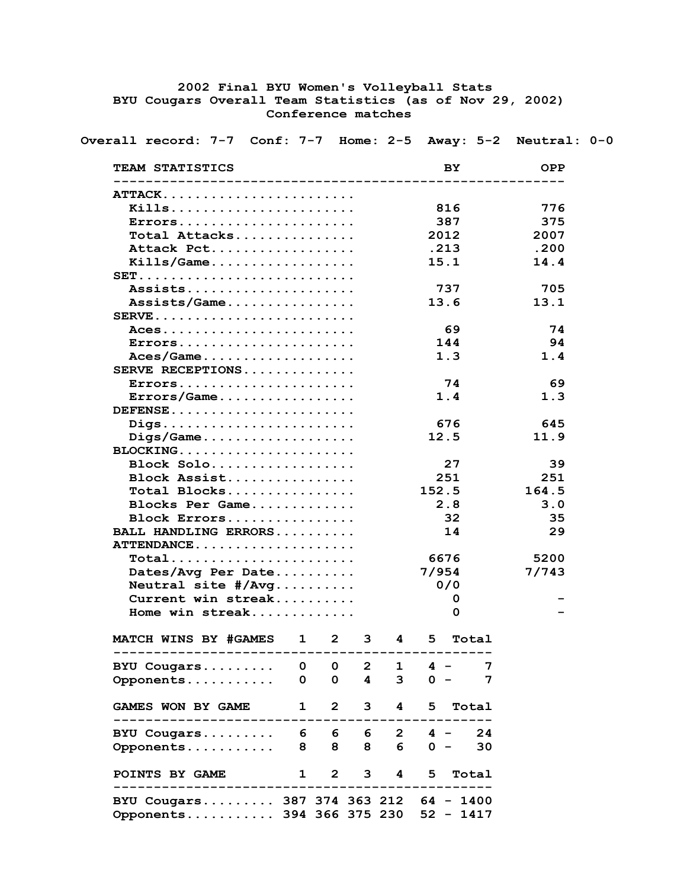# 2002 Final BYU Women's Volleyball Stats

## BYU Cougars Overall Team Statistics (as of Nov 29, 2002)

### Conference matches

Overall record: 7-7 Conf: 7-7 Home: 2-5 Away: 5-2 Neutral: 0-0

| TEAM STATISTICS | BY | OPP |
|---|---|---|
| **ATTACK** | | |
| Kills | 816 | 776 |
| Errors | 387 | 375 |
| Total Attacks | 2012 | 2007 |
| Attack Pct | .213 | .200 |
| Kills/Game | 15.1 | 14.4 |
| **SET** | | |
| Assists | 737 | 705 |
| Assists/Game | 13.6 | 13.1 |
| **SERVE** | | |
| Aces | 69 | 74 |
| Errors | 144 | 94 |
| Aces/Game | 1.3 | 1.4 |
| **SERVE RECEPTIONS** | | |
| Errors | 74 | 69 |
| Errors/Game | 1.4 | 1.3 |
| **DEFENSE** | | |
| Digs | 676 | 645 |
| Digs/Game | 12.5 | 11.9 |
| **BLOCKING** | | |
| Block Solo | 27 | 39 |
| Block Assist | 251 | 251 |
| Total Blocks | 152.5 | 164.5 |
| Blocks Per Game | 2.8 | 3.0 |
| Block Errors | 32 | 35 |
| **BALL HANDLING ERRORS** | 14 | 29 |
| **ATTENDANCE** | | |
| Total | 6676 | 5200 |
| Dates/Avg Per Date | 7/954 | 7/743 |
| Neutral site #/Avg | 0/0 | |
| Current win streak | 0 | - |
| Home win streak | 0 | - |

| MATCH WINS BY #GAMES | 1 | 2 | 3 | 4 | 5 | Total |
|---|---|---|---|---|---|---|
| BYU Cougars | 0 | 0 | 2 | 1 | 4 | 7 |
| Opponents | 0 | 0 | 4 | 3 | 0 | 7 |

| GAMES WON BY GAME | 1 | 2 | 3 | 4 | 5 | Total |
|---|---|---|---|---|---|---|
| BYU Cougars | 6 | 6 | 6 | 2 | 4 | 24 |
| Opponents | 8 | 8 | 8 | 6 | 0 | 30 |

| POINTS BY GAME | 1 | 2 | 3 | 4 | 5 | Total |
|---|---|---|---|---|---|---|
| BYU Cougars | 387 | 374 | 363 | 212 | 64 | 1400 |
| Opponents | 394 | 366 | 375 | 230 | 52 | 1417 |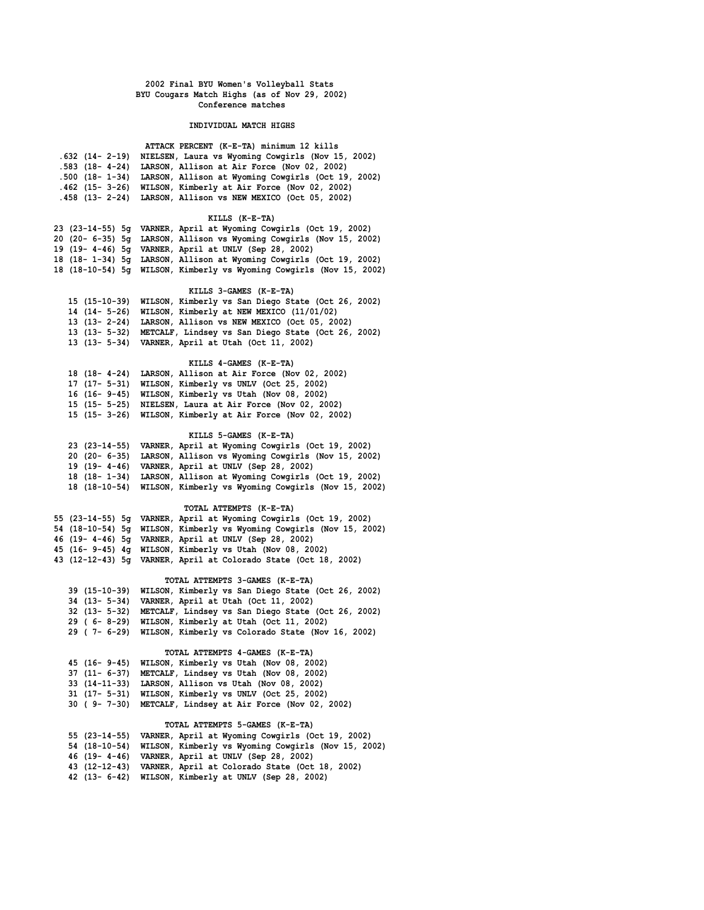**2002 Final BYU Women's Volleyball Stats**
**BYU Cougars Match Highs (as of Nov 29, 2002)**
**Conference matches**

## INDIVIDUAL MATCH HIGHS

### ATTACK PERCENT (K-E-TA) minimum 12 kills

```
 .632 (14- 2-19)  NIELSEN, Laura vs Wyoming Cowgirls (Nov 15, 2002)
 .583 (18- 4-24)  LARSON, Allison at Air Force (Nov 02, 2002)
 .500 (18- 1-34)  LARSON, Allison at Wyoming Cowgirls (Oct 19, 2002)
 .462 (15- 3-26)  WILSON, Kimberly at Air Force (Nov 02, 2002)
 .458 (13- 2-24)  LARSON, Allison vs NEW MEXICO (Oct 05, 2002)
```

### KILLS (K-E-TA)

```
23 (23-14-55) 5g  VARNER, April at Wyoming Cowgirls (Oct 19, 2002)
20 (20- 6-35) 5g  LARSON, Allison vs Wyoming Cowgirls (Nov 15, 2002)
19 (19- 4-46) 5g  VARNER, April at UNLV (Sep 28, 2002)
18 (18- 1-34) 5g  LARSON, Allison at Wyoming Cowgirls (Oct 19, 2002)
18 (18-10-54) 5g  WILSON, Kimberly vs Wyoming Cowgirls (Nov 15, 2002)
```

### KILLS 3-GAMES (K-E-TA)

```
   15 (15-10-39)  WILSON, Kimberly vs San Diego State (Oct 26, 2002)
   14 (14- 5-26)  WILSON, Kimberly at NEW MEXICO (11/01/02)
   13 (13- 2-24)  LARSON, Allison vs NEW MEXICO (Oct 05, 2002)
   13 (13- 5-32)  METCALF, Lindsey vs San Diego State (Oct 26, 2002)
   13 (13- 5-34)  VARNER, April at Utah (Oct 11, 2002)
```

### KILLS 4-GAMES (K-E-TA)

```
   18 (18- 4-24)  LARSON, Allison at Air Force (Nov 02, 2002)
   17 (17- 5-31)  WILSON, Kimberly vs UNLV (Oct 25, 2002)
   16 (16- 9-45)  WILSON, Kimberly vs Utah (Nov 08, 2002)
   15 (15- 5-25)  NIELSEN, Laura at Air Force (Nov 02, 2002)
   15 (15- 3-26)  WILSON, Kimberly at Air Force (Nov 02, 2002)
```

### KILLS 5-GAMES (K-E-TA)

```
   23 (23-14-55)  VARNER, April at Wyoming Cowgirls (Oct 19, 2002)
   20 (20- 6-35)  LARSON, Allison vs Wyoming Cowgirls (Nov 15, 2002)
   19 (19- 4-46)  VARNER, April at UNLV (Sep 28, 2002)
   18 (18- 1-34)  LARSON, Allison at Wyoming Cowgirls (Oct 19, 2002)
   18 (18-10-54)  WILSON, Kimberly vs Wyoming Cowgirls (Nov 15, 2002)
```

### TOTAL ATTEMPTS (K-E-TA)

```
55 (23-14-55) 5g  VARNER, April at Wyoming Cowgirls (Oct 19, 2002)
54 (18-10-54) 5g  WILSON, Kimberly vs Wyoming Cowgirls (Nov 15, 2002)
46 (19- 4-46) 5g  VARNER, April at UNLV (Sep 28, 2002)
45 (16- 9-45) 4g  WILSON, Kimberly vs Utah (Nov 08, 2002)
43 (12-12-43) 5g  VARNER, April at Colorado State (Oct 18, 2002)
```

### TOTAL ATTEMPTS 3-GAMES (K-E-TA)

```
   39 (15-10-39)  WILSON, Kimberly vs San Diego State (Oct 26, 2002)
   34 (13- 5-34)  VARNER, April at Utah (Oct 11, 2002)
   32 (13- 5-32)  METCALF, Lindsey vs San Diego State (Oct 26, 2002)
   29 ( 6- 8-29)  WILSON, Kimberly at Utah (Oct 11, 2002)
   29 ( 7- 6-29)  WILSON, Kimberly vs Colorado State (Nov 16, 2002)
```

### TOTAL ATTEMPTS 4-GAMES (K-E-TA)

```
   45 (16- 9-45)  WILSON, Kimberly vs Utah (Nov 08, 2002)
   37 (11- 6-37)  METCALF, Lindsey vs Utah (Nov 08, 2002)
   33 (14-11-33)  LARSON, Allison vs Utah (Nov 08, 2002)
   31 (17- 5-31)  WILSON, Kimberly vs UNLV (Oct 25, 2002)
   30 ( 9- 7-30)  METCALF, Lindsey at Air Force (Nov 02, 2002)
```

### TOTAL ATTEMPTS 5-GAMES (K-E-TA)

```
   55 (23-14-55)  VARNER, April at Wyoming Cowgirls (Oct 19, 2002)
   54 (18-10-54)  WILSON, Kimberly vs Wyoming Cowgirls (Nov 15, 2002)
   46 (19- 4-46)  VARNER, April at UNLV (Sep 28, 2002)
   43 (12-12-43)  VARNER, April at Colorado State (Oct 18, 2002)
   42 (13- 6-42)  WILSON, Kimberly at UNLV (Sep 28, 2002)
```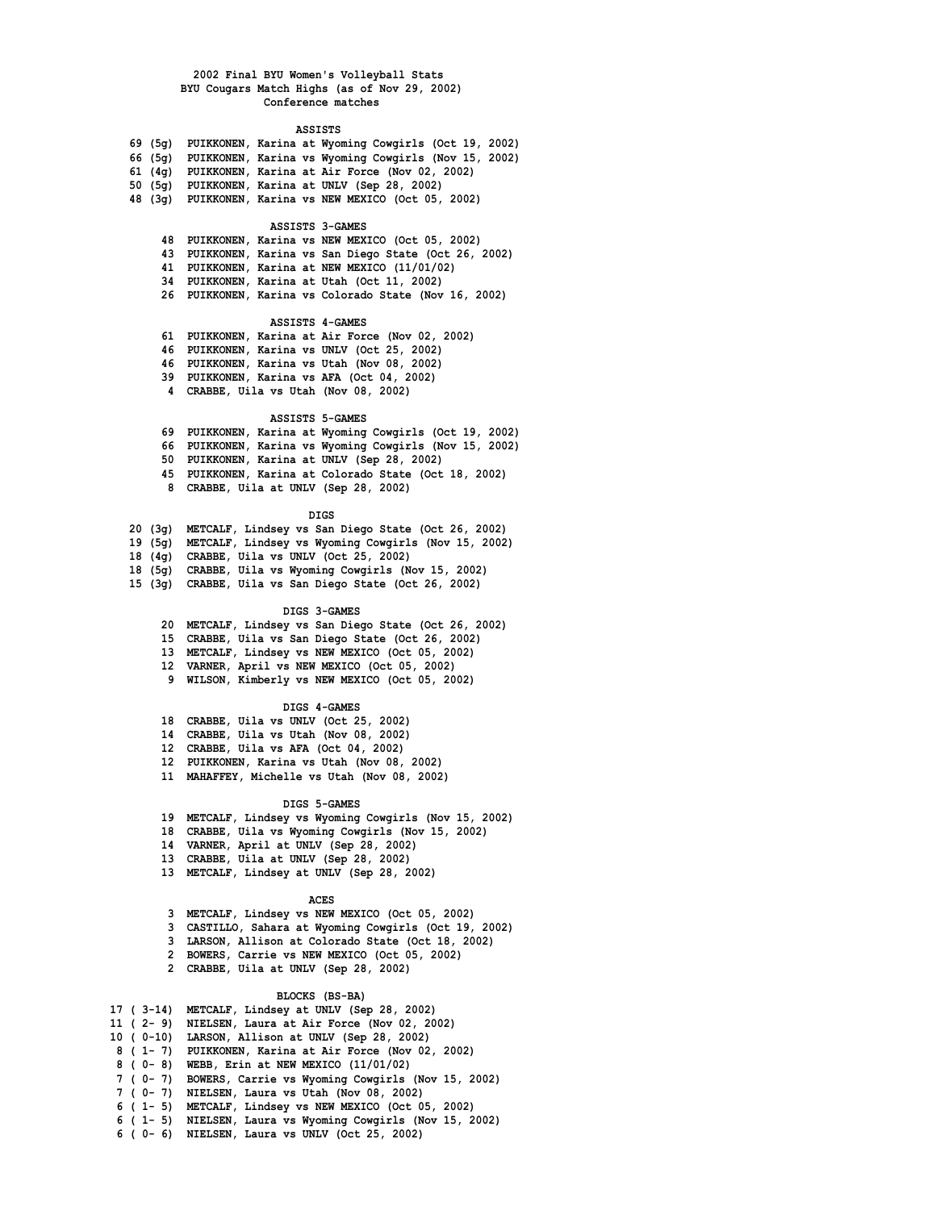# 2002 Final BYU Women's Volleyball Stats

## BYU Cougars Match Highs (as of Nov 29, 2002)

### Conference matches

#### ASSISTS

| Value | Player / Match |
|---|---|
| 69 (5g) | PUIKKONEN, Karina at Wyoming Cowgirls (Oct 19, 2002) |
| 66 (5g) | PUIKKONEN, Karina vs Wyoming Cowgirls (Nov 15, 2002) |
| 61 (4g) | PUIKKONEN, Karina at Air Force (Nov 02, 2002) |
| 50 (5g) | PUIKKONEN, Karina at UNLV (Sep 28, 2002) |
| 48 (3g) | PUIKKONEN, Karina vs NEW MEXICO (Oct 05, 2002) |

#### ASSISTS 3-GAMES

| Value | Player / Match |
|---|---|
| 48 | PUIKKONEN, Karina vs NEW MEXICO (Oct 05, 2002) |
| 43 | PUIKKONEN, Karina vs San Diego State (Oct 26, 2002) |
| 41 | PUIKKONEN, Karina at NEW MEXICO (11/01/02) |
| 34 | PUIKKONEN, Karina at Utah (Oct 11, 2002) |
| 26 | PUIKKONEN, Karina vs Colorado State (Nov 16, 2002) |

#### ASSISTS 4-GAMES

| Value | Player / Match |
|---|---|
| 61 | PUIKKONEN, Karina at Air Force (Nov 02, 2002) |
| 46 | PUIKKONEN, Karina vs UNLV (Oct 25, 2002) |
| 46 | PUIKKONEN, Karina vs Utah (Nov 08, 2002) |
| 39 | PUIKKONEN, Karina vs AFA (Oct 04, 2002) |
| 4 | CRABBE, Uila vs Utah (Nov 08, 2002) |

#### ASSISTS 5-GAMES

| Value | Player / Match |
|---|---|
| 69 | PUIKKONEN, Karina at Wyoming Cowgirls (Oct 19, 2002) |
| 66 | PUIKKONEN, Karina vs Wyoming Cowgirls (Nov 15, 2002) |
| 50 | PUIKKONEN, Karina at UNLV (Sep 28, 2002) |
| 45 | PUIKKONEN, Karina at Colorado State (Oct 18, 2002) |
| 8 | CRABBE, Uila at UNLV (Sep 28, 2002) |

#### DIGS

| Value | Player / Match |
|---|---|
| 20 (3g) | METCALF, Lindsey vs San Diego State (Oct 26, 2002) |
| 19 (5g) | METCALF, Lindsey vs Wyoming Cowgirls (Nov 15, 2002) |
| 18 (4g) | CRABBE, Uila vs UNLV (Oct 25, 2002) |
| 18 (5g) | CRABBE, Uila vs Wyoming Cowgirls (Nov 15, 2002) |
| 15 (3g) | CRABBE, Uila vs San Diego State (Oct 26, 2002) |

#### DIGS 3-GAMES

| Value | Player / Match |
|---|---|
| 20 | METCALF, Lindsey vs San Diego State (Oct 26, 2002) |
| 15 | CRABBE, Uila vs San Diego State (Oct 26, 2002) |
| 13 | METCALF, Lindsey vs NEW MEXICO (Oct 05, 2002) |
| 12 | VARNER, April vs NEW MEXICO (Oct 05, 2002) |
| 9 | WILSON, Kimberly vs NEW MEXICO (Oct 05, 2002) |

#### DIGS 4-GAMES

| Value | Player / Match |
|---|---|
| 18 | CRABBE, Uila vs UNLV (Oct 25, 2002) |
| 14 | CRABBE, Uila vs Utah (Nov 08, 2002) |
| 12 | CRABBE, Uila vs AFA (Oct 04, 2002) |
| 12 | PUIKKONEN, Karina vs Utah (Nov 08, 2002) |
| 11 | MAHAFFEY, Michelle vs Utah (Nov 08, 2002) |

#### DIGS 5-GAMES

| Value | Player / Match |
|---|---|
| 19 | METCALF, Lindsey vs Wyoming Cowgirls (Nov 15, 2002) |
| 18 | CRABBE, Uila vs Wyoming Cowgirls (Nov 15, 2002) |
| 14 | VARNER, April at UNLV (Sep 28, 2002) |
| 13 | CRABBE, Uila at UNLV (Sep 28, 2002) |
| 13 | METCALF, Lindsey at UNLV (Sep 28, 2002) |

#### ACES

| Value | Player / Match |
|---|---|
| 3 | METCALF, Lindsey vs NEW MEXICO (Oct 05, 2002) |
| 3 | CASTILLO, Sahara at Wyoming Cowgirls (Oct 19, 2002) |
| 3 | LARSON, Allison at Colorado State (Oct 18, 2002) |
| 2 | BOWERS, Carrie vs NEW MEXICO (Oct 05, 2002) |
| 2 | CRABBE, Uila at UNLV (Sep 28, 2002) |

#### BLOCKS (BS-BA)

| Value | Player / Match |
|---|---|
| 17 ( 3-14) | METCALF, Lindsey at UNLV (Sep 28, 2002) |
| 11 ( 2- 9) | NIELSEN, Laura at Air Force (Nov 02, 2002) |
| 10 ( 0-10) | LARSON, Allison at UNLV (Sep 28, 2002) |
| 8 ( 1- 7) | PUIKKONEN, Karina at Air Force (Nov 02, 2002) |
| 8 ( 0- 8) | WEBB, Erin at NEW MEXICO (11/01/02) |
| 7 ( 0- 7) | BOWERS, Carrie vs Wyoming Cowgirls (Nov 15, 2002) |
| 7 ( 0- 7) | NIELSEN, Laura vs Utah (Nov 08, 2002) |
| 6 ( 1- 5) | METCALF, Lindsey vs NEW MEXICO (Oct 05, 2002) |
| 6 ( 1- 5) | NIELSEN, Laura vs Wyoming Cowgirls (Nov 15, 2002) |
| 6 ( 0- 6) | NIELSEN, Laura vs UNLV (Oct 25, 2002) |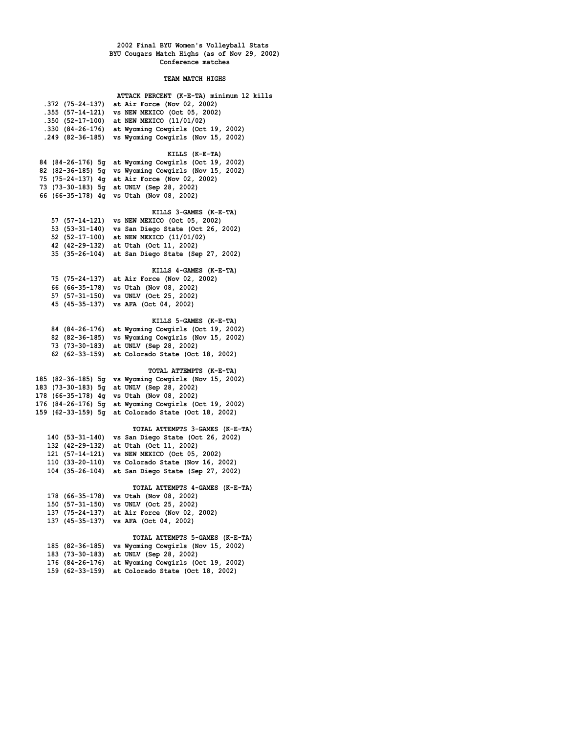# 2002 Final BYU Women's Volleyball Stats

## BYU Cougars Match Highs (as of Nov 29, 2002)

### Conference matches

### TEAM MATCH HIGHS

**ATTACK PERCENT (K-E-TA) minimum 12 kills**

| Value | K-E-TA | Opponent |
|---|---|---|
| .372 | (75-24-137) | at Air Force (Nov 02, 2002) |
| .355 | (57-14-121) | vs NEW MEXICO (Oct 05, 2002) |
| .350 | (52-17-100) | at NEW MEXICO (11/01/02) |
| .330 | (84-26-176) | at Wyoming Cowgirls (Oct 19, 2002) |
| .249 | (82-36-185) | vs Wyoming Cowgirls (Nov 15, 2002) |

**KILLS (K-E-TA)**

| Value | K-E-TA | Games | Opponent |
|---|---|---|---|
| 84 | (84-26-176) | 5g | at Wyoming Cowgirls (Oct 19, 2002) |
| 82 | (82-36-185) | 5g | vs Wyoming Cowgirls (Nov 15, 2002) |
| 75 | (75-24-137) | 4g | at Air Force (Nov 02, 2002) |
| 73 | (73-30-183) | 5g | at UNLV (Sep 28, 2002) |
| 66 | (66-35-178) | 4g | vs Utah (Nov 08, 2002) |

**KILLS 3-GAMES (K-E-TA)**

| Value | K-E-TA | Opponent |
|---|---|---|
| 57 | (57-14-121) | vs NEW MEXICO (Oct 05, 2002) |
| 53 | (53-31-140) | vs San Diego State (Oct 26, 2002) |
| 52 | (52-17-100) | at NEW MEXICO (11/01/02) |
| 42 | (42-29-132) | at Utah (Oct 11, 2002) |
| 35 | (35-26-104) | at San Diego State (Sep 27, 2002) |

**KILLS 4-GAMES (K-E-TA)**

| Value | K-E-TA | Opponent |
|---|---|---|
| 75 | (75-24-137) | at Air Force (Nov 02, 2002) |
| 66 | (66-35-178) | vs Utah (Nov 08, 2002) |
| 57 | (57-31-150) | vs UNLV (Oct 25, 2002) |
| 45 | (45-35-137) | vs AFA (Oct 04, 2002) |

**KILLS 5-GAMES (K-E-TA)**

| Value | K-E-TA | Opponent |
|---|---|---|
| 84 | (84-26-176) | at Wyoming Cowgirls (Oct 19, 2002) |
| 82 | (82-36-185) | vs Wyoming Cowgirls (Nov 15, 2002) |
| 73 | (73-30-183) | at UNLV (Sep 28, 2002) |
| 62 | (62-33-159) | at Colorado State (Oct 18, 2002) |

**TOTAL ATTEMPTS (K-E-TA)**

| Value | K-E-TA | Games | Opponent |
|---|---|---|---|
| 185 | (82-36-185) | 5g | vs Wyoming Cowgirls (Nov 15, 2002) |
| 183 | (73-30-183) | 5g | at UNLV (Sep 28, 2002) |
| 178 | (66-35-178) | 4g | vs Utah (Nov 08, 2002) |
| 176 | (84-26-176) | 5g | at Wyoming Cowgirls (Oct 19, 2002) |
| 159 | (62-33-159) | 5g | at Colorado State (Oct 18, 2002) |

**TOTAL ATTEMPTS 3-GAMES (K-E-TA)**

| Value | K-E-TA | Opponent |
|---|---|---|
| 140 | (53-31-140) | vs San Diego State (Oct 26, 2002) |
| 132 | (42-29-132) | at Utah (Oct 11, 2002) |
| 121 | (57-14-121) | vs NEW MEXICO (Oct 05, 2002) |
| 110 | (33-20-110) | vs Colorado State (Nov 16, 2002) |
| 104 | (35-26-104) | at San Diego State (Sep 27, 2002) |

**TOTAL ATTEMPTS 4-GAMES (K-E-TA)**

| Value | K-E-TA | Opponent |
|---|---|---|
| 178 | (66-35-178) | vs Utah (Nov 08, 2002) |
| 150 | (57-31-150) | vs UNLV (Oct 25, 2002) |
| 137 | (75-24-137) | at Air Force (Nov 02, 2002) |
| 137 | (45-35-137) | vs AFA (Oct 04, 2002) |

**TOTAL ATTEMPTS 5-GAMES (K-E-TA)**

| Value | K-E-TA | Opponent |
|---|---|---|
| 185 | (82-36-185) | vs Wyoming Cowgirls (Nov 15, 2002) |
| 183 | (73-30-183) | at UNLV (Sep 28, 2002) |
| 176 | (84-26-176) | at Wyoming Cowgirls (Oct 19, 2002) |
| 159 | (62-33-159) | at Colorado State (Oct 18, 2002) |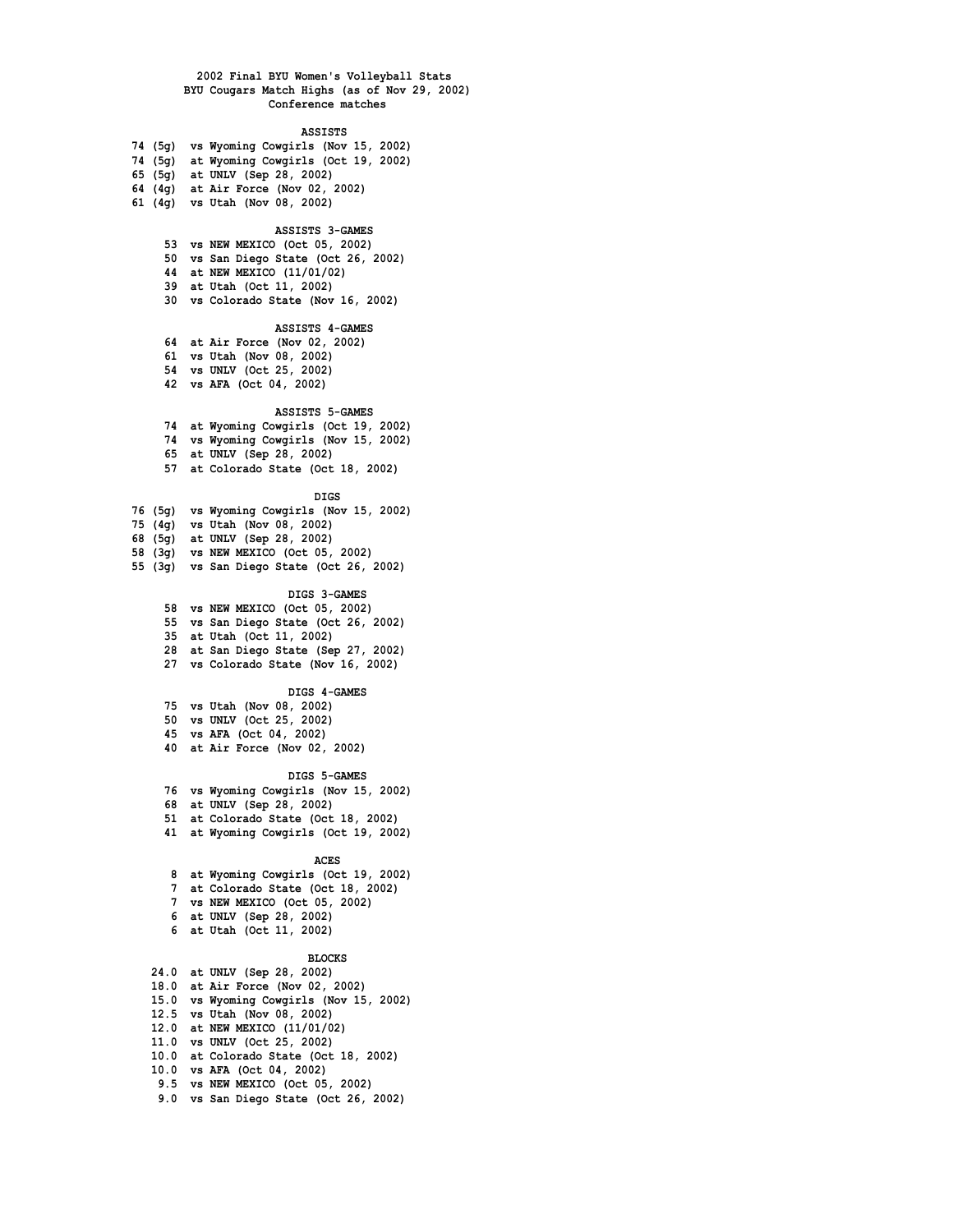# 2002 Final BYU Women's Volleyball Stats

## BYU Cougars Match Highs (as of Nov 29, 2002)

### Conference matches

#### ASSISTS

```
74 (5g)  vs Wyoming Cowgirls (Nov 15, 2002)
74 (5g)  at Wyoming Cowgirls (Oct 19, 2002)
65 (5g)  at UNLV (Sep 28, 2002)
64 (4g)  at Air Force (Nov 02, 2002)
61 (4g)  vs Utah (Nov 08, 2002)
```

#### ASSISTS 3-GAMES

```
53  vs NEW MEXICO (Oct 05, 2002)
50  vs San Diego State (Oct 26, 2002)
44  at NEW MEXICO (11/01/02)
39  at Utah (Oct 11, 2002)
30  vs Colorado State (Nov 16, 2002)
```

#### ASSISTS 4-GAMES

```
64  at Air Force (Nov 02, 2002)
61  vs Utah (Nov 08, 2002)
54  vs UNLV (Oct 25, 2002)
42  vs AFA (Oct 04, 2002)
```

#### ASSISTS 5-GAMES

```
74  at Wyoming Cowgirls (Oct 19, 2002)
74  vs Wyoming Cowgirls (Nov 15, 2002)
65  at UNLV (Sep 28, 2002)
57  at Colorado State (Oct 18, 2002)
```

#### DIGS

```
76 (5g)  vs Wyoming Cowgirls (Nov 15, 2002)
75 (4g)  vs Utah (Nov 08, 2002)
68 (5g)  at UNLV (Sep 28, 2002)
58 (3g)  vs NEW MEXICO (Oct 05, 2002)
55 (3g)  vs San Diego State (Oct 26, 2002)
```

#### DIGS 3-GAMES

```
58  vs NEW MEXICO (Oct 05, 2002)
55  vs San Diego State (Oct 26, 2002)
35  at Utah (Oct 11, 2002)
28  at San Diego State (Sep 27, 2002)
27  vs Colorado State (Nov 16, 2002)
```

#### DIGS 4-GAMES

```
75  vs Utah (Nov 08, 2002)
50  vs UNLV (Oct 25, 2002)
45  vs AFA (Oct 04, 2002)
40  at Air Force (Nov 02, 2002)
```

#### DIGS 5-GAMES

```
76  vs Wyoming Cowgirls (Nov 15, 2002)
68  at UNLV (Sep 28, 2002)
51  at Colorado State (Oct 18, 2002)
41  at Wyoming Cowgirls (Oct 19, 2002)
```

#### ACES

```
8  at Wyoming Cowgirls (Oct 19, 2002)
7  at Colorado State (Oct 18, 2002)
7  vs NEW MEXICO (Oct 05, 2002)
6  at UNLV (Sep 28, 2002)
6  at Utah (Oct 11, 2002)
```

#### BLOCKS

```
24.0  at UNLV (Sep 28, 2002)
18.0  at Air Force (Nov 02, 2002)
15.0  vs Wyoming Cowgirls (Nov 15, 2002)
12.5  vs Utah (Nov 08, 2002)
12.0  at NEW MEXICO (11/01/02)
11.0  vs UNLV (Oct 25, 2002)
10.0  at Colorado State (Oct 18, 2002)
10.0  vs AFA (Oct 04, 2002)
 9.5  vs NEW MEXICO (Oct 05, 2002)
 9.0  vs San Diego State (Oct 26, 2002)
```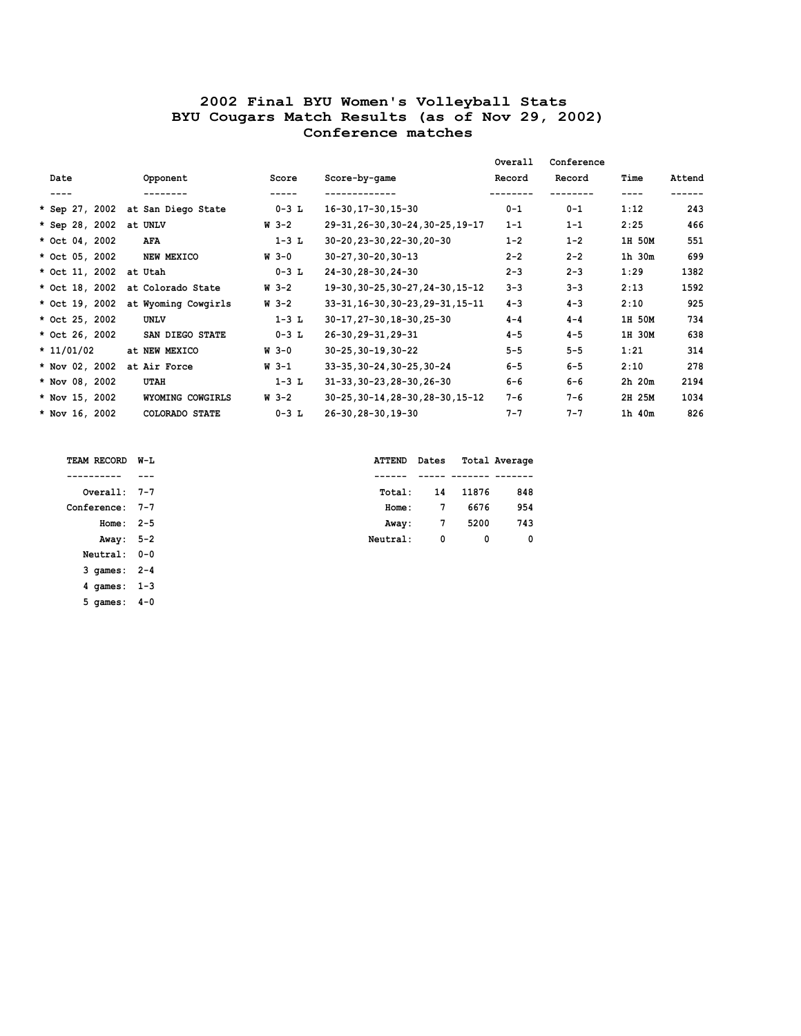# 2002 Final BYU Women's Volleyball Stats
## BYU Cougars Match Results (as of Nov 29, 2002)
### Conference matches

| | Date | Opponent | Score | Score-by-game | Overall Record | Conference Record | Time | Attend |
|---|---|---|---|---|---|---|---|---|
| * | Sep 27, 2002 | at San Diego State | 0-3 L | 16-30,17-30,15-30 | 0-1 | 0-1 | 1:12 | 243 |
| * | Sep 28, 2002 | at UNLV | W 3-2 | 29-31,26-30,30-24,30-25,19-17 | 1-1 | 1-1 | 2:25 | 466 |
| * | Oct 04, 2002 | AFA | 1-3 L | 30-20,23-30,22-30,20-30 | 1-2 | 1-2 | 1H 50M | 551 |
| * | Oct 05, 2002 | NEW MEXICO | W 3-0 | 30-27,30-20,30-13 | 2-2 | 2-2 | 1h 30m | 699 |
| * | Oct 11, 2002 | at Utah | 0-3 L | 24-30,28-30,24-30 | 2-3 | 2-3 | 1:29 | 1382 |
| * | Oct 18, 2002 | at Colorado State | W 3-2 | 19-30,30-25,30-27,24-30,15-12 | 3-3 | 3-3 | 2:13 | 1592 |
| * | Oct 19, 2002 | at Wyoming Cowgirls | W 3-2 | 33-31,16-30,30-23,29-31,15-11 | 4-3 | 4-3 | 2:10 | 925 |
| * | Oct 25, 2002 | UNLV | 1-3 L | 30-17,27-30,18-30,25-30 | 4-4 | 4-4 | 1H 50M | 734 |
| * | Oct 26, 2002 | SAN DIEGO STATE | 0-3 L | 26-30,29-31,29-31 | 4-5 | 4-5 | 1H 30M | 638 |
| * | 11/01/02 | at NEW MEXICO | W 3-0 | 30-25,30-19,30-22 | 5-5 | 5-5 | 1:21 | 314 |
| * | Nov 02, 2002 | at Air Force | W 3-1 | 33-35,30-24,30-25,30-24 | 6-5 | 6-5 | 2:10 | 278 |
| * | Nov 08, 2002 | UTAH | 1-3 L | 31-33,30-23,28-30,26-30 | 6-6 | 6-6 | 2h 20m | 2194 |
| * | Nov 15, 2002 | WYOMING COWGIRLS | W 3-2 | 30-25,30-14,28-30,28-30,15-12 | 7-6 | 7-6 | 2H 25M | 1034 |
| * | Nov 16, 2002 | COLORADO STATE | 0-3 L | 26-30,28-30,19-30 | 7-7 | 7-7 | 1h 40m | 826 |

| TEAM RECORD | W-L |
|---|---|
| Overall: | 7-7 |
| Conference: | 7-7 |
| Home: | 2-5 |
| Away: | 5-2 |
| Neutral: | 0-0 |
| 3 games: | 2-4 |
| 4 games: | 1-3 |
| 5 games: | 4-0 |

| ATTEND | Dates | Total | Average |
|---|---|---|---|
| Total: | 14 | 11876 | 848 |
| Home: | 7 | 6676 | 954 |
| Away: | 7 | 5200 | 743 |
| Neutral: | 0 | 0 | 0 |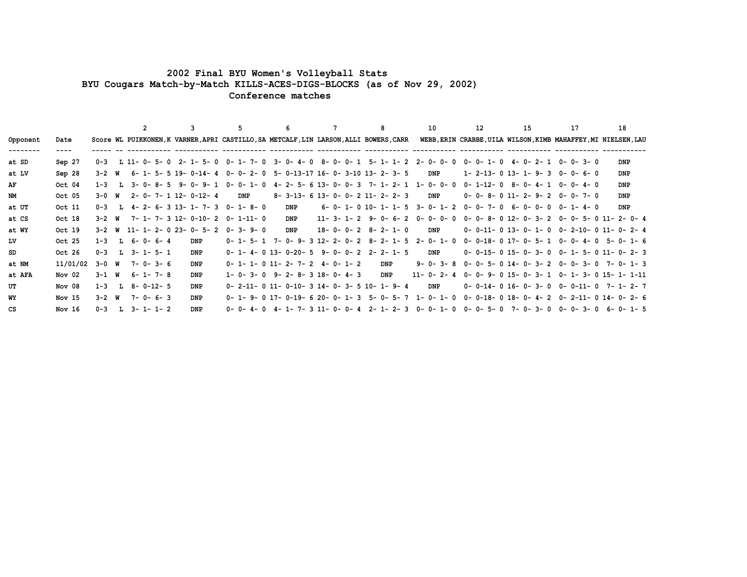# 2002 Final BYU Women's Volleyball Stats

## BYU Cougars Match-by-Match KILLS-ACES-DIGS-BLOCKS (as of Nov 29, 2002)

### Conference matches

| Opponent | Date | Score | WL | 2 PUIKKONEN,K | 3 VARNER,APRI | 5 CASTILLO,SA | 6 METCALF,LIN | 7 LARSON,ALLI | 8 BOWERS,CARR | 10 WEBB,ERIN | 12 CRABBE,UILA | 15 WILSON,KIMB | 17 MAHAFFEY,MI | 18 NIELSEN,LAU |
|---|---|---|---|---|---|---|---|---|---|---|---|---|---|---|
| at SD | Sep 27 | 0-3 | L | 11- 0- 5- 0 | 2- 1- 5- 0 | 0- 1- 7- 0 | 3- 0- 4- 0 | 8- 0- 0- 1 | 5- 1- 1- 2 | 2- 0- 0- 0 | 0- 0- 1- 0 | 4- 0- 2- 1 | 0- 0- 3- 0 | DNP |
| at LV | Sep 28 | 3-2 | W | 6- 1- 5- 5 | 19- 0-14- 4 | 0- 0- 2- 0 | 5- 0-13-17 | 16- 0- 3-10 | 13- 2- 3- 5 | DNP | 1- 2-13- 0 | 13- 1- 9- 3 | 0- 0- 6- 0 | DNP |
| AF | Oct 04 | 1-3 | L | 3- 0- 8- 5 | 9- 0- 9- 1 | 0- 0- 1- 0 | 4- 2- 5- 6 | 13- 0- 0- 3 | 7- 1- 2- 1 | 1- 0- 0- 0 | 0- 1-12- 0 | 8- 0- 4- 1 | 0- 0- 4- 0 | DNP |
| NM | Oct 05 | 3-0 | W | 2- 0- 7- 1 | 12- 0-12- 4 | DNP | 8- 3-13- 6 | 13- 0- 0- 2 | 11- 2- 2- 3 | DNP | 0- 0- 8- 0 | 11- 2- 9- 2 | 0- 0- 7- 0 | DNP |
| at UT | Oct 11 | 0-3 | L | 4- 2- 6- 3 | 13- 1- 7- 3 | 0- 1- 8- 0 | DNP | 6- 0- 1- 0 | 10- 1- 1- 5 | 3- 0- 1- 2 | 0- 0- 7- 0 | 6- 0- 0- 0 | 0- 1- 4- 0 | DNP |
| at CS | Oct 18 | 3-2 | W | 7- 1- 7- 3 | 12- 0-10- 2 | 0- 1-11- 0 | DNP | 11- 3- 1- 2 | 9- 0- 6- 2 | 0- 0- 0- 0 | 0- 0- 8- 0 | 12- 0- 3- 2 | 0- 0- 5- 0 | 11- 2- 0- 4 |
| at WY | Oct 19 | 3-2 | W | 11- 1- 2- 0 | 23- 0- 5- 2 | 0- 3- 9- 0 | DNP | 18- 0- 0- 2 | 8- 2- 1- 0 | DNP | 0- 0-11- 0 | 13- 0- 1- 0 | 0- 2-10- 0 | 11- 0- 2- 4 |
| LV | Oct 25 | 1-3 | L | 6- 0- 6- 4 | DNP | 0- 1- 5- 1 | 7- 0- 9- 3 | 12- 2- 0- 2 | 8- 2- 1- 5 | 2- 0- 1- 0 | 0- 0-18- 0 | 17- 0- 5- 1 | 0- 0- 4- 0 | 5- 0- 1- 6 |
| SD | Oct 26 | 0-3 | L | 3- 1- 5- 1 | DNP | 0- 1- 4- 0 | 13- 0-20- 5 | 9- 0- 0- 2 | 2- 2- 1- 5 | DNP | 0- 0-15- 0 | 15- 0- 3- 0 | 0- 1- 5- 0 | 11- 0- 2- 3 |
| at NM | 11/01/02 | 3-0 | W | 7- 0- 3- 6 | DNP | 0- 1- 1- 0 | 11- 2- 7- 2 | 4- 0- 1- 2 | DNP | 9- 0- 3- 8 | 0- 0- 5- 0 | 14- 0- 3- 2 | 0- 0- 3- 0 | 7- 0- 1- 3 |
| at AFA | Nov 02 | 3-1 | W | 6- 1- 7- 8 | DNP | 1- 0- 3- 0 | 9- 2- 8- 3 | 18- 0- 4- 3 | DNP | 11- 0- 2- 4 | 0- 0- 9- 0 | 15- 0- 3- 1 | 0- 1- 3- 0 | 15- 1- 1-11 |
| UT | Nov 08 | 1-3 | L | 8- 0-12- 5 | DNP | 0- 2-11- 0 | 11- 0-10- 3 | 14- 0- 3- 5 | 10- 1- 9- 4 | DNP | 0- 0-14- 0 | 16- 0- 3- 0 | 0- 0-11- 0 | 7- 1- 2- 7 |
| WY | Nov 15 | 3-2 | W | 7- 0- 6- 3 | DNP | 0- 1- 9- 0 | 17- 0-19- 6 | 20- 0- 1- 3 | 5- 0- 5- 7 | 1- 0- 1- 0 | 0- 0-18- 0 | 18- 0- 4- 2 | 0- 2-11- 0 | 14- 0- 2- 6 |
| CS | Nov 16 | 0-3 | L | 3- 1- 1- 2 | DNP | 0- 0- 4- 0 | 4- 1- 7- 3 | 11- 0- 0- 4 | 2- 1- 2- 3 | 0- 0- 1- 0 | 0- 0- 5- 0 | 7- 0- 3- 0 | 0- 0- 3- 0 | 6- 0- 1- 5 |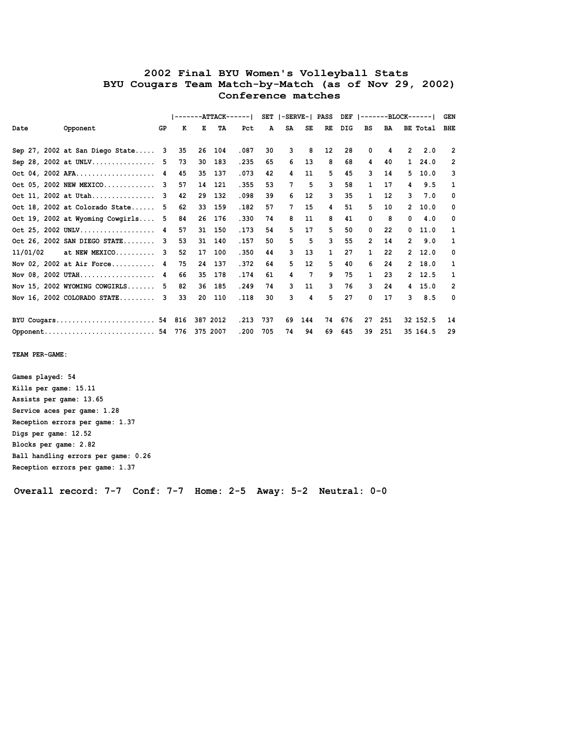# 2002 Final BYU Women's Volleyball Stats
## BYU Cougars Team Match-by-Match (as of Nov 29, 2002)
### Conference matches

| | | | ATTACK | | | | SET | SERVE | | PASS | DEF | BLOCK | | | | GEN |
|---|---|---|---|---|---|---|---|---|---|---|---|---|---|---|---|---|
| Date | Opponent | GP | K | E | TA | Pct | A | SA | SE | RE | DIG | BS | BA | BE | Total | BHE |
| Sep 27, 2002 | at San Diego State | 3 | 35 | 26 | 104 | .087 | 30 | 3 | 8 | 12 | 28 | 0 | 4 | 2 | 2.0 | 2 |
| Sep 28, 2002 | at UNLV | 5 | 73 | 30 | 183 | .235 | 65 | 6 | 13 | 8 | 68 | 4 | 40 | 1 | 24.0 | 2 |
| Oct 04, 2002 | AFA | 4 | 45 | 35 | 137 | .073 | 42 | 4 | 11 | 5 | 45 | 3 | 14 | 5 | 10.0 | 3 |
| Oct 05, 2002 | NEW MEXICO | 3 | 57 | 14 | 121 | .355 | 53 | 7 | 5 | 3 | 58 | 1 | 17 | 4 | 9.5 | 1 |
| Oct 11, 2002 | at Utah | 3 | 42 | 29 | 132 | .098 | 39 | 6 | 12 | 3 | 35 | 1 | 12 | 3 | 7.0 | 0 |
| Oct 18, 2002 | at Colorado State | 5 | 62 | 33 | 159 | .182 | 57 | 7 | 15 | 4 | 51 | 5 | 10 | 2 | 10.0 | 0 |
| Oct 19, 2002 | at Wyoming Cowgirls | 5 | 84 | 26 | 176 | .330 | 74 | 8 | 11 | 8 | 41 | 0 | 8 | 0 | 4.0 | 0 |
| Oct 25, 2002 | UNLV | 4 | 57 | 31 | 150 | .173 | 54 | 5 | 17 | 5 | 50 | 0 | 22 | 0 | 11.0 | 1 |
| Oct 26, 2002 | SAN DIEGO STATE | 3 | 53 | 31 | 140 | .157 | 50 | 5 | 5 | 3 | 55 | 2 | 14 | 2 | 9.0 | 1 |
| 11/01/02 | at NEW MEXICO | 3 | 52 | 17 | 100 | .350 | 44 | 3 | 13 | 1 | 27 | 1 | 22 | 2 | 12.0 | 0 |
| Nov 02, 2002 | at Air Force | 4 | 75 | 24 | 137 | .372 | 64 | 5 | 12 | 5 | 40 | 6 | 24 | 2 | 18.0 | 1 |
| Nov 08, 2002 | UTAH | 4 | 66 | 35 | 178 | .174 | 61 | 4 | 7 | 9 | 75 | 1 | 23 | 2 | 12.5 | 1 |
| Nov 15, 2002 | WYOMING COWGIRLS | 5 | 82 | 36 | 185 | .249 | 74 | 3 | 11 | 3 | 76 | 3 | 24 | 4 | 15.0 | 2 |
| Nov 16, 2002 | COLORADO STATE | 3 | 33 | 20 | 110 | .118 | 30 | 3 | 4 | 5 | 27 | 0 | 17 | 3 | 8.5 | 0 |
| BYU Cougars | | 54 | 816 | 387 | 2012 | .213 | 737 | 69 | 144 | 74 | 676 | 27 | 251 | 32 | 152.5 | 14 |
| Opponent | | 54 | 776 | 375 | 2007 | .200 | 705 | 74 | 94 | 69 | 645 | 39 | 251 | 35 | 164.5 | 29 |

**TEAM PER-GAME:**

Games played: 54
Kills per game: 15.11
Assists per game: 13.65
Service aces per game: 1.28
Reception errors per game: 1.37
Digs per game: 12.52
Blocks per game: 2.82
Ball handling errors per game: 0.26
Reception errors per game: 1.37

**Overall record: 7-7 Conf: 7-7 Home: 2-5 Away: 5-2 Neutral: 0-0**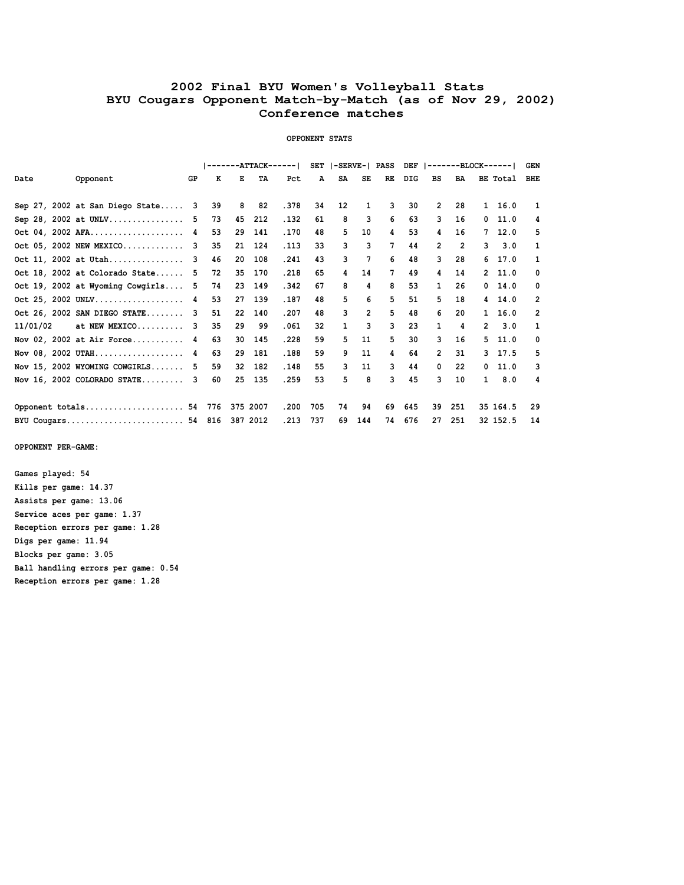# 2002 Final BYU Women's Volleyball Stats
## BYU Cougars Opponent Match-by-Match (as of Nov 29, 2002)
### Conference matches

OPPONENT STATS

| | | | ATTACK | | | | SET | SERVE | | PASS | DEF | BLOCK | | | | GEN |
|---|---|---|---|---|---|---|---|---|---|---|---|---|---|---|---|---|
| Date | Opponent | GP | K | E | TA | Pct | A | SA | SE | RE | DIG | BS | BA | BE | Total | BHE |
| Sep 27, 2002 | at San Diego State | 3 | 39 | 8 | 82 | .378 | 34 | 12 | 1 | 3 | 30 | 2 | 28 | 1 | 16.0 | 1 |
| Sep 28, 2002 | at UNLV | 5 | 73 | 45 | 212 | .132 | 61 | 8 | 3 | 6 | 63 | 3 | 16 | 0 | 11.0 | 4 |
| Oct 04, 2002 | AFA | 4 | 53 | 29 | 141 | .170 | 48 | 5 | 10 | 4 | 53 | 4 | 16 | 7 | 12.0 | 5 |
| Oct 05, 2002 | NEW MEXICO | 3 | 35 | 21 | 124 | .113 | 33 | 3 | 3 | 7 | 44 | 2 | 2 | 3 | 3.0 | 1 |
| Oct 11, 2002 | at Utah | 3 | 46 | 20 | 108 | .241 | 43 | 3 | 7 | 6 | 48 | 3 | 28 | 6 | 17.0 | 1 |
| Oct 18, 2002 | at Colorado State | 5 | 72 | 35 | 170 | .218 | 65 | 4 | 14 | 7 | 49 | 4 | 14 | 2 | 11.0 | 0 |
| Oct 19, 2002 | at Wyoming Cowgirls | 5 | 74 | 23 | 149 | .342 | 67 | 8 | 4 | 8 | 53 | 1 | 26 | 0 | 14.0 | 0 |
| Oct 25, 2002 | UNLV | 4 | 53 | 27 | 139 | .187 | 48 | 5 | 6 | 5 | 51 | 5 | 18 | 4 | 14.0 | 2 |
| Oct 26, 2002 | SAN DIEGO STATE | 3 | 51 | 22 | 140 | .207 | 48 | 3 | 2 | 5 | 48 | 6 | 20 | 1 | 16.0 | 2 |
| 11/01/02 | at NEW MEXICO | 3 | 35 | 29 | 99 | .061 | 32 | 1 | 3 | 3 | 23 | 1 | 4 | 2 | 3.0 | 1 |
| Nov 02, 2002 | at Air Force | 4 | 63 | 30 | 145 | .228 | 59 | 5 | 11 | 5 | 30 | 3 | 16 | 5 | 11.0 | 0 |
| Nov 08, 2002 | UTAH | 4 | 63 | 29 | 181 | .188 | 59 | 9 | 11 | 4 | 64 | 2 | 31 | 3 | 17.5 | 5 |
| Nov 15, 2002 | WYOMING COWGIRLS | 5 | 59 | 32 | 182 | .148 | 55 | 3 | 11 | 3 | 44 | 0 | 22 | 0 | 11.0 | 3 |
| Nov 16, 2002 | COLORADO STATE | 3 | 60 | 25 | 135 | .259 | 53 | 5 | 8 | 3 | 45 | 3 | 10 | 1 | 8.0 | 4 |
| Opponent totals | | 54 | 776 | 375 | 2007 | .200 | 705 | 74 | 94 | 69 | 645 | 39 | 251 | 35 | 164.5 | 29 |
| BYU Cougars | | 54 | 816 | 387 | 2012 | .213 | 737 | 69 | 144 | 74 | 676 | 27 | 251 | 32 | 152.5 | 14 |

OPPONENT PER-GAME:

Games played: 54
Kills per game: 14.37
Assists per game: 13.06
Service aces per game: 1.37
Reception errors per game: 1.28
Digs per game: 11.94
Blocks per game: 3.05
Ball handling errors per game: 0.54
Reception errors per game: 1.28